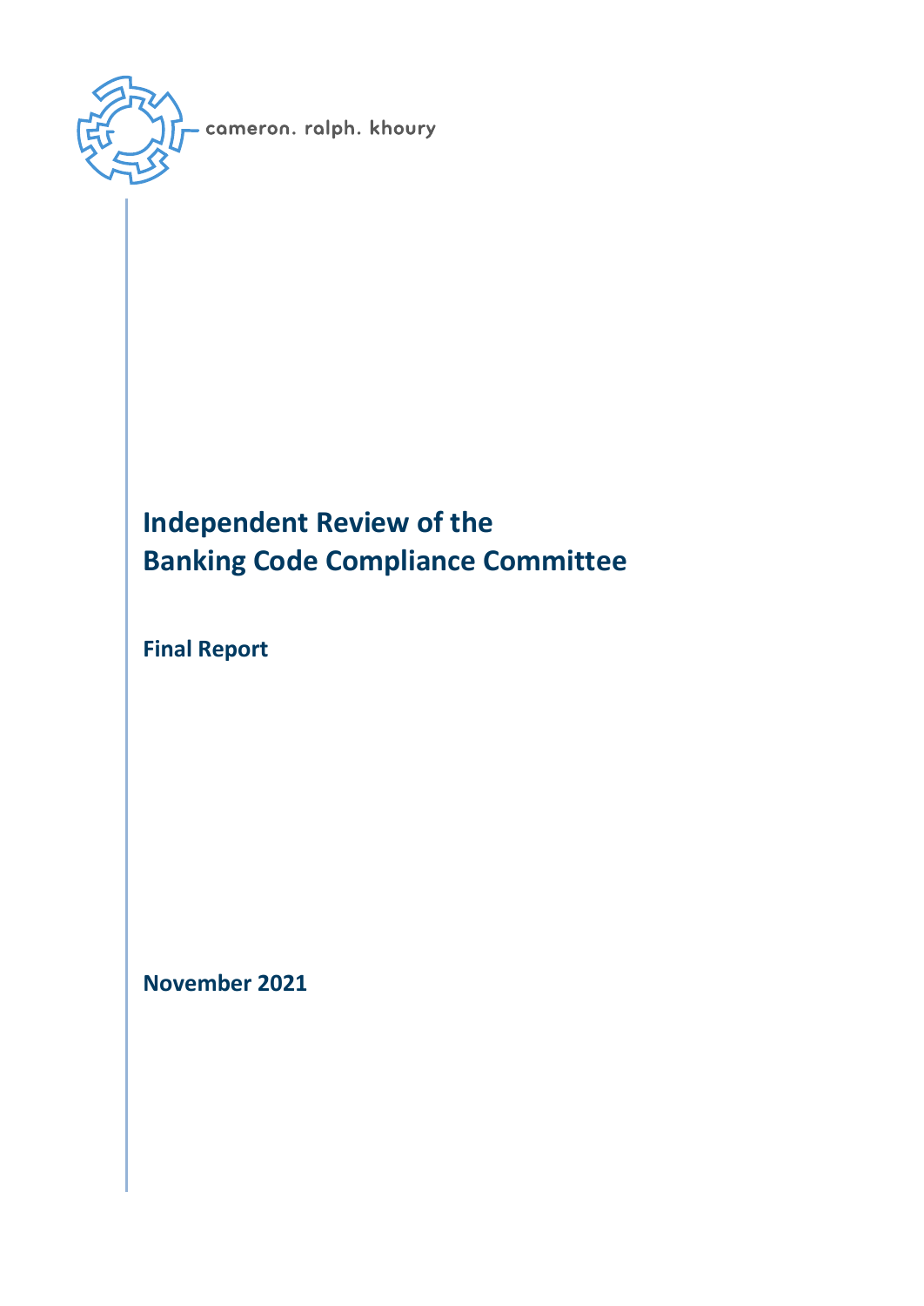cameron. ralph. khoury

# Independent Review of the Banking Code Compliance Committee

**Final Report**

**November 2021**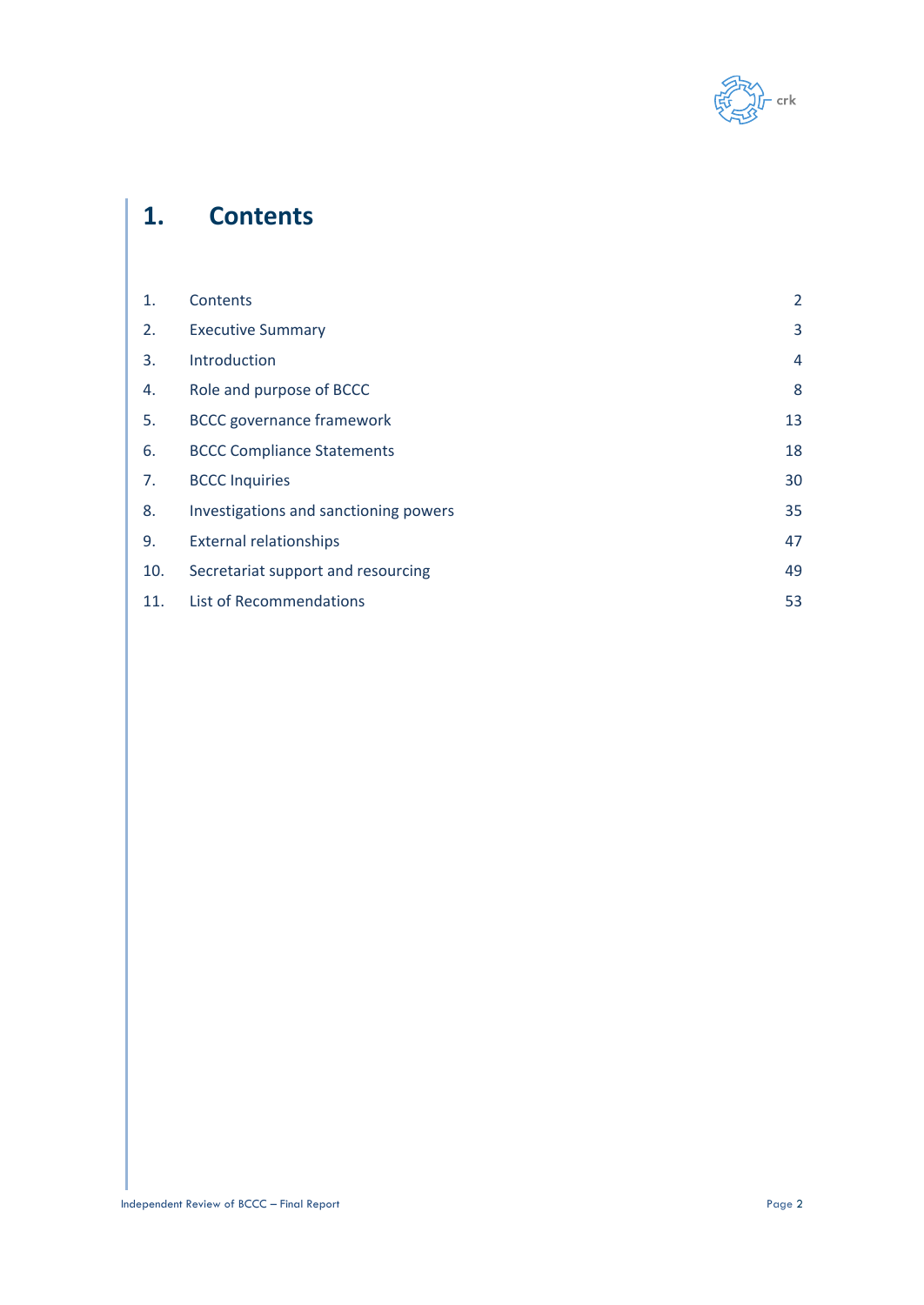# 1. Contents

| | | |
|---|---|---|
| 1. | Contents | 2 |
| 2. | Executive Summary | 3 |
| 3. | Introduction | 4 |
| 4. | Role and purpose of BCCC | 8 |
| 5. | BCCC governance framework | 13 |
| 6. | BCCC Compliance Statements | 18 |
| 7. | BCCC Inquiries | 30 |
| 8. | Investigations and sanctioning powers | 35 |
| 9. | External relationships | 47 |
| 10. | Secretariat support and resourcing | 49 |
| 11. | List of Recommendations | 53 |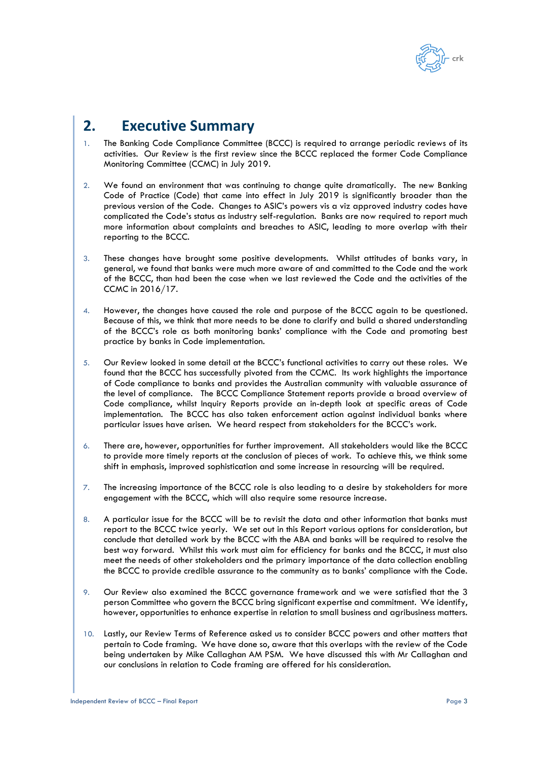## 2. Executive Summary

1. The Banking Code Compliance Committee (BCCC) is required to arrange periodic reviews of its activities. Our Review is the first review since the BCCC replaced the former Code Compliance Monitoring Committee (CCMC) in July 2019.

2. We found an environment that was continuing to change quite dramatically. The new Banking Code of Practice (Code) that came into effect in July 2019 is significantly broader than the previous version of the Code. Changes to ASIC's powers vis a viz approved industry codes have complicated the Code's status as industry self-regulation. Banks are now required to report much more information about complaints and breaches to ASIC, leading to more overlap with their reporting to the BCCC.

3. These changes have brought some positive developments. Whilst attitudes of banks vary, in general, we found that banks were much more aware of and committed to the Code and the work of the BCCC, than had been the case when we last reviewed the Code and the activities of the CCMC in 2016/17.

4. However, the changes have caused the role and purpose of the BCCC again to be questioned. Because of this, we think that more needs to be done to clarify and build a shared understanding of the BCCC's role as both monitoring banks' compliance with the Code and promoting best practice by banks in Code implementation.

5. Our Review looked in some detail at the BCCC's functional activities to carry out these roles. We found that the BCCC has successfully pivoted from the CCMC. Its work highlights the importance of Code compliance to banks and provides the Australian community with valuable assurance of the level of compliance. The BCCC Compliance Statement reports provide a broad overview of Code compliance, whilst Inquiry Reports provide an in-depth look at specific areas of Code implementation. The BCCC has also taken enforcement action against individual banks where particular issues have arisen. We heard respect from stakeholders for the BCCC's work.

6. There are, however, opportunities for further improvement. All stakeholders would like the BCCC to provide more timely reports at the conclusion of pieces of work. To achieve this, we think some shift in emphasis, improved sophistication and some increase in resourcing will be required.

7. The increasing importance of the BCCC role is also leading to a desire by stakeholders for more engagement with the BCCC, which will also require some resource increase.

8. A particular issue for the BCCC will be to revisit the data and other information that banks must report to the BCCC twice yearly. We set out in this Report various options for consideration, but conclude that detailed work by the BCCC with the ABA and banks will be required to resolve the best way forward. Whilst this work must aim for efficiency for banks and the BCCC, it must also meet the needs of other stakeholders and the primary importance of the data collection enabling the BCCC to provide credible assurance to the community as to banks' compliance with the Code.

9. Our Review also examined the BCCC governance framework and we were satisfied that the 3 person Committee who govern the BCCC bring significant expertise and commitment. We identify, however, opportunities to enhance expertise in relation to small business and agribusiness matters.

10. Lastly, our Review Terms of Reference asked us to consider BCCC powers and other matters that pertain to Code framing. We have done so, aware that this overlaps with the review of the Code being undertaken by Mike Callaghan AM PSM. We have discussed this with Mr Callaghan and our conclusions in relation to Code framing are offered for his consideration.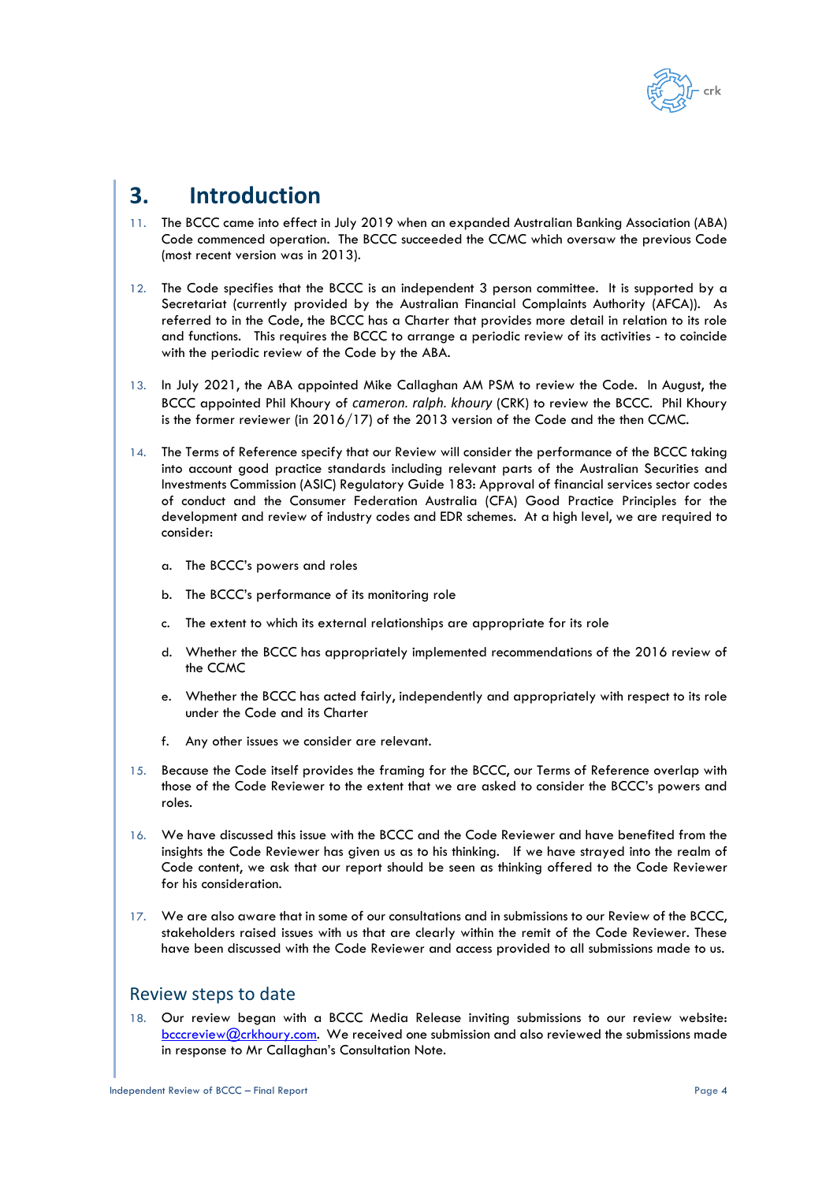# 3. Introduction

11. The BCCC came into effect in July 2019 when an expanded Australian Banking Association (ABA) Code commenced operation. The BCCC succeeded the CCMC which oversaw the previous Code (most recent version was in 2013).

12. The Code specifies that the BCCC is an independent 3 person committee. It is supported by a Secretariat (currently provided by the Australian Financial Complaints Authority (AFCA)). As referred to in the Code, the BCCC has a Charter that provides more detail in relation to its role and functions. This requires the BCCC to arrange a periodic review of its activities - to coincide with the periodic review of the Code by the ABA.

13. In July 2021, the ABA appointed Mike Callaghan AM PSM to review the Code. In August, the BCCC appointed Phil Khoury of *cameron. ralph. khoury* (CRK) to review the BCCC. Phil Khoury is the former reviewer (in 2016/17) of the 2013 version of the Code and the then CCMC.

14. The Terms of Reference specify that our Review will consider the performance of the BCCC taking into account good practice standards including relevant parts of the Australian Securities and Investments Commission (ASIC) Regulatory Guide 183: Approval of financial services sector codes of conduct and the Consumer Federation Australia (CFA) Good Practice Principles for the development and review of industry codes and EDR schemes. At a high level, we are required to consider:

    a. The BCCC's powers and roles

    b. The BCCC's performance of its monitoring role

    c. The extent to which its external relationships are appropriate for its role

    d. Whether the BCCC has appropriately implemented recommendations of the 2016 review of the CCMC

    e. Whether the BCCC has acted fairly, independently and appropriately with respect to its role under the Code and its Charter

    f. Any other issues we consider are relevant.

15. Because the Code itself provides the framing for the BCCC, our Terms of Reference overlap with those of the Code Reviewer to the extent that we are asked to consider the BCCC's powers and roles.

16. We have discussed this issue with the BCCC and the Code Reviewer and have benefited from the insights the Code Reviewer has given us as to his thinking. If we have strayed into the realm of Code content, we ask that our report should be seen as thinking offered to the Code Reviewer for his consideration.

17. We are also aware that in some of our consultations and in submissions to our Review of the BCCC, stakeholders raised issues with us that are clearly within the remit of the Code Reviewer. These have been discussed with the Code Reviewer and access provided to all submissions made to us.

## Review steps to date

18. Our review began with a BCCC Media Release inviting submissions to our review website: bcccreview@crkhoury.com. We received one submission and also reviewed the submissions made in response to Mr Callaghan's Consultation Note.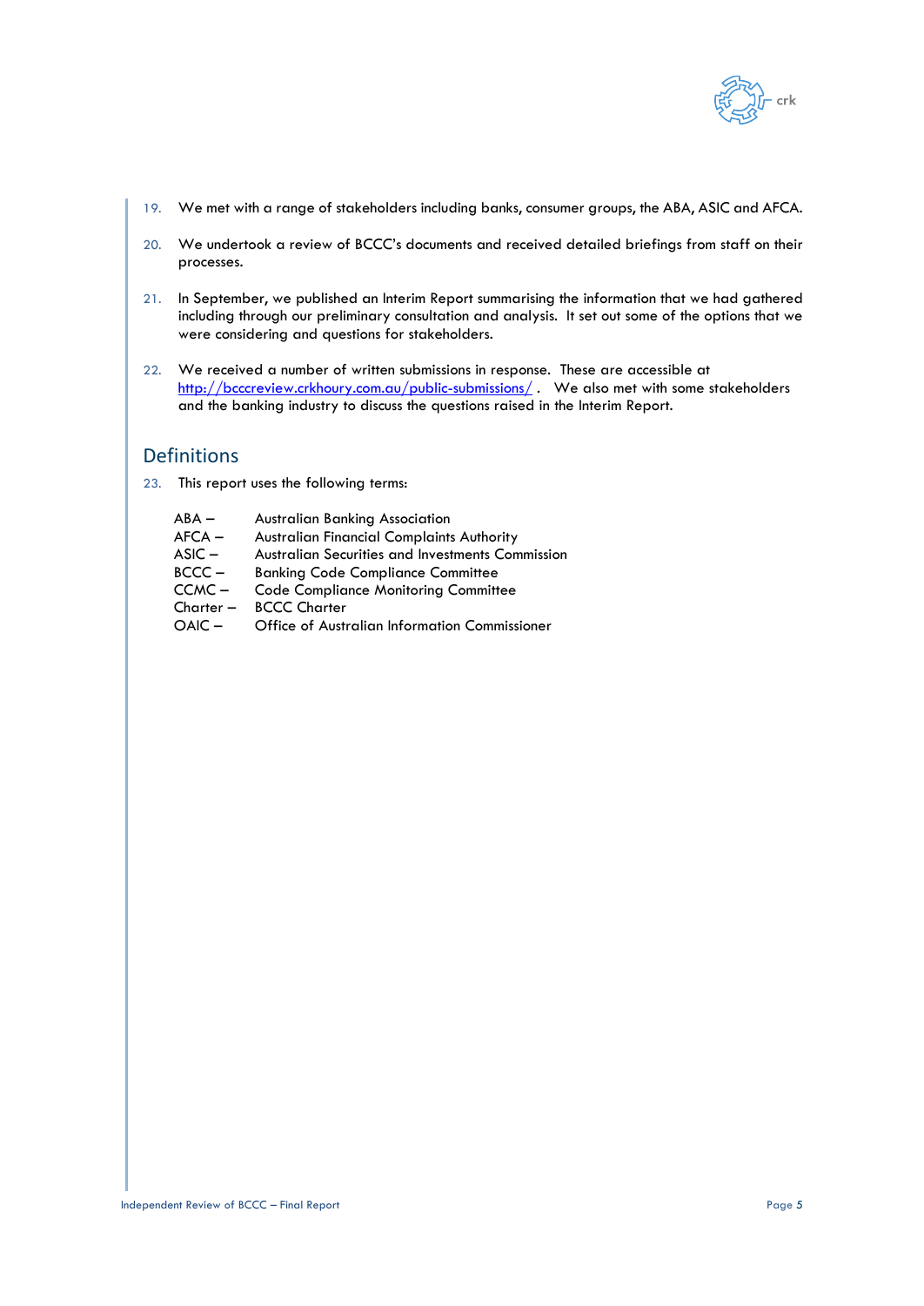19. We met with a range of stakeholders including banks, consumer groups, the ABA, ASIC and AFCA.

20. We undertook a review of BCCC's documents and received detailed briefings from staff on their processes.

21. In September, we published an Interim Report summarising the information that we had gathered including through our preliminary consultation and analysis. It set out some of the options that we were considering and questions for stakeholders.

22. We received a number of written submissions in response. These are accessible at http://bcccreview.crkhoury.com.au/public-submissions/ . We also met with some stakeholders and the banking industry to discuss the questions raised in the Interim Report.

## Definitions

23. This report uses the following terms:

ABA – Australian Banking Association
AFCA – Australian Financial Complaints Authority
ASIC – Australian Securities and Investments Commission
BCCC – Banking Code Compliance Committee
CCMC – Code Compliance Monitoring Committee
Charter – BCCC Charter
OAIC – Office of Australian Information Commissioner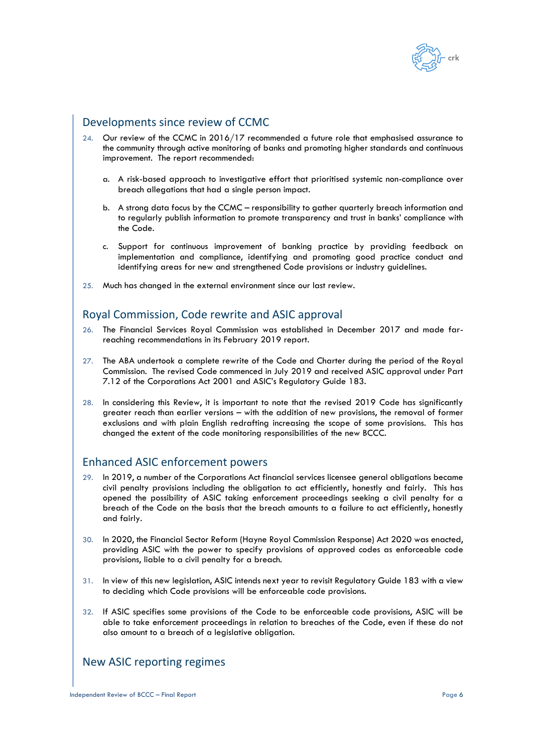## Developments since review of CCMC

24. Our review of the CCMC in 2016/17 recommended a future role that emphasised assurance to the community through active monitoring of banks and promoting higher standards and continuous improvement. The report recommended:

    a. A risk-based approach to investigative effort that prioritised systemic non-compliance over breach allegations that had a single person impact.

    b. A strong data focus by the CCMC – responsibility to gather quarterly breach information and to regularly publish information to promote transparency and trust in banks' compliance with the Code.

    c. Support for continuous improvement of banking practice by providing feedback on implementation and compliance, identifying and promoting good practice conduct and identifying areas for new and strengthened Code provisions or industry guidelines.

25. Much has changed in the external environment since our last review.

## Royal Commission, Code rewrite and ASIC approval

26. The Financial Services Royal Commission was established in December 2017 and made far-reaching recommendations in its February 2019 report.

27. The ABA undertook a complete rewrite of the Code and Charter during the period of the Royal Commission. The revised Code commenced in July 2019 and received ASIC approval under Part 7.12 of the Corporations Act 2001 and ASIC's Regulatory Guide 183.

28. In considering this Review, it is important to note that the revised 2019 Code has significantly greater reach than earlier versions – with the addition of new provisions, the removal of former exclusions and with plain English redrafting increasing the scope of some provisions. This has changed the extent of the code monitoring responsibilities of the new BCCC.

## Enhanced ASIC enforcement powers

29. In 2019, a number of the Corporations Act financial services licensee general obligations became civil penalty provisions including the obligation to act efficiently, honestly and fairly. This has opened the possibility of ASIC taking enforcement proceedings seeking a civil penalty for a breach of the Code on the basis that the breach amounts to a failure to act efficiently, honestly and fairly.

30. In 2020, the Financial Sector Reform (Hayne Royal Commission Response) Act 2020 was enacted, providing ASIC with the power to specify provisions of approved codes as enforceable code provisions, liable to a civil penalty for a breach.

31. In view of this new legislation, ASIC intends next year to revisit Regulatory Guide 183 with a view to deciding which Code provisions will be enforceable code provisions.

32. If ASIC specifies some provisions of the Code to be enforceable code provisions, ASIC will be able to take enforcement proceedings in relation to breaches of the Code, even if these do not also amount to a breach of a legislative obligation.

## New ASIC reporting regimes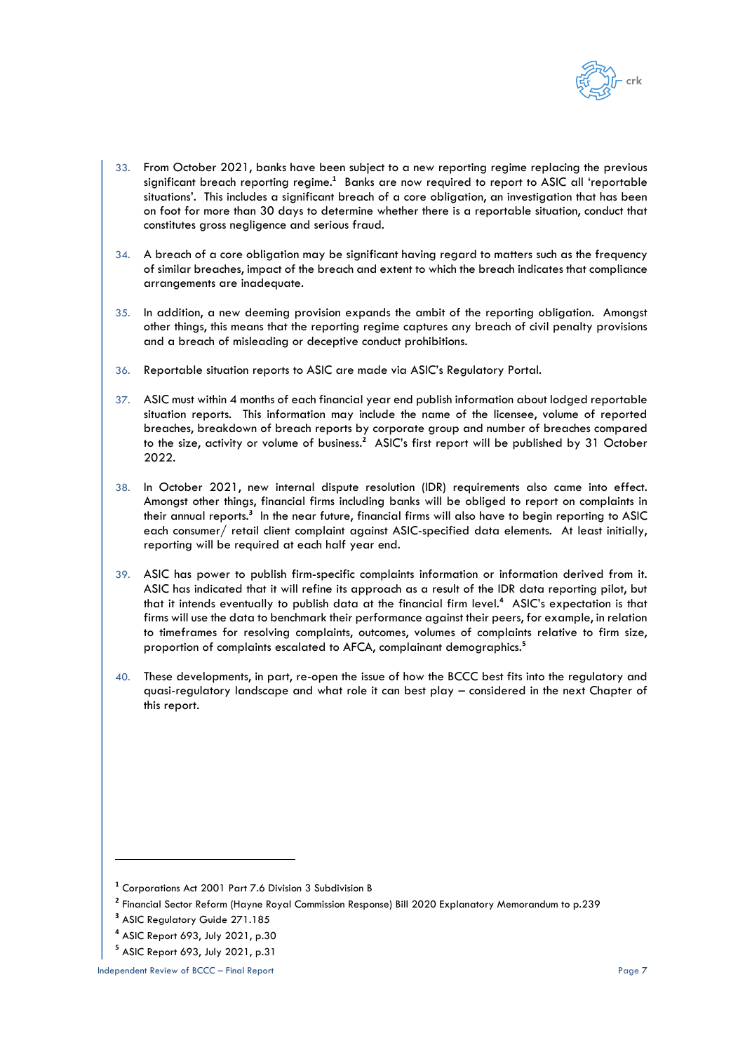33. From October 2021, banks have been subject to a new reporting regime replacing the previous significant breach reporting regime.[1] Banks are now required to report to ASIC all 'reportable situations'. This includes a significant breach of a core obligation, an investigation that has been on foot for more than 30 days to determine whether there is a reportable situation, conduct that constitutes gross negligence and serious fraud.

34. A breach of a core obligation may be significant having regard to matters such as the frequency of similar breaches, impact of the breach and extent to which the breach indicates that compliance arrangements are inadequate.

35. In addition, a new deeming provision expands the ambit of the reporting obligation. Amongst other things, this means that the reporting regime captures any breach of civil penalty provisions and a breach of misleading or deceptive conduct prohibitions.

36. Reportable situation reports to ASIC are made via ASIC's Regulatory Portal.

37. ASIC must within 4 months of each financial year end publish information about lodged reportable situation reports. This information may include the name of the licensee, volume of reported breaches, breakdown of breach reports by corporate group and number of breaches compared to the size, activity or volume of business.[2] ASIC's first report will be published by 31 October 2022.

38. In October 2021, new internal dispute resolution (IDR) requirements also came into effect. Amongst other things, financial firms including banks will be obliged to report on complaints in their annual reports.[3] In the near future, financial firms will also have to begin reporting to ASIC each consumer/ retail client complaint against ASIC-specified data elements. At least initially, reporting will be required at each half year end.

39. ASIC has power to publish firm-specific complaints information or information derived from it. ASIC has indicated that it will refine its approach as a result of the IDR data reporting pilot, but that it intends eventually to publish data at the financial firm level.[4] ASIC's expectation is that firms will use the data to benchmark their performance against their peers, for example, in relation to timeframes for resolving complaints, outcomes, volumes of complaints relative to firm size, proportion of complaints escalated to AFCA, complainant demographics.[5]

40. These developments, in part, re-open the issue of how the BCCC best fits into the regulatory and quasi-regulatory landscape and what role it can best play – considered in the next Chapter of this report.

---

[1] Corporations Act 2001 Part 7.6 Division 3 Subdivision B

[2] Financial Sector Reform (Hayne Royal Commission Response) Bill 2020 Explanatory Memorandum to p.239

[3] ASIC Regulatory Guide 271.185

[4] ASIC Report 693, July 2021, p.30

[5] ASIC Report 693, July 2021, p.31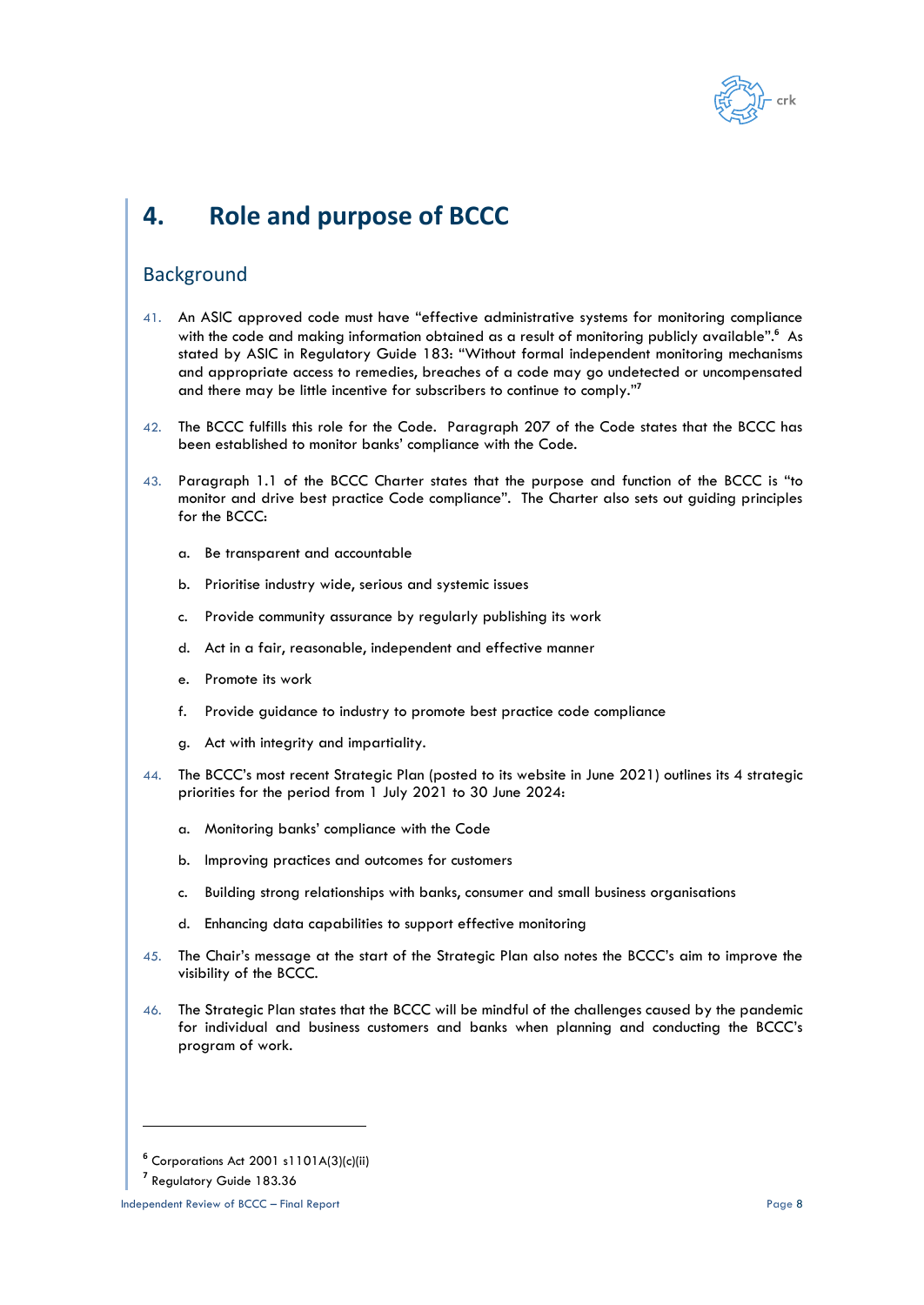# 4. Role and purpose of BCCC

## Background

41. An ASIC approved code must have "effective administrative systems for monitoring compliance with the code and making information obtained as a result of monitoring publicly available".[6] As stated by ASIC in Regulatory Guide 183: "Without formal independent monitoring mechanisms and appropriate access to remedies, breaches of a code may go undetected or uncompensated and there may be little incentive for subscribers to continue to comply."[7]

42. The BCCC fulfills this role for the Code. Paragraph 207 of the Code states that the BCCC has been established to monitor banks' compliance with the Code.

43. Paragraph 1.1 of the BCCC Charter states that the purpose and function of the BCCC is "to monitor and drive best practice Code compliance". The Charter also sets out guiding principles for the BCCC:

    a. Be transparent and accountable

    b. Prioritise industry wide, serious and systemic issues

    c. Provide community assurance by regularly publishing its work

    d. Act in a fair, reasonable, independent and effective manner

    e. Promote its work

    f. Provide guidance to industry to promote best practice code compliance

    g. Act with integrity and impartiality.

44. The BCCC's most recent Strategic Plan (posted to its website in June 2021) outlines its 4 strategic priorities for the period from 1 July 2021 to 30 June 2024:

    a. Monitoring banks' compliance with the Code

    b. Improving practices and outcomes for customers

    c. Building strong relationships with banks, consumer and small business organisations

    d. Enhancing data capabilities to support effective monitoring

45. The Chair's message at the start of the Strategic Plan also notes the BCCC's aim to improve the visibility of the BCCC.

46. The Strategic Plan states that the BCCC will be mindful of the challenges caused by the pandemic for individual and business customers and banks when planning and conducting the BCCC's program of work.

---

[6] Corporations Act 2001 s1101A(3)(c)(ii)

[7] Regulatory Guide 183.36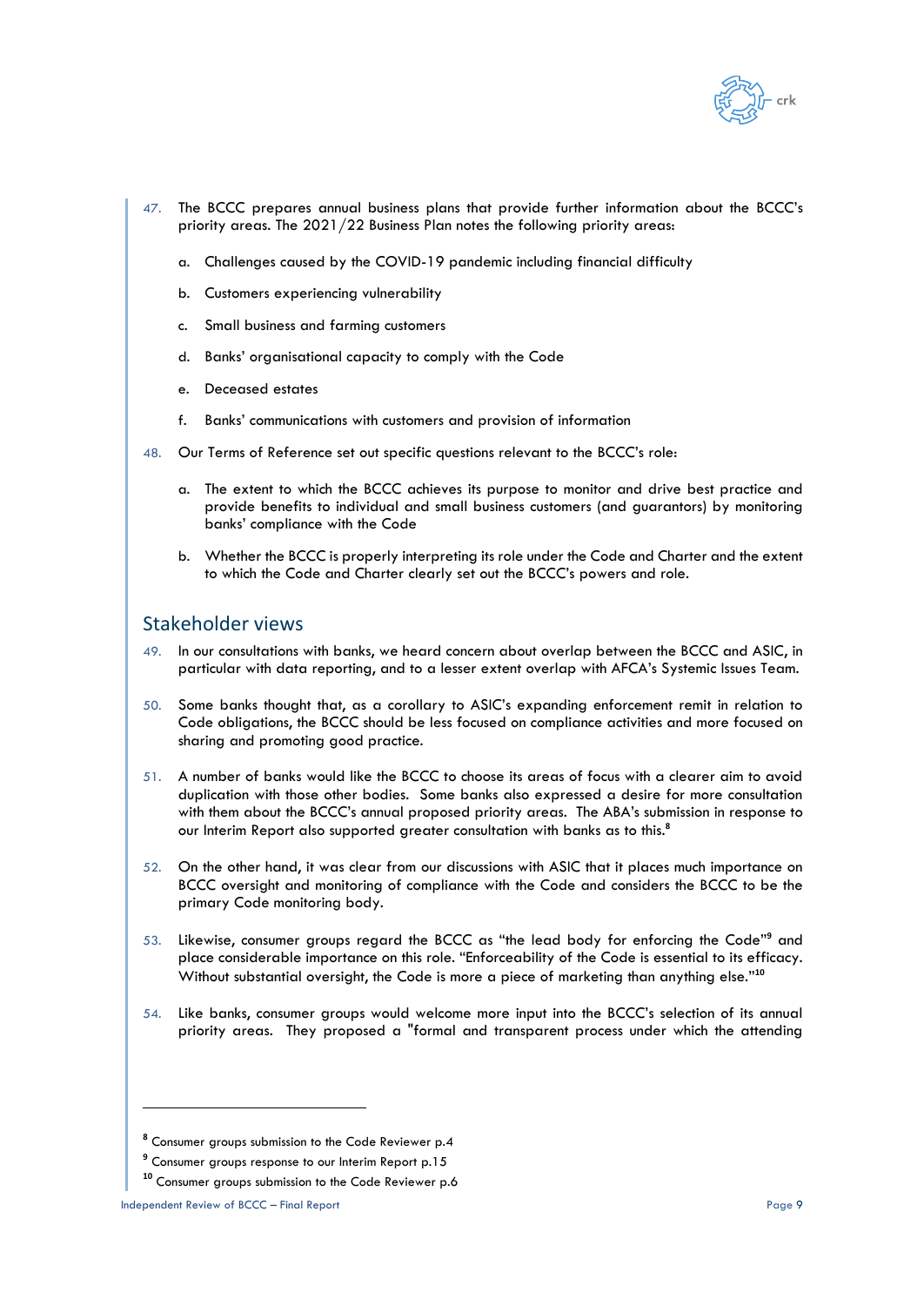47. The BCCC prepares annual business plans that provide further information about the BCCC's priority areas. The 2021/22 Business Plan notes the following priority areas:

    a. Challenges caused by the COVID-19 pandemic including financial difficulty

    b. Customers experiencing vulnerability

    c. Small business and farming customers

    d. Banks' organisational capacity to comply with the Code

    e. Deceased estates

    f. Banks' communications with customers and provision of information

48. Our Terms of Reference set out specific questions relevant to the BCCC's role:

    a. The extent to which the BCCC achieves its purpose to monitor and drive best practice and provide benefits to individual and small business customers (and guarantors) by monitoring banks' compliance with the Code

    b. Whether the BCCC is properly interpreting its role under the Code and Charter and the extent to which the Code and Charter clearly set out the BCCC's powers and role.

## Stakeholder views

49. In our consultations with banks, we heard concern about overlap between the BCCC and ASIC, in particular with data reporting, and to a lesser extent overlap with AFCA's Systemic Issues Team.

50. Some banks thought that, as a corollary to ASIC's expanding enforcement remit in relation to Code obligations, the BCCC should be less focused on compliance activities and more focused on sharing and promoting good practice.

51. A number of banks would like the BCCC to choose its areas of focus with a clearer aim to avoid duplication with those other bodies. Some banks also expressed a desire for more consultation with them about the BCCC's annual proposed priority areas. The ABA's submission in response to our Interim Report also supported greater consultation with banks as to this.[8]

52. On the other hand, it was clear from our discussions with ASIC that it places much importance on BCCC oversight and monitoring of compliance with the Code and considers the BCCC to be the primary Code monitoring body.

53. Likewise, consumer groups regard the BCCC as "the lead body for enforcing the Code"[9] and place considerable importance on this role. "Enforceability of the Code is essential to its efficacy. Without substantial oversight, the Code is more a piece of marketing than anything else."[10]

54. Like banks, consumer groups would welcome more input into the BCCC's selection of its annual priority areas. They proposed a "formal and transparent process under which the attending

---

[8] Consumer groups submission to the Code Reviewer p.4

[9] Consumer groups response to our Interim Report p.15

[10] Consumer groups submission to the Code Reviewer p.6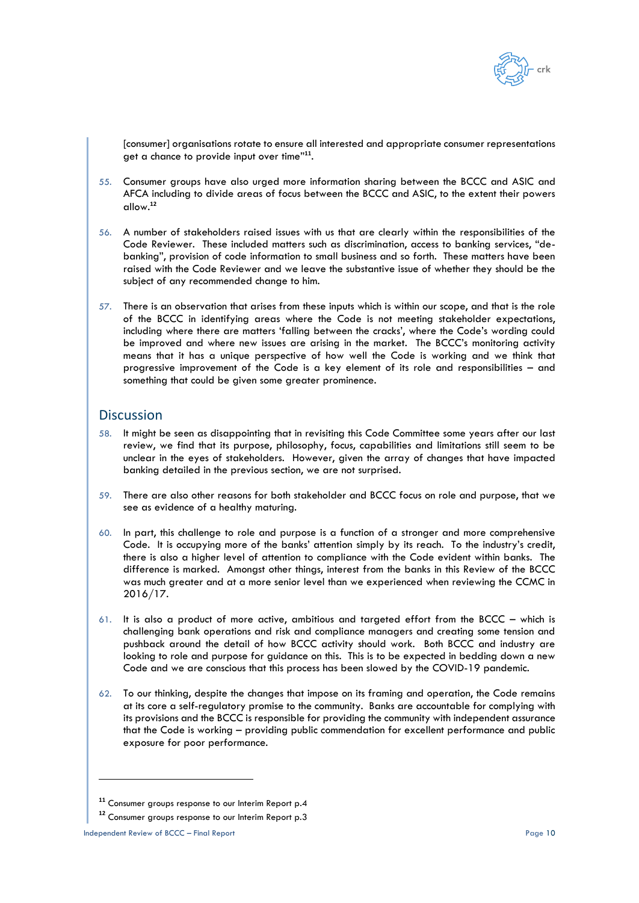[consumer] organisations rotate to ensure all interested and appropriate consumer representations get a chance to provide input over time"[11].

55. Consumer groups have also urged more information sharing between the BCCC and ASIC and AFCA including to divide areas of focus between the BCCC and ASIC, to the extent their powers allow.[12]

56. A number of stakeholders raised issues with us that are clearly within the responsibilities of the Code Reviewer. These included matters such as discrimination, access to banking services, "de-banking", provision of code information to small business and so forth. These matters have been raised with the Code Reviewer and we leave the substantive issue of whether they should be the subject of any recommended change to him.

57. There is an observation that arises from these inputs which is within our scope, and that is the role of the BCCC in identifying areas where the Code is not meeting stakeholder expectations, including where there are matters 'falling between the cracks', where the Code's wording could be improved and where new issues are arising in the market. The BCCC's monitoring activity means that it has a unique perspective of how well the Code is working and we think that progressive improvement of the Code is a key element of its role and responsibilities – and something that could be given some greater prominence.

## Discussion

58. It might be seen as disappointing that in revisiting this Code Committee some years after our last review, we find that its purpose, philosophy, focus, capabilities and limitations still seem to be unclear in the eyes of stakeholders. However, given the array of changes that have impacted banking detailed in the previous section, we are not surprised.

59. There are also other reasons for both stakeholder and BCCC focus on role and purpose, that we see as evidence of a healthy maturing.

60. In part, this challenge to role and purpose is a function of a stronger and more comprehensive Code. It is occupying more of the banks' attention simply by its reach. To the industry's credit, there is also a higher level of attention to compliance with the Code evident within banks. The difference is marked. Amongst other things, interest from the banks in this Review of the BCCC was much greater and at a more senior level than we experienced when reviewing the CCMC in 2016/17.

61. It is also a product of more active, ambitious and targeted effort from the BCCC – which is challenging bank operations and risk and compliance managers and creating some tension and pushback around the detail of how BCCC activity should work. Both BCCC and industry are looking to role and purpose for guidance on this. This is to be expected in bedding down a new Code and we are conscious that this process has been slowed by the COVID-19 pandemic.

62. To our thinking, despite the changes that impose on its framing and operation, the Code remains at its core a self-regulatory promise to the community. Banks are accountable for complying with its provisions and the BCCC is responsible for providing the community with independent assurance that the Code is working – providing public commendation for excellent performance and public exposure for poor performance.

---

[11] Consumer groups response to our Interim Report p.4

[12] Consumer groups response to our Interim Report p.3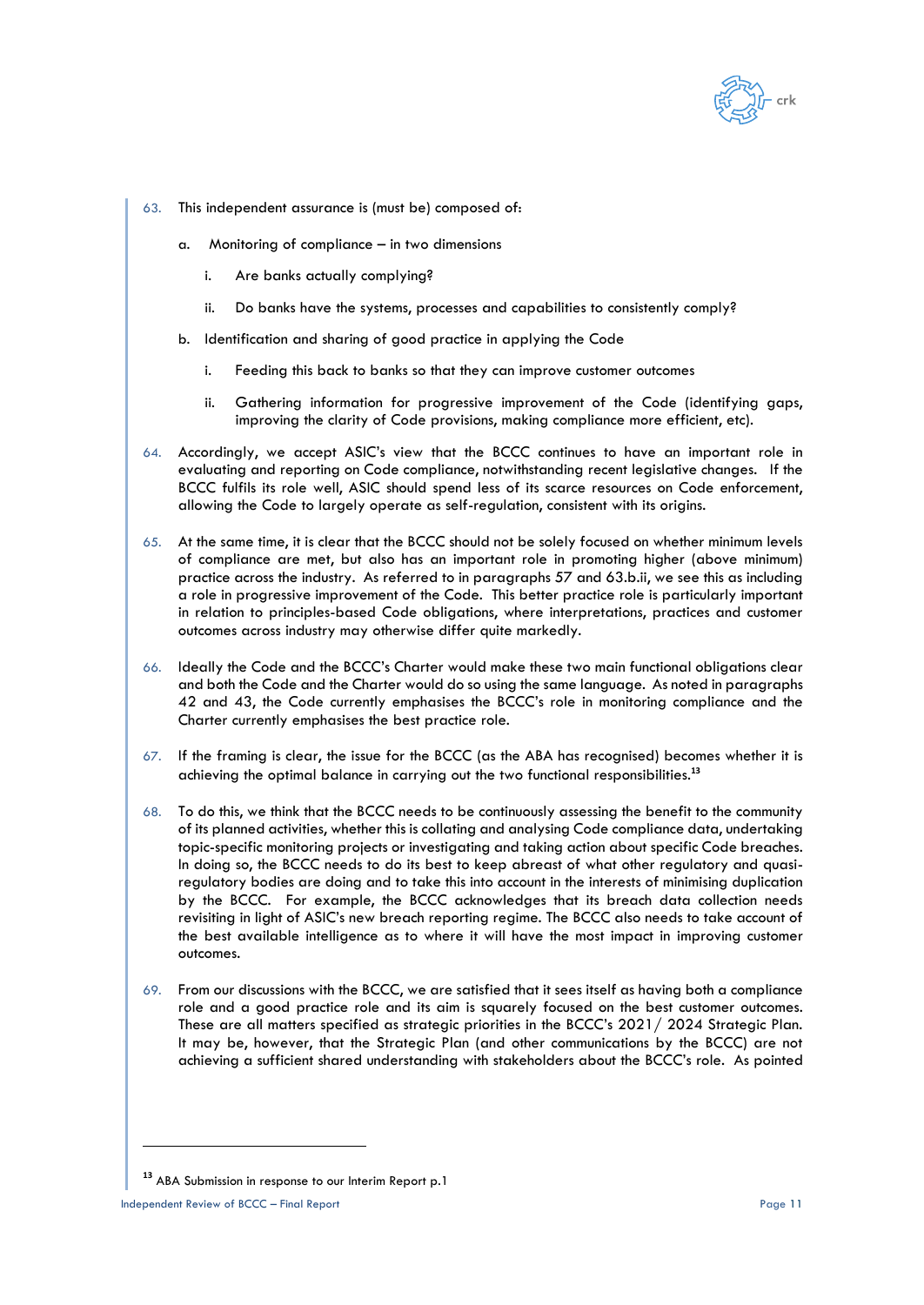63. This independent assurance is (must be) composed of:

    a. Monitoring of compliance – in two dimensions

        i. Are banks actually complying?

        ii. Do banks have the systems, processes and capabilities to consistently comply?

    b. Identification and sharing of good practice in applying the Code

        i. Feeding this back to banks so that they can improve customer outcomes

        ii. Gathering information for progressive improvement of the Code (identifying gaps, improving the clarity of Code provisions, making compliance more efficient, etc).

64. Accordingly, we accept ASIC's view that the BCCC continues to have an important role in evaluating and reporting on Code compliance, notwithstanding recent legislative changes. If the BCCC fulfils its role well, ASIC should spend less of its scarce resources on Code enforcement, allowing the Code to largely operate as self-regulation, consistent with its origins.

65. At the same time, it is clear that the BCCC should not be solely focused on whether minimum levels of compliance are met, but also has an important role in promoting higher (above minimum) practice across the industry. As referred to in paragraphs 57 and 63.b.ii, we see this as including a role in progressive improvement of the Code. This better practice role is particularly important in relation to principles-based Code obligations, where interpretations, practices and customer outcomes across industry may otherwise differ quite markedly.

66. Ideally the Code and the BCCC's Charter would make these two main functional obligations clear and both the Code and the Charter would do so using the same language. As noted in paragraphs 42 and 43, the Code currently emphasises the BCCC's role in monitoring compliance and the Charter currently emphasises the best practice role.

67. If the framing is clear, the issue for the BCCC (as the ABA has recognised) becomes whether it is achieving the optimal balance in carrying out the two functional responsibilities.[13]

68. To do this, we think that the BCCC needs to be continuously assessing the benefit to the community of its planned activities, whether this is collating and analysing Code compliance data, undertaking topic-specific monitoring projects or investigating and taking action about specific Code breaches. In doing so, the BCCC needs to do its best to keep abreast of what other regulatory and quasi-regulatory bodies are doing and to take this into account in the interests of minimising duplication by the BCCC. For example, the BCCC acknowledges that its breach data collection needs revisiting in light of ASIC's new breach reporting regime. The BCCC also needs to take account of the best available intelligence as to where it will have the most impact in improving customer outcomes.

69. From our discussions with the BCCC, we are satisfied that it sees itself as having both a compliance role and a good practice role and its aim is squarely focused on the best customer outcomes. These are all matters specified as strategic priorities in the BCCC's 2021/ 2024 Strategic Plan. It may be, however, that the Strategic Plan (and other communications by the BCCC) are not achieving a sufficient shared understanding with stakeholders about the BCCC's role. As pointed

---

[13] ABA Submission in response to our Interim Report p.1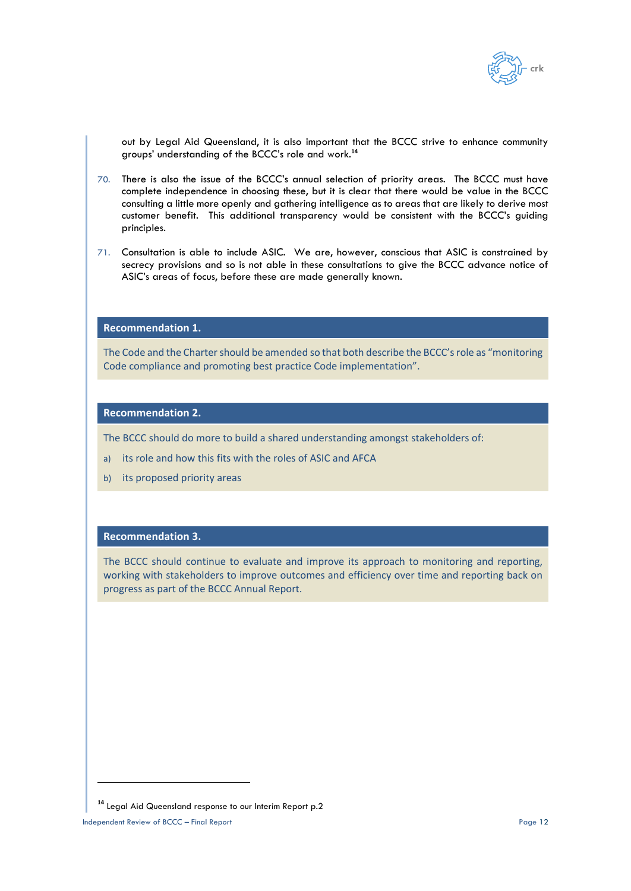out by Legal Aid Queensland, it is also important that the BCCC strive to enhance community groups' understanding of the BCCC's role and work.[14]

70. There is also the issue of the BCCC's annual selection of priority areas. The BCCC must have complete independence in choosing these, but it is clear that there would be value in the BCCC consulting a little more openly and gathering intelligence as to areas that are likely to derive most customer benefit. This additional transparency would be consistent with the BCCC's guiding principles.

71. Consultation is able to include ASIC. We are, however, conscious that ASIC is constrained by secrecy provisions and so is not able in these consultations to give the BCCC advance notice of ASIC's areas of focus, before these are made generally known.

**Recommendation 1.**

The Code and the Charter should be amended so that both describe the BCCC's role as "monitoring Code compliance and promoting best practice Code implementation".

**Recommendation 2.**

The BCCC should do more to build a shared understanding amongst stakeholders of:

a) its role and how this fits with the roles of ASIC and AFCA

b) its proposed priority areas

**Recommendation 3.**

The BCCC should continue to evaluate and improve its approach to monitoring and reporting, working with stakeholders to improve outcomes and efficiency over time and reporting back on progress as part of the BCCC Annual Report.

---

[14] Legal Aid Queensland response to our Interim Report p.2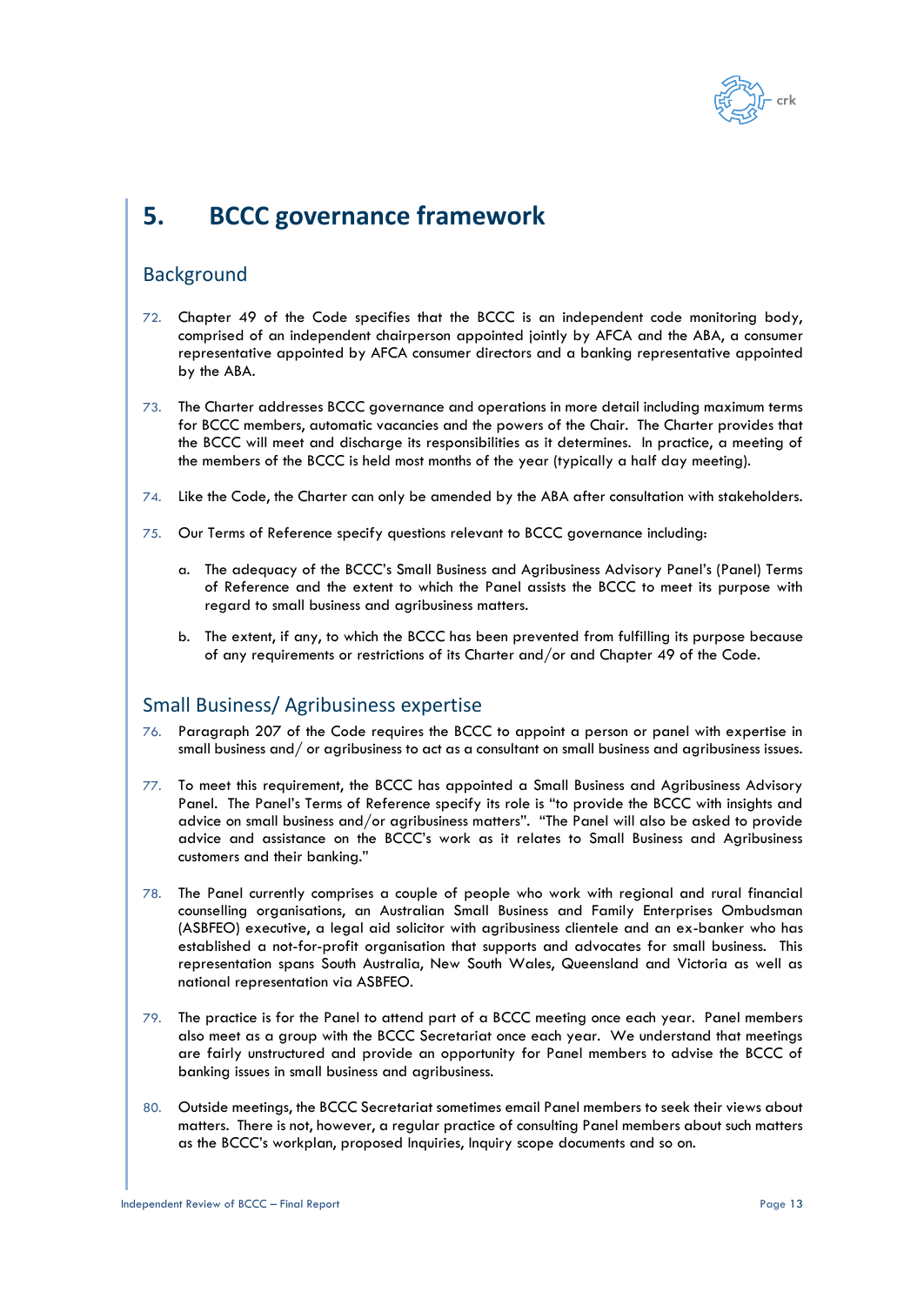# 5. BCCC governance framework

## Background

72. Chapter 49 of the Code specifies that the BCCC is an independent code monitoring body, comprised of an independent chairperson appointed jointly by AFCA and the ABA, a consumer representative appointed by AFCA consumer directors and a banking representative appointed by the ABA.

73. The Charter addresses BCCC governance and operations in more detail including maximum terms for BCCC members, automatic vacancies and the powers of the Chair. The Charter provides that the BCCC will meet and discharge its responsibilities as it determines. In practice, a meeting of the members of the BCCC is held most months of the year (typically a half day meeting).

74. Like the Code, the Charter can only be amended by the ABA after consultation with stakeholders.

75. Our Terms of Reference specify questions relevant to BCCC governance including:

    a. The adequacy of the BCCC's Small Business and Agribusiness Advisory Panel's (Panel) Terms of Reference and the extent to which the Panel assists the BCCC to meet its purpose with regard to small business and agribusiness matters.

    b. The extent, if any, to which the BCCC has been prevented from fulfilling its purpose because of any requirements or restrictions of its Charter and/or and Chapter 49 of the Code.

## Small Business/ Agribusiness expertise

76. Paragraph 207 of the Code requires the BCCC to appoint a person or panel with expertise in small business and/ or agribusiness to act as a consultant on small business and agribusiness issues.

77. To meet this requirement, the BCCC has appointed a Small Business and Agribusiness Advisory Panel. The Panel's Terms of Reference specify its role is "to provide the BCCC with insights and advice on small business and/or agribusiness matters". "The Panel will also be asked to provide advice and assistance on the BCCC's work as it relates to Small Business and Agribusiness customers and their banking."

78. The Panel currently comprises a couple of people who work with regional and rural financial counselling organisations, an Australian Small Business and Family Enterprises Ombudsman (ASBFEO) executive, a legal aid solicitor with agribusiness clientele and an ex-banker who has established a not-for-profit organisation that supports and advocates for small business. This representation spans South Australia, New South Wales, Queensland and Victoria as well as national representation via ASBFEO.

79. The practice is for the Panel to attend part of a BCCC meeting once each year. Panel members also meet as a group with the BCCC Secretariat once each year. We understand that meetings are fairly unstructured and provide an opportunity for Panel members to advise the BCCC of banking issues in small business and agribusiness.

80. Outside meetings, the BCCC Secretariat sometimes email Panel members to seek their views about matters. There is not, however, a regular practice of consulting Panel members about such matters as the BCCC's workplan, proposed Inquiries, Inquiry scope documents and so on.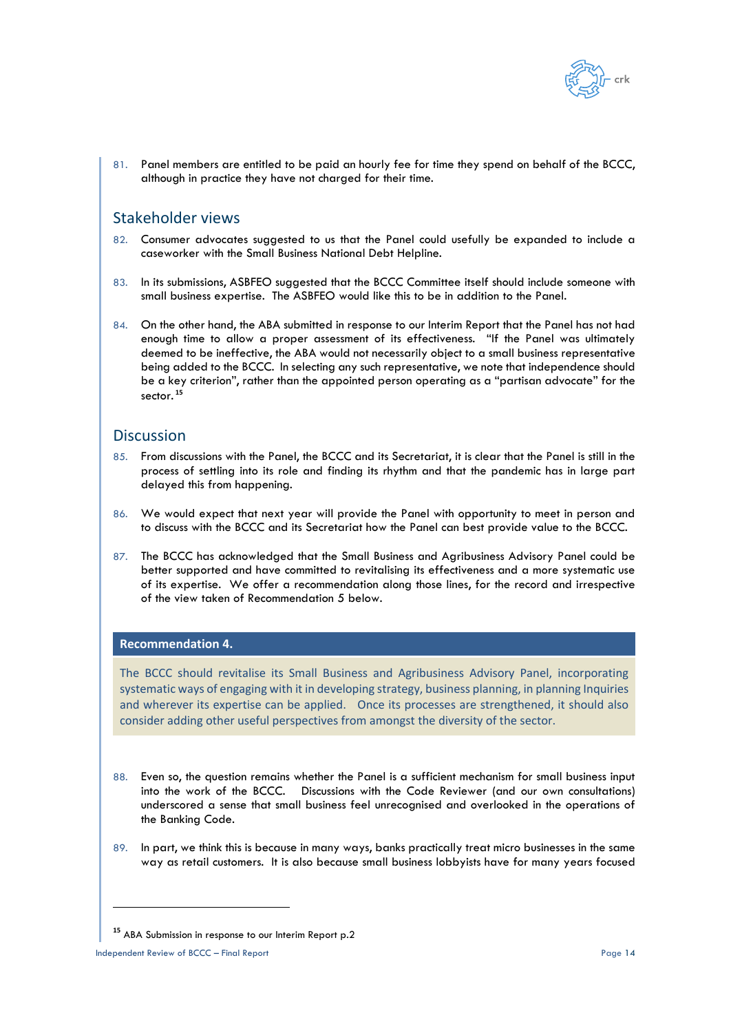81. Panel members are entitled to be paid an hourly fee for time they spend on behalf of the BCCC, although in practice they have not charged for their time.

## Stakeholder views

82. Consumer advocates suggested to us that the Panel could usefully be expanded to include a caseworker with the Small Business National Debt Helpline.

83. In its submissions, ASBFEO suggested that the BCCC Committee itself should include someone with small business expertise. The ASBFEO would like this to be in addition to the Panel.

84. On the other hand, the ABA submitted in response to our Interim Report that the Panel has not had enough time to allow a proper assessment of its effectiveness. "If the Panel was ultimately deemed to be ineffective, the ABA would not necessarily object to a small business representative being added to the BCCC. In selecting any such representative, we note that independence should be a key criterion", rather than the appointed person operating as a "partisan advocate" for the sector.[15]

## Discussion

85. From discussions with the Panel, the BCCC and its Secretariat, it is clear that the Panel is still in the process of settling into its role and finding its rhythm and that the pandemic has in large part delayed this from happening.

86. We would expect that next year will provide the Panel with opportunity to meet in person and to discuss with the BCCC and its Secretariat how the Panel can best provide value to the BCCC.

87. The BCCC has acknowledged that the Small Business and Agribusiness Advisory Panel could be better supported and have committed to revitalising its effectiveness and a more systematic use of its expertise. We offer a recommendation along those lines, for the record and irrespective of the view taken of Recommendation 5 below.

**Recommendation 4.**

The BCCC should revitalise its Small Business and Agribusiness Advisory Panel, incorporating systematic ways of engaging with it in developing strategy, business planning, in planning Inquiries and wherever its expertise can be applied. Once its processes are strengthened, it should also consider adding other useful perspectives from amongst the diversity of the sector.

88. Even so, the question remains whether the Panel is a sufficient mechanism for small business input into the work of the BCCC. Discussions with the Code Reviewer (and our own consultations) underscored a sense that small business feel unrecognised and overlooked in the operations of the Banking Code.

89. In part, we think this is because in many ways, banks practically treat micro businesses in the same way as retail customers. It is also because small business lobbyists have for many years focused

[15] ABA Submission in response to our Interim Report p.2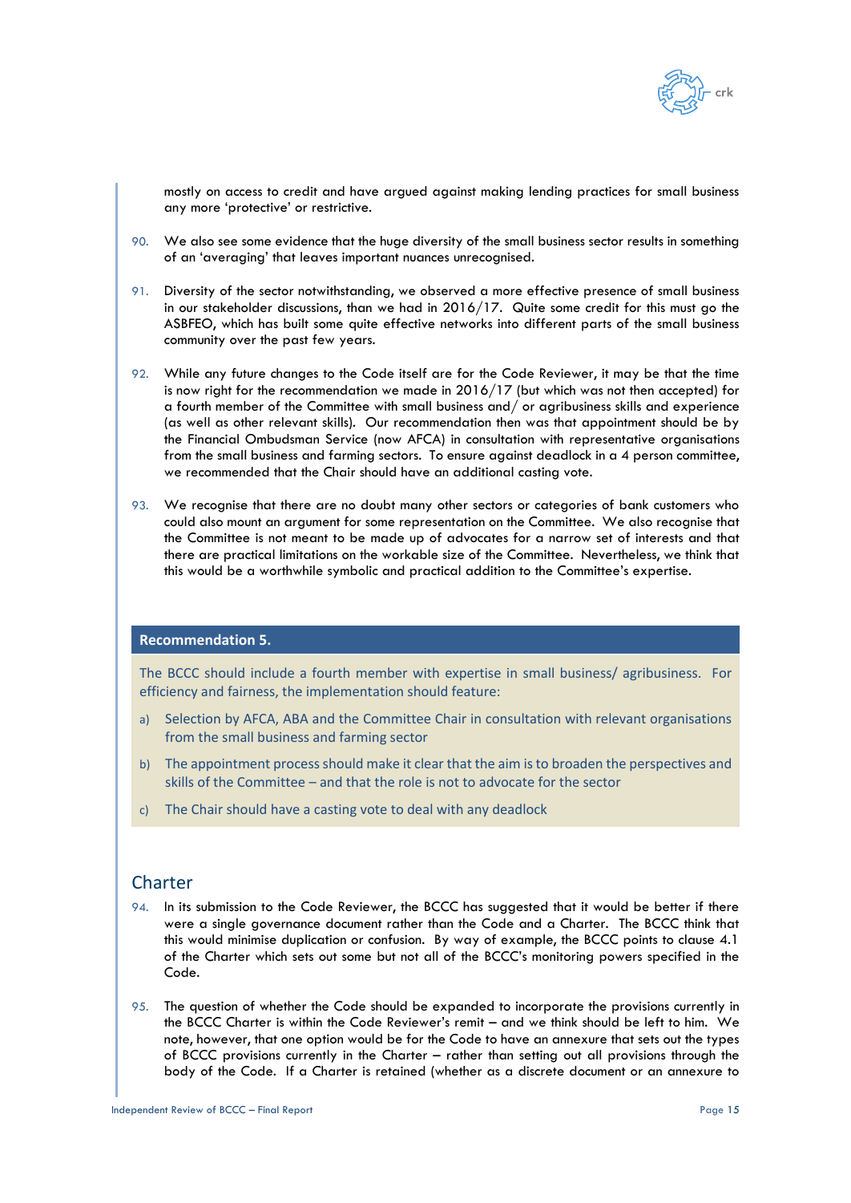mostly on access to credit and have argued against making lending practices for small business any more 'protective' or restrictive.

90. We also see some evidence that the huge diversity of the small business sector results in something of an 'averaging' that leaves important nuances unrecognised.

91. Diversity of the sector notwithstanding, we observed a more effective presence of small business in our stakeholder discussions, than we had in 2016/17. Quite some credit for this must go the ASBFEO, which has built some quite effective networks into different parts of the small business community over the past few years.

92. While any future changes to the Code itself are for the Code Reviewer, it may be that the time is now right for the recommendation we made in 2016/17 (but which was not then accepted) for a fourth member of the Committee with small business and/ or agribusiness skills and experience (as well as other relevant skills). Our recommendation then was that appointment should be by the Financial Ombudsman Service (now AFCA) in consultation with representative organisations from the small business and farming sectors. To ensure against deadlock in a 4 person committee, we recommended that the Chair should have an additional casting vote.

93. We recognise that there are no doubt many other sectors or categories of bank customers who could also mount an argument for some representation on the Committee. We also recognise that the Committee is not meant to be made up of advocates for a narrow set of interests and that there are practical limitations on the workable size of the Committee. Nevertheless, we think that this would be a worthwhile symbolic and practical addition to the Committee's expertise.

**Recommendation 5.**

The BCCC should include a fourth member with expertise in small business/ agribusiness. For efficiency and fairness, the implementation should feature:

a) Selection by AFCA, ABA and the Committee Chair in consultation with relevant organisations from the small business and farming sector

b) The appointment process should make it clear that the aim is to broaden the perspectives and skills of the Committee – and that the role is not to advocate for the sector

c) The Chair should have a casting vote to deal with any deadlock

## Charter

94. In its submission to the Code Reviewer, the BCCC has suggested that it would be better if there were a single governance document rather than the Code and a Charter. The BCCC think that this would minimise duplication or confusion. By way of example, the BCCC points to clause 4.1 of the Charter which sets out some but not all of the BCCC's monitoring powers specified in the Code.

95. The question of whether the Code should be expanded to incorporate the provisions currently in the BCCC Charter is within the Code Reviewer's remit – and we think should be left to him. We note, however, that one option would be for the Code to have an annexure that sets out the types of BCCC provisions currently in the Charter – rather than setting out all provisions through the body of the Code. If a Charter is retained (whether as a discrete document or an annexure to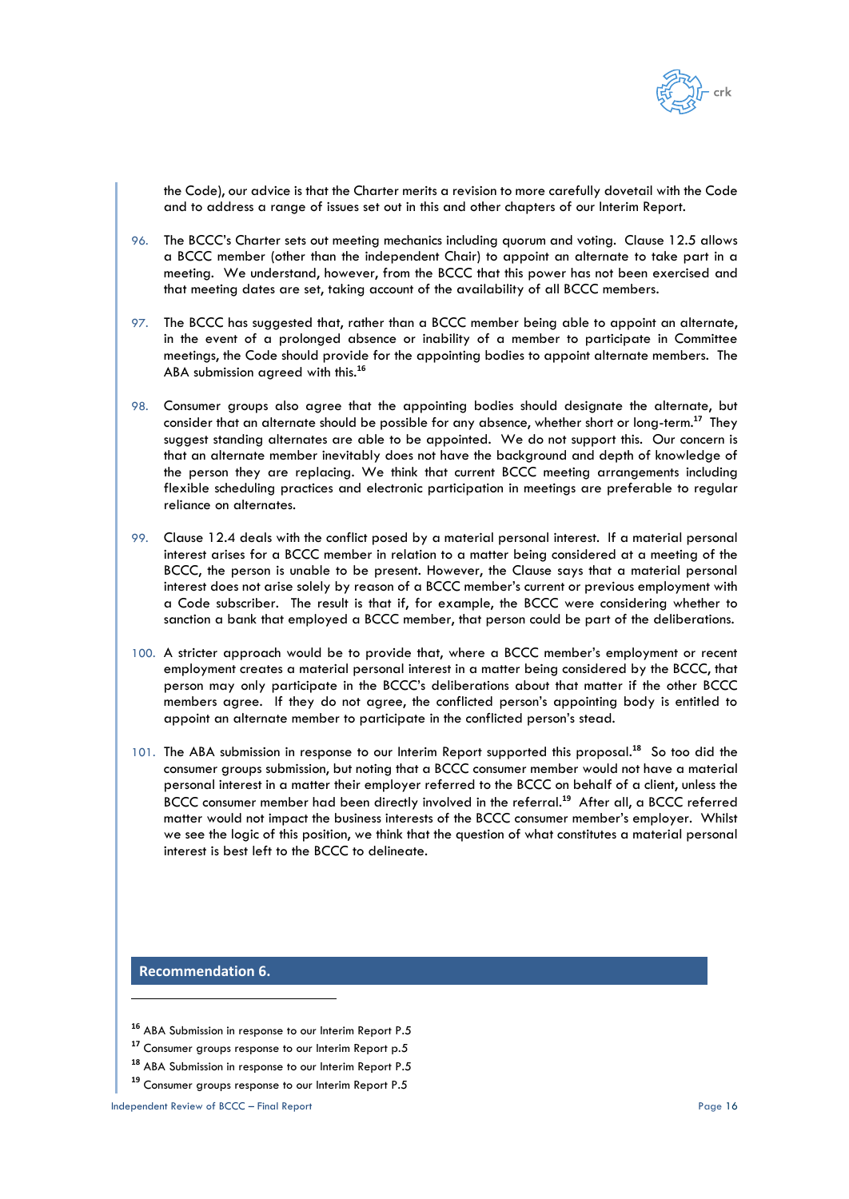the Code), our advice is that the Charter merits a revision to more carefully dovetail with the Code and to address a range of issues set out in this and other chapters of our Interim Report.

96. The BCCC's Charter sets out meeting mechanics including quorum and voting. Clause 12.5 allows a BCCC member (other than the independent Chair) to appoint an alternate to take part in a meeting. We understand, however, from the BCCC that this power has not been exercised and that meeting dates are set, taking account of the availability of all BCCC members.

97. The BCCC has suggested that, rather than a BCCC member being able to appoint an alternate, in the event of a prolonged absence or inability of a member to participate in Committee meetings, the Code should provide for the appointing bodies to appoint alternate members. The ABA submission agreed with this.[16]

98. Consumer groups also agree that the appointing bodies should designate the alternate, but consider that an alternate should be possible for any absence, whether short or long-term.[17] They suggest standing alternates are able to be appointed. We do not support this. Our concern is that an alternate member inevitably does not have the background and depth of knowledge of the person they are replacing. We think that current BCCC meeting arrangements including flexible scheduling practices and electronic participation in meetings are preferable to regular reliance on alternates.

99. Clause 12.4 deals with the conflict posed by a material personal interest. If a material personal interest arises for a BCCC member in relation to a matter being considered at a meeting of the BCCC, the person is unable to be present. However, the Clause says that a material personal interest does not arise solely by reason of a BCCC member's current or previous employment with a Code subscriber. The result is that if, for example, the BCCC were considering whether to sanction a bank that employed a BCCC member, that person could be part of the deliberations.

100. A stricter approach would be to provide that, where a BCCC member's employment or recent employment creates a material personal interest in a matter being considered by the BCCC, that person may only participate in the BCCC's deliberations about that matter if the other BCCC members agree. If they do not agree, the conflicted person's appointing body is entitled to appoint an alternate member to participate in the conflicted person's stead.

101. The ABA submission in response to our Interim Report supported this proposal.[18] So too did the consumer groups submission, but noting that a BCCC consumer member would not have a material personal interest in a matter their employer referred to the BCCC on behalf of a client, unless the BCCC consumer member had been directly involved in the referral.[19] After all, a BCCC referred matter would not impact the business interests of the BCCC consumer member's employer. Whilst we see the logic of this position, we think that the question of what constitutes a material personal interest is best left to the BCCC to delineate.

**Recommendation 6.**

---

[16] ABA Submission in response to our Interim Report P.5

[17] Consumer groups response to our Interim Report p.5

[18] ABA Submission in response to our Interim Report P.5

[19] Consumer groups response to our Interim Report P.5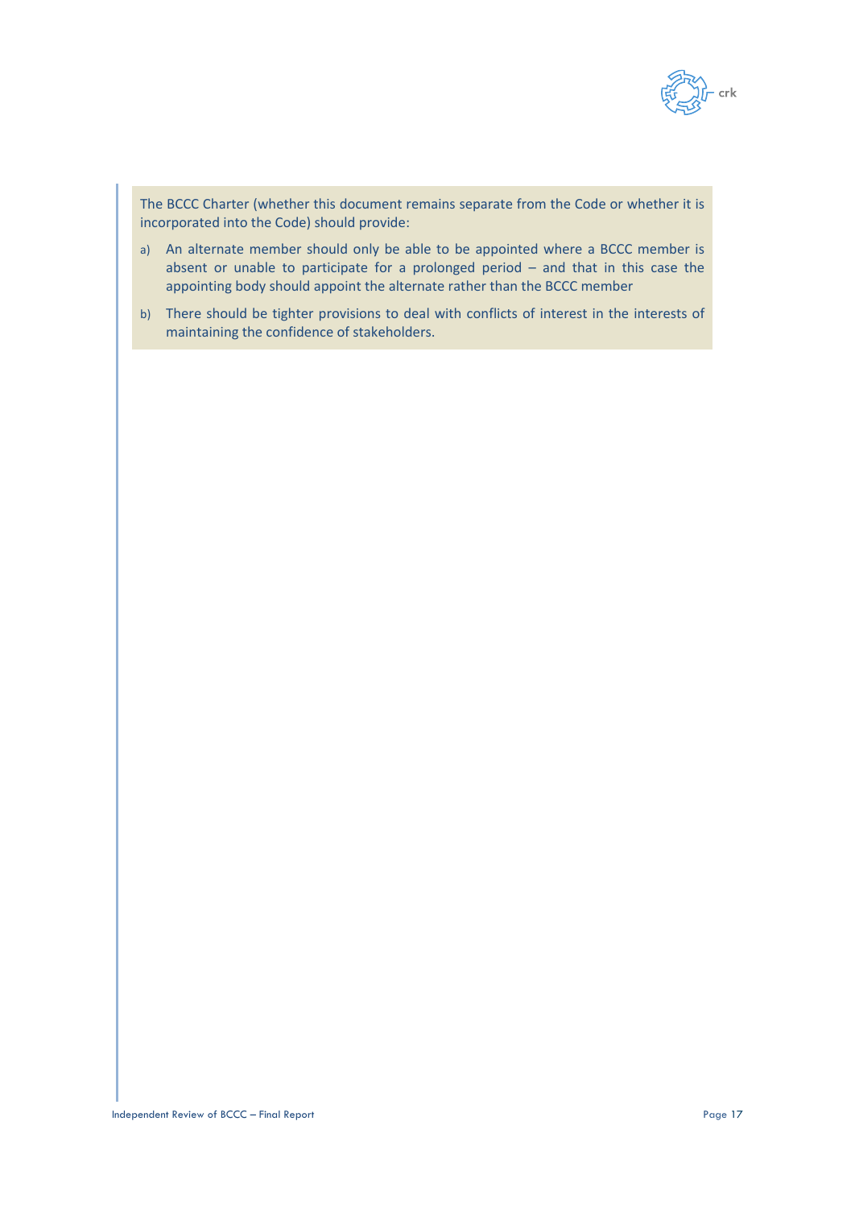The BCCC Charter (whether this document remains separate from the Code or whether it is incorporated into the Code) should provide:

a) An alternate member should only be able to be appointed where a BCCC member is absent or unable to participate for a prolonged period – and that in this case the appointing body should appoint the alternate rather than the BCCC member

b) There should be tighter provisions to deal with conflicts of interest in the interests of maintaining the confidence of stakeholders.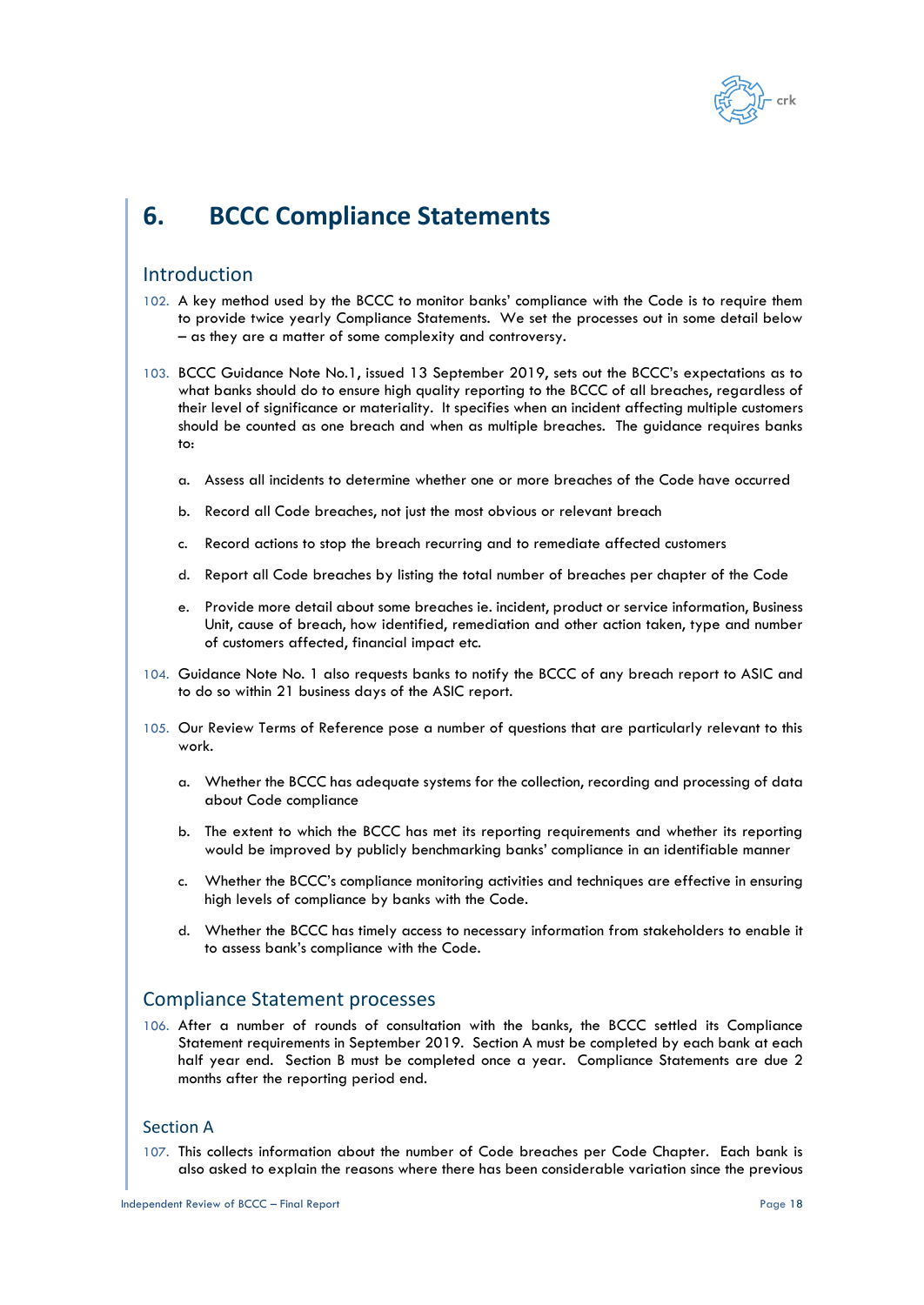# 6. BCCC Compliance Statements

## Introduction

102. A key method used by the BCCC to monitor banks' compliance with the Code is to require them to provide twice yearly Compliance Statements. We set the processes out in some detail below – as they are a matter of some complexity and controversy.

103. BCCC Guidance Note No.1, issued 13 September 2019, sets out the BCCC's expectations as to what banks should do to ensure high quality reporting to the BCCC of all breaches, regardless of their level of significance or materiality. It specifies when an incident affecting multiple customers should be counted as one breach and when as multiple breaches. The guidance requires banks to:

    a. Assess all incidents to determine whether one or more breaches of the Code have occurred

    b. Record all Code breaches, not just the most obvious or relevant breach

    c. Record actions to stop the breach recurring and to remediate affected customers

    d. Report all Code breaches by listing the total number of breaches per chapter of the Code

    e. Provide more detail about some breaches ie. incident, product or service information, Business Unit, cause of breach, how identified, remediation and other action taken, type and number of customers affected, financial impact etc.

104. Guidance Note No. 1 also requests banks to notify the BCCC of any breach report to ASIC and to do so within 21 business days of the ASIC report.

105. Our Review Terms of Reference pose a number of questions that are particularly relevant to this work.

    a. Whether the BCCC has adequate systems for the collection, recording and processing of data about Code compliance

    b. The extent to which the BCCC has met its reporting requirements and whether its reporting would be improved by publicly benchmarking banks' compliance in an identifiable manner

    c. Whether the BCCC's compliance monitoring activities and techniques are effective in ensuring high levels of compliance by banks with the Code.

    d. Whether the BCCC has timely access to necessary information from stakeholders to enable it to assess bank's compliance with the Code.

## Compliance Statement processes

106. After a number of rounds of consultation with the banks, the BCCC settled its Compliance Statement requirements in September 2019. Section A must be completed by each bank at each half year end. Section B must be completed once a year. Compliance Statements are due 2 months after the reporting period end.

### Section A

107. This collects information about the number of Code breaches per Code Chapter. Each bank is also asked to explain the reasons where there has been considerable variation since the previous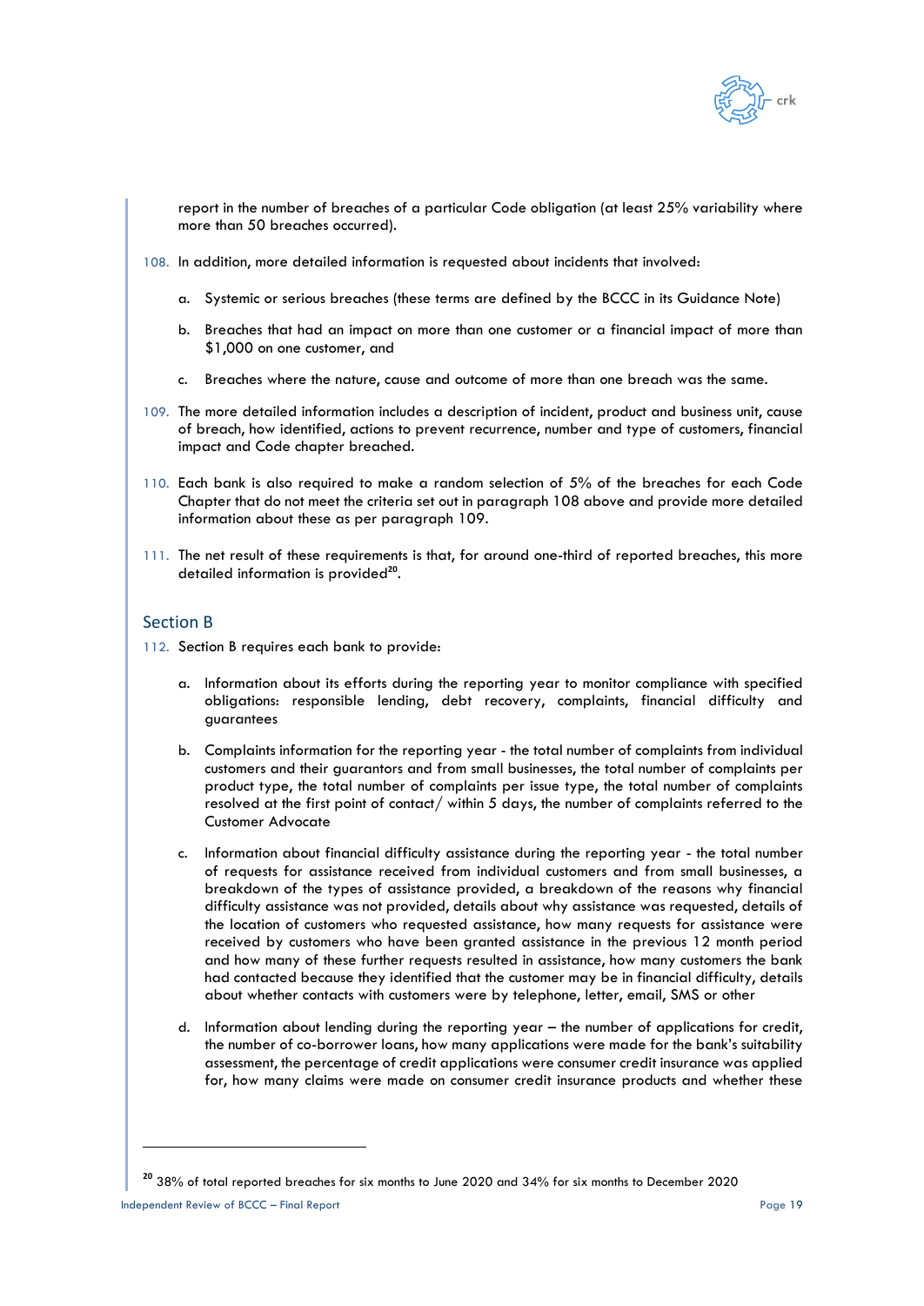report in the number of breaches of a particular Code obligation (at least 25% variability where more than 50 breaches occurred).

108. In addition, more detailed information is requested about incidents that involved:

   a. Systemic or serious breaches (these terms are defined by the BCCC in its Guidance Note)

   b. Breaches that had an impact on more than one customer or a financial impact of more than $1,000 on one customer, and

   c. Breaches where the nature, cause and outcome of more than one breach was the same.

109. The more detailed information includes a description of incident, product and business unit, cause of breach, how identified, actions to prevent recurrence, number and type of customers, financial impact and Code chapter breached.

110. Each bank is also required to make a random selection of 5% of the breaches for each Code Chapter that do not meet the criteria set out in paragraph 108 above and provide more detailed information about these as per paragraph 109.

111. The net result of these requirements is that, for around one-third of reported breaches, this more detailed information is provided[20].

## Section B

112. Section B requires each bank to provide:

   a. Information about its efforts during the reporting year to monitor compliance with specified obligations: responsible lending, debt recovery, complaints, financial difficulty and guarantees

   b. Complaints information for the reporting year - the total number of complaints from individual customers and their guarantors and from small businesses, the total number of complaints per product type, the total number of complaints per issue type, the total number of complaints resolved at the first point of contact/ within 5 days, the number of complaints referred to the Customer Advocate

   c. Information about financial difficulty assistance during the reporting year - the total number of requests for assistance received from individual customers and from small businesses, a breakdown of the types of assistance provided, a breakdown of the reasons why financial difficulty assistance was not provided, details about why assistance was requested, details of the location of customers who requested assistance, how many requests for assistance were received by customers who have been granted assistance in the previous 12 month period and how many of these further requests resulted in assistance, how many customers the bank had contacted because they identified that the customer may be in financial difficulty, details about whether contacts with customers were by telephone, letter, email, SMS or other

   d. Information about lending during the reporting year – the number of applications for credit, the number of co-borrower loans, how many applications were made for the bank's suitability assessment, the percentage of credit applications were consumer credit insurance was applied for, how many claims were made on consumer credit insurance products and whether these

---

[20] 38% of total reported breaches for six months to June 2020 and 34% for six months to December 2020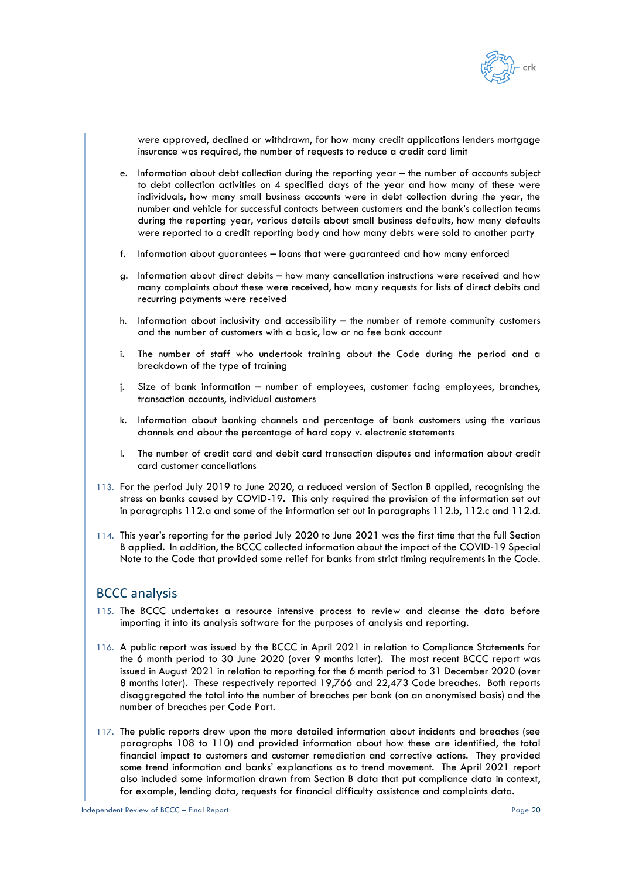were approved, declined or withdrawn, for how many credit applications lenders mortgage insurance was required, the number of requests to reduce a credit card limit

e. Information about debt collection during the reporting year – the number of accounts subject to debt collection activities on 4 specified days of the year and how many of these were individuals, how many small business accounts were in debt collection during the year, the number and vehicle for successful contacts between customers and the bank's collection teams during the reporting year, various details about small business defaults, how many defaults were reported to a credit reporting body and how many debts were sold to another party

f. Information about guarantees – loans that were guaranteed and how many enforced

g. Information about direct debits – how many cancellation instructions were received and how many complaints about these were received, how many requests for lists of direct debits and recurring payments were received

h. Information about inclusivity and accessibility – the number of remote community customers and the number of customers with a basic, low or no fee bank account

i. The number of staff who undertook training about the Code during the period and a breakdown of the type of training

j. Size of bank information – number of employees, customer facing employees, branches, transaction accounts, individual customers

k. Information about banking channels and percentage of bank customers using the various channels and about the percentage of hard copy v. electronic statements

l. The number of credit card and debit card transaction disputes and information about credit card customer cancellations

113. For the period July 2019 to June 2020, a reduced version of Section B applied, recognising the stress on banks caused by COVID-19. This only required the provision of the information set out in paragraphs 112.a and some of the information set out in paragraphs 112.b, 112.c and 112.d.

114. This year's reporting for the period July 2020 to June 2021 was the first time that the full Section B applied. In addition, the BCCC collected information about the impact of the COVID-19 Special Note to the Code that provided some relief for banks from strict timing requirements in the Code.

## BCCC analysis

115. The BCCC undertakes a resource intensive process to review and cleanse the data before importing it into its analysis software for the purposes of analysis and reporting.

116. A public report was issued by the BCCC in April 2021 in relation to Compliance Statements for the 6 month period to 30 June 2020 (over 9 months later). The most recent BCCC report was issued in August 2021 in relation to reporting for the 6 month period to 31 December 2020 (over 8 months later). These respectively reported 19,766 and 22,473 Code breaches. Both reports disaggregated the total into the number of breaches per bank (on an anonymised basis) and the number of breaches per Code Part.

117. The public reports drew upon the more detailed information about incidents and breaches (see paragraphs 108 to 110) and provided information about how these are identified, the total financial impact to customers and customer remediation and corrective actions. They provided some trend information and banks' explanations as to trend movement. The April 2021 report also included some information drawn from Section B data that put compliance data in context, for example, lending data, requests for financial difficulty assistance and complaints data.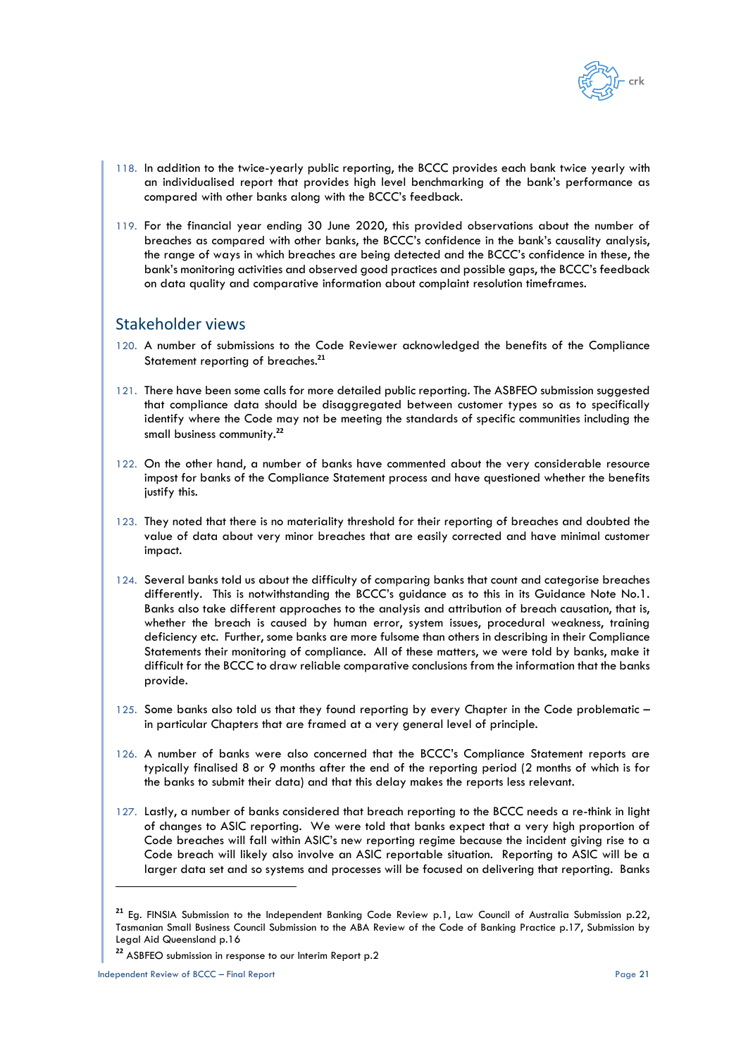118. In addition to the twice-yearly public reporting, the BCCC provides each bank twice yearly with an individualised report that provides high level benchmarking of the bank's performance as compared with other banks along with the BCCC's feedback.

119. For the financial year ending 30 June 2020, this provided observations about the number of breaches as compared with other banks, the BCCC's confidence in the bank's causality analysis, the range of ways in which breaches are being detected and the BCCC's confidence in these, the bank's monitoring activities and observed good practices and possible gaps, the BCCC's feedback on data quality and comparative information about complaint resolution timeframes.

## Stakeholder views

120. A number of submissions to the Code Reviewer acknowledged the benefits of the Compliance Statement reporting of breaches.[21]

121. There have been some calls for more detailed public reporting. The ASBFEO submission suggested that compliance data should be disaggregated between customer types so as to specifically identify where the Code may not be meeting the standards of specific communities including the small business community.[22]

122. On the other hand, a number of banks have commented about the very considerable resource impost for banks of the Compliance Statement process and have questioned whether the benefits justify this.

123. They noted that there is no materiality threshold for their reporting of breaches and doubted the value of data about very minor breaches that are easily corrected and have minimal customer impact.

124. Several banks told us about the difficulty of comparing banks that count and categorise breaches differently. This is notwithstanding the BCCC's guidance as to this in its Guidance Note No.1. Banks also take different approaches to the analysis and attribution of breach causation, that is, whether the breach is caused by human error, system issues, procedural weakness, training deficiency etc. Further, some banks are more fulsome than others in describing in their Compliance Statements their monitoring of compliance. All of these matters, we were told by banks, make it difficult for the BCCC to draw reliable comparative conclusions from the information that the banks provide.

125. Some banks also told us that they found reporting by every Chapter in the Code problematic – in particular Chapters that are framed at a very general level of principle.

126. A number of banks were also concerned that the BCCC's Compliance Statement reports are typically finalised 8 or 9 months after the end of the reporting period (2 months of which is for the banks to submit their data) and that this delay makes the reports less relevant.

127. Lastly, a number of banks considered that breach reporting to the BCCC needs a re-think in light of changes to ASIC reporting. We were told that banks expect that a very high proportion of Code breaches will fall within ASIC's new reporting regime because the incident giving rise to a Code breach will likely also involve an ASIC reportable situation. Reporting to ASIC will be a larger data set and so systems and processes will be focused on delivering that reporting. Banks

---

[21] Eg. FINSIA Submission to the Independent Banking Code Review p.1, Law Council of Australia Submission p.22, Tasmanian Small Business Council Submission to the ABA Review of the Code of Banking Practice p.17, Submission by Legal Aid Queensland p.16

[22] ASBFEO submission in response to our Interim Report p.2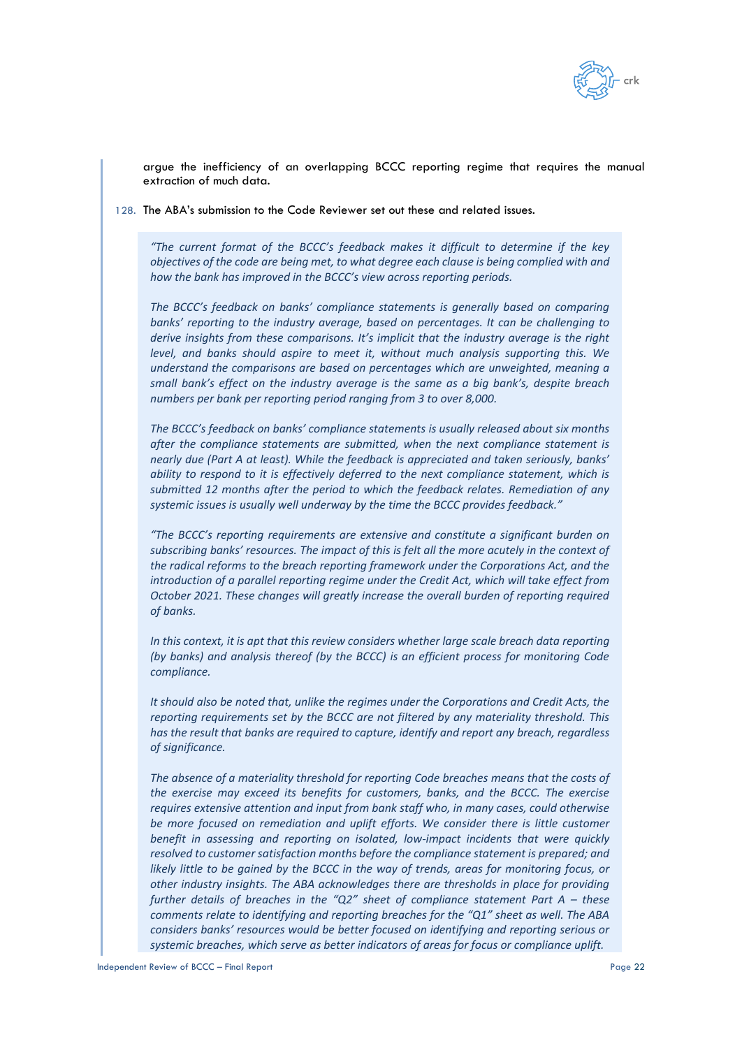argue the inefficiency of an overlapping BCCC reporting regime that requires the manual extraction of much data.

128. The ABA's submission to the Code Reviewer set out these and related issues.

> *"The current format of the BCCC's feedback makes it difficult to determine if the key objectives of the code are being met, to what degree each clause is being complied with and how the bank has improved in the BCCC's view across reporting periods.*
>
> *The BCCC's feedback on banks' compliance statements is generally based on comparing banks' reporting to the industry average, based on percentages. It can be challenging to derive insights from these comparisons. It's implicit that the industry average is the right level, and banks should aspire to meet it, without much analysis supporting this. We understand the comparisons are based on percentages which are unweighted, meaning a small bank's effect on the industry average is the same as a big bank's, despite breach numbers per bank per reporting period ranging from 3 to over 8,000.*
>
> *The BCCC's feedback on banks' compliance statements is usually released about six months after the compliance statements are submitted, when the next compliance statement is nearly due (Part A at least). While the feedback is appreciated and taken seriously, banks' ability to respond to it is effectively deferred to the next compliance statement, which is submitted 12 months after the period to which the feedback relates. Remediation of any systemic issues is usually well underway by the time the BCCC provides feedback."*
>
> *"The BCCC's reporting requirements are extensive and constitute a significant burden on subscribing banks' resources. The impact of this is felt all the more acutely in the context of the radical reforms to the breach reporting framework under the Corporations Act, and the introduction of a parallel reporting regime under the Credit Act, which will take effect from October 2021. These changes will greatly increase the overall burden of reporting required of banks.*
>
> *In this context, it is apt that this review considers whether large scale breach data reporting (by banks) and analysis thereof (by the BCCC) is an efficient process for monitoring Code compliance.*
>
> *It should also be noted that, unlike the regimes under the Corporations and Credit Acts, the reporting requirements set by the BCCC are not filtered by any materiality threshold. This has the result that banks are required to capture, identify and report any breach, regardless of significance.*
>
> *The absence of a materiality threshold for reporting Code breaches means that the costs of the exercise may exceed its benefits for customers, banks, and the BCCC. The exercise requires extensive attention and input from bank staff who, in many cases, could otherwise be more focused on remediation and uplift efforts. We consider there is little customer benefit in assessing and reporting on isolated, low-impact incidents that were quickly resolved to customer satisfaction months before the compliance statement is prepared; and likely little to be gained by the BCCC in the way of trends, areas for monitoring focus, or other industry insights. The ABA acknowledges there are thresholds in place for providing further details of breaches in the "Q2" sheet of compliance statement Part A – these comments relate to identifying and reporting breaches for the "Q1" sheet as well. The ABA considers banks' resources would be better focused on identifying and reporting serious or systemic breaches, which serve as better indicators of areas for focus or compliance uplift.*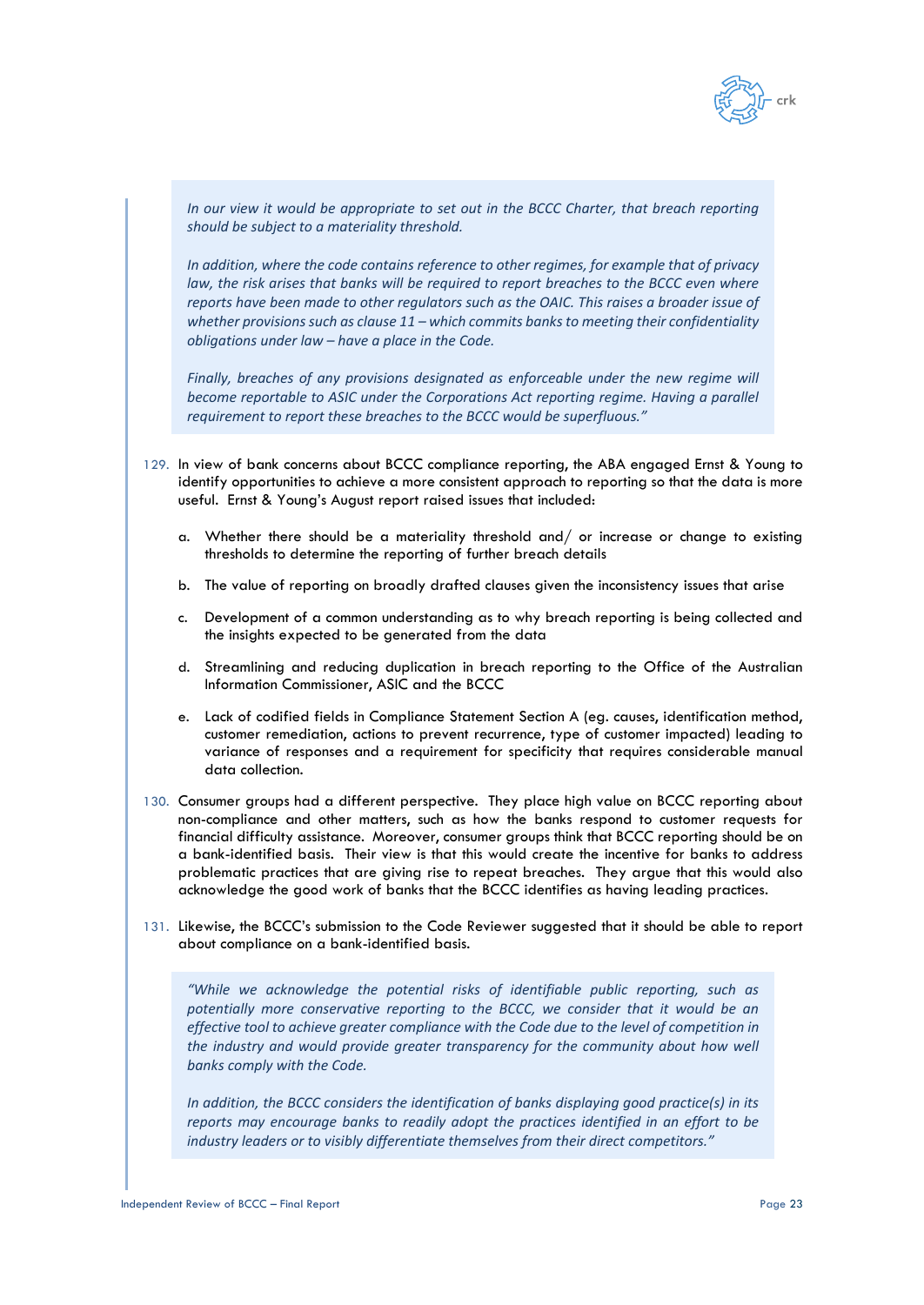> *In our view it would be appropriate to set out in the BCCC Charter, that breach reporting should be subject to a materiality threshold.*
>
> *In addition, where the code contains reference to other regimes, for example that of privacy law, the risk arises that banks will be required to report breaches to the BCCC even where reports have been made to other regulators such as the OAIC. This raises a broader issue of whether provisions such as clause 11 – which commits banks to meeting their confidentiality obligations under law – have a place in the Code.*
>
> *Finally, breaches of any provisions designated as enforceable under the new regime will become reportable to ASIC under the Corporations Act reporting regime. Having a parallel requirement to report these breaches to the BCCC would be superfluous."*

129. In view of bank concerns about BCCC compliance reporting, the ABA engaged Ernst & Young to identify opportunities to achieve a more consistent approach to reporting so that the data is more useful. Ernst & Young's August report raised issues that included:

    a. Whether there should be a materiality threshold and/ or increase or change to existing thresholds to determine the reporting of further breach details

    b. The value of reporting on broadly drafted clauses given the inconsistency issues that arise

    c. Development of a common understanding as to why breach reporting is being collected and the insights expected to be generated from the data

    d. Streamlining and reducing duplication in breach reporting to the Office of the Australian Information Commissioner, ASIC and the BCCC

    e. Lack of codified fields in Compliance Statement Section A (eg. causes, identification method, customer remediation, actions to prevent recurrence, type of customer impacted) leading to variance of responses and a requirement for specificity that requires considerable manual data collection.

130. Consumer groups had a different perspective. They place high value on BCCC reporting about non-compliance and other matters, such as how the banks respond to customer requests for financial difficulty assistance. Moreover, consumer groups think that BCCC reporting should be on a bank-identified basis. Their view is that this would create the incentive for banks to address problematic practices that are giving rise to repeat breaches. They argue that this would also acknowledge the good work of banks that the BCCC identifies as having leading practices.

131. Likewise, the BCCC's submission to the Code Reviewer suggested that it should be able to report about compliance on a bank-identified basis.

> *"While we acknowledge the potential risks of identifiable public reporting, such as potentially more conservative reporting to the BCCC, we consider that it would be an effective tool to achieve greater compliance with the Code due to the level of competition in the industry and would provide greater transparency for the community about how well banks comply with the Code.*
>
> *In addition, the BCCC considers the identification of banks displaying good practice(s) in its reports may encourage banks to readily adopt the practices identified in an effort to be industry leaders or to visibly differentiate themselves from their direct competitors."*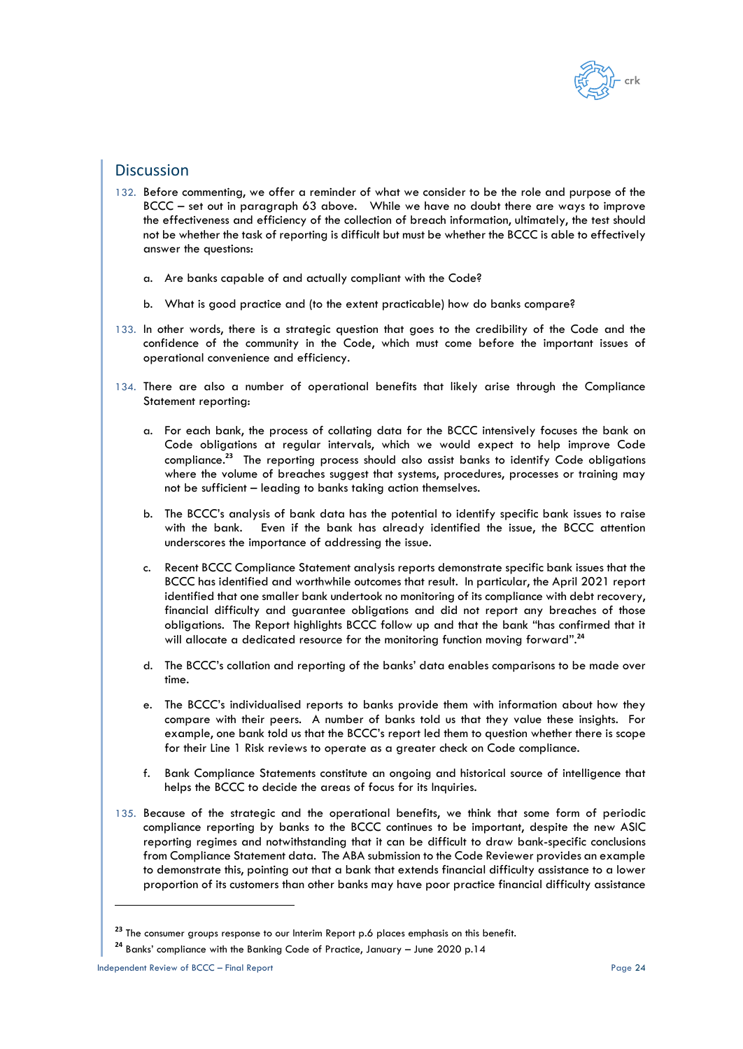## Discussion

132. Before commenting, we offer a reminder of what we consider to be the role and purpose of the BCCC – set out in paragraph 63 above. While we have no doubt there are ways to improve the effectiveness and efficiency of the collection of breach information, ultimately, the test should not be whether the task of reporting is difficult but must be whether the BCCC is able to effectively answer the questions:

    a. Are banks capable of and actually compliant with the Code?

    b. What is good practice and (to the extent practicable) how do banks compare?

133. In other words, there is a strategic question that goes to the credibility of the Code and the confidence of the community in the Code, which must come before the important issues of operational convenience and efficiency.

134. There are also a number of operational benefits that likely arise through the Compliance Statement reporting:

    a. For each bank, the process of collating data for the BCCC intensively focuses the bank on Code obligations at regular intervals, which we would expect to help improve Code compliance.[23] The reporting process should also assist banks to identify Code obligations where the volume of breaches suggest that systems, procedures, processes or training may not be sufficient – leading to banks taking action themselves.

    b. The BCCC's analysis of bank data has the potential to identify specific bank issues to raise with the bank. Even if the bank has already identified the issue, the BCCC attention underscores the importance of addressing the issue.

    c. Recent BCCC Compliance Statement analysis reports demonstrate specific bank issues that the BCCC has identified and worthwhile outcomes that result. In particular, the April 2021 report identified that one smaller bank undertook no monitoring of its compliance with debt recovery, financial difficulty and guarantee obligations and did not report any breaches of those obligations. The Report highlights BCCC follow up and that the bank "has confirmed that it will allocate a dedicated resource for the monitoring function moving forward".[24]

    d. The BCCC's collation and reporting of the banks' data enables comparisons to be made over time.

    e. The BCCC's individualised reports to banks provide them with information about how they compare with their peers. A number of banks told us that they value these insights. For example, one bank told us that the BCCC's report led them to question whether there is scope for their Line 1 Risk reviews to operate as a greater check on Code compliance.

    f. Bank Compliance Statements constitute an ongoing and historical source of intelligence that helps the BCCC to decide the areas of focus for its Inquiries.

135. Because of the strategic and the operational benefits, we think that some form of periodic compliance reporting by banks to the BCCC continues to be important, despite the new ASIC reporting regimes and notwithstanding that it can be difficult to draw bank-specific conclusions from Compliance Statement data. The ABA submission to the Code Reviewer provides an example to demonstrate this, pointing out that a bank that extends financial difficulty assistance to a lower proportion of its customers than other banks may have poor practice financial difficulty assistance

---

[23] The consumer groups response to our Interim Report p.6 places emphasis on this benefit.

[24] Banks' compliance with the Banking Code of Practice, January – June 2020 p.14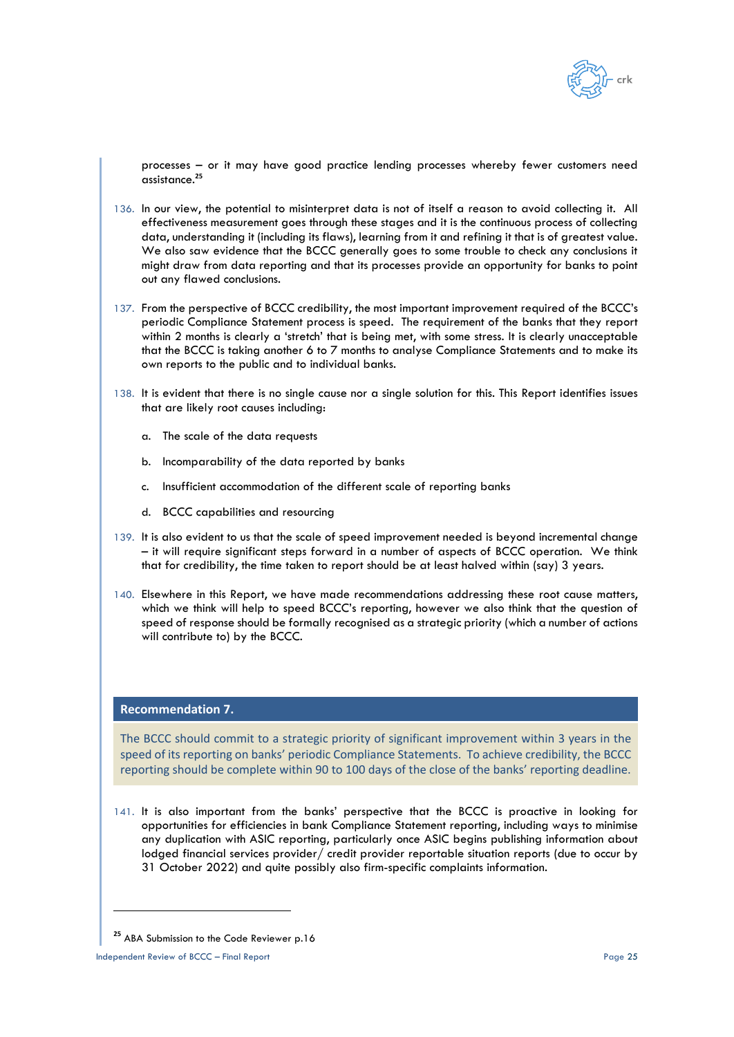processes – or it may have good practice lending processes whereby fewer customers need assistance.[25]

136. In our view, the potential to misinterpret data is not of itself a reason to avoid collecting it. All effectiveness measurement goes through these stages and it is the continuous process of collecting data, understanding it (including its flaws), learning from it and refining it that is of greatest value. We also saw evidence that the BCCC generally goes to some trouble to check any conclusions it might draw from data reporting and that its processes provide an opportunity for banks to point out any flawed conclusions.

137. From the perspective of BCCC credibility, the most important improvement required of the BCCC's periodic Compliance Statement process is speed. The requirement of the banks that they report within 2 months is clearly a 'stretch' that is being met, with some stress. It is clearly unacceptable that the BCCC is taking another 6 to 7 months to analyse Compliance Statements and to make its own reports to the public and to individual banks.

138. It is evident that there is no single cause nor a single solution for this. This Report identifies issues that are likely root causes including:

   a. The scale of the data requests

   b. Incomparability of the data reported by banks

   c. Insufficient accommodation of the different scale of reporting banks

   d. BCCC capabilities and resourcing

139. It is also evident to us that the scale of speed improvement needed is beyond incremental change – it will require significant steps forward in a number of aspects of BCCC operation. We think that for credibility, the time taken to report should be at least halved within (say) 3 years.

140. Elsewhere in this Report, we have made recommendations addressing these root cause matters, which we think will help to speed BCCC's reporting, however we also think that the question of speed of response should be formally recognised as a strategic priority (which a number of actions will contribute to) by the BCCC.

**Recommendation 7.**

The BCCC should commit to a strategic priority of significant improvement within 3 years in the speed of its reporting on banks' periodic Compliance Statements. To achieve credibility, the BCCC reporting should be complete within 90 to 100 days of the close of the banks' reporting deadline.

141. It is also important from the banks' perspective that the BCCC is proactive in looking for opportunities for efficiencies in bank Compliance Statement reporting, including ways to minimise any duplication with ASIC reporting, particularly once ASIC begins publishing information about lodged financial services provider/ credit provider reportable situation reports (due to occur by 31 October 2022) and quite possibly also firm-specific complaints information.

---

[25] ABA Submission to the Code Reviewer p.16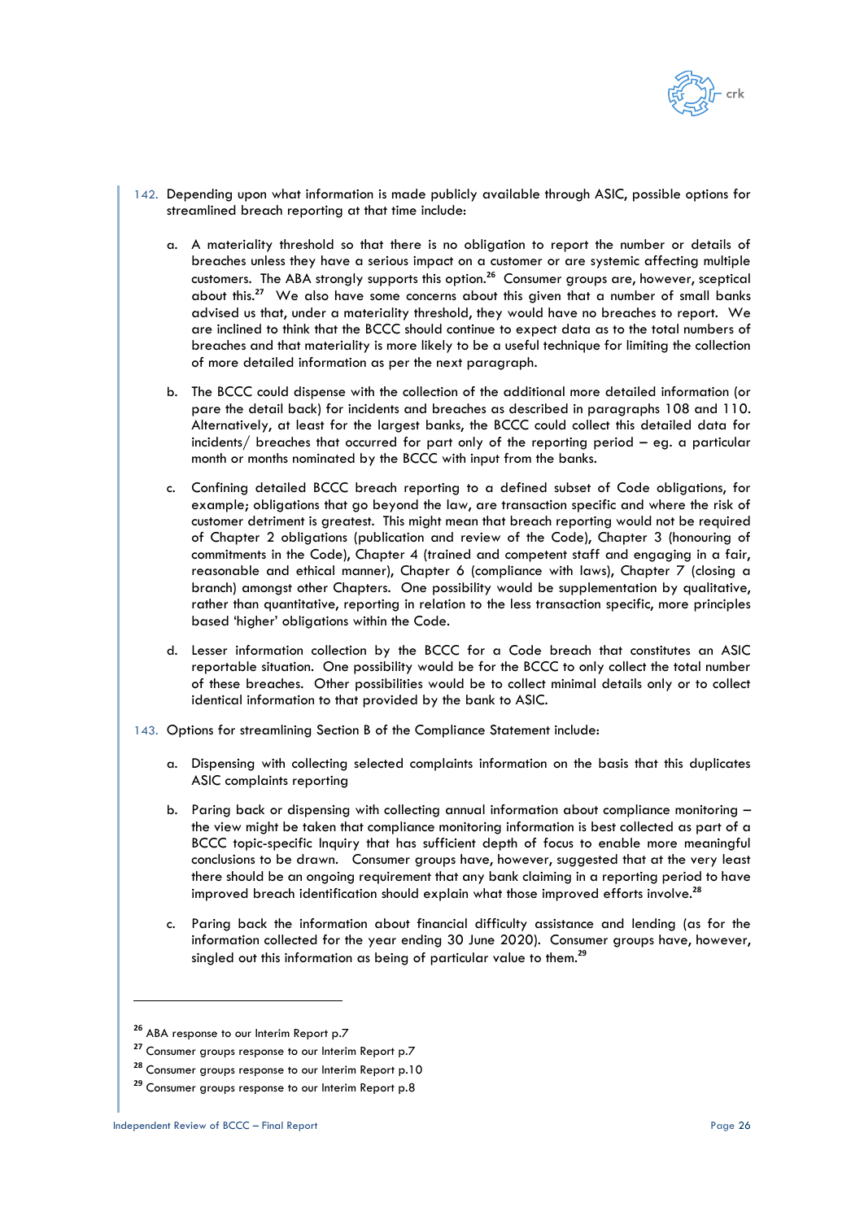142. Depending upon what information is made publicly available through ASIC, possible options for streamlined breach reporting at that time include:

   a. A materiality threshold so that there is no obligation to report the number or details of breaches unless they have a serious impact on a customer or are systemic affecting multiple customers. The ABA strongly supports this option.[26] Consumer groups are, however, sceptical about this.[27] We also have some concerns about this given that a number of small banks advised us that, under a materiality threshold, they would have no breaches to report. We are inclined to think that the BCCC should continue to expect data as to the total numbers of breaches and that materiality is more likely to be a useful technique for limiting the collection of more detailed information as per the next paragraph.

   b. The BCCC could dispense with the collection of the additional more detailed information (or pare the detail back) for incidents and breaches as described in paragraphs 108 and 110. Alternatively, at least for the largest banks, the BCCC could collect this detailed data for incidents/ breaches that occurred for part only of the reporting period – eg. a particular month or months nominated by the BCCC with input from the banks.

   c. Confining detailed BCCC breach reporting to a defined subset of Code obligations, for example; obligations that go beyond the law, are transaction specific and where the risk of customer detriment is greatest. This might mean that breach reporting would not be required of Chapter 2 obligations (publication and review of the Code), Chapter 3 (honouring of commitments in the Code), Chapter 4 (trained and competent staff and engaging in a fair, reasonable and ethical manner), Chapter 6 (compliance with laws), Chapter 7 (closing a branch) amongst other Chapters. One possibility would be supplementation by qualitative, rather than quantitative, reporting in relation to the less transaction specific, more principles based 'higher' obligations within the Code.

   d. Lesser information collection by the BCCC for a Code breach that constitutes an ASIC reportable situation. One possibility would be for the BCCC to only collect the total number of these breaches. Other possibilities would be to collect minimal details only or to collect identical information to that provided by the bank to ASIC.

143. Options for streamlining Section B of the Compliance Statement include:

   a. Dispensing with collecting selected complaints information on the basis that this duplicates ASIC complaints reporting

   b. Paring back or dispensing with collecting annual information about compliance monitoring – the view might be taken that compliance monitoring information is best collected as part of a BCCC topic-specific Inquiry that has sufficient depth of focus to enable more meaningful conclusions to be drawn. Consumer groups have, however, suggested that at the very least there should be an ongoing requirement that any bank claiming in a reporting period to have improved breach identification should explain what those improved efforts involve.[28]

   c. Paring back the information about financial difficulty assistance and lending (as for the information collected for the year ending 30 June 2020). Consumer groups have, however, singled out this information as being of particular value to them.[29]

---

[26] ABA response to our Interim Report p.7

[27] Consumer groups response to our Interim Report p.7

[28] Consumer groups response to our Interim Report p.10

[29] Consumer groups response to our Interim Report p.8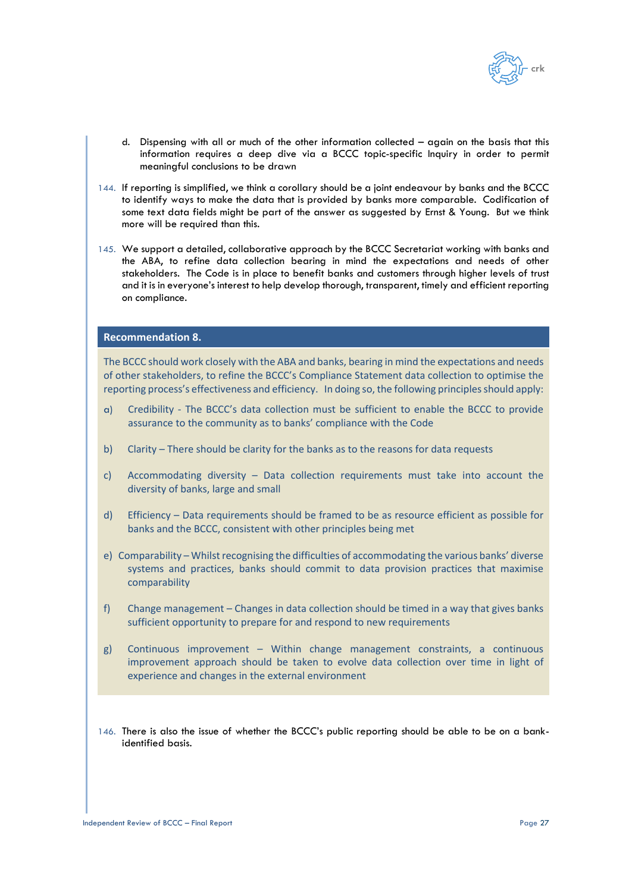d. Dispensing with all or much of the other information collected – again on the basis that this information requires a deep dive via a BCCC topic-specific Inquiry in order to permit meaningful conclusions to be drawn

144. If reporting is simplified, we think a corollary should be a joint endeavour by banks and the BCCC to identify ways to make the data that is provided by banks more comparable. Codification of some text data fields might be part of the answer as suggested by Ernst & Young. But we think more will be required than this.

145. We support a detailed, collaborative approach by the BCCC Secretariat working with banks and the ABA, to refine data collection bearing in mind the expectations and needs of other stakeholders. The Code is in place to benefit banks and customers through higher levels of trust and it is in everyone's interest to help develop thorough, transparent, timely and efficient reporting on compliance.

**Recommendation 8.**

The BCCC should work closely with the ABA and banks, bearing in mind the expectations and needs of other stakeholders, to refine the BCCC's Compliance Statement data collection to optimise the reporting process's effectiveness and efficiency. In doing so, the following principles should apply:

a) Credibility - The BCCC's data collection must be sufficient to enable the BCCC to provide assurance to the community as to banks' compliance with the Code

b) Clarity – There should be clarity for the banks as to the reasons for data requests

c) Accommodating diversity – Data collection requirements must take into account the diversity of banks, large and small

d) Efficiency – Data requirements should be framed to be as resource efficient as possible for banks and the BCCC, consistent with other principles being met

e) Comparability – Whilst recognising the difficulties of accommodating the various banks' diverse systems and practices, banks should commit to data provision practices that maximise comparability

f) Change management – Changes in data collection should be timed in a way that gives banks sufficient opportunity to prepare for and respond to new requirements

g) Continuous improvement – Within change management constraints, a continuous improvement approach should be taken to evolve data collection over time in light of experience and changes in the external environment

146. There is also the issue of whether the BCCC's public reporting should be able to be on a bank-identified basis.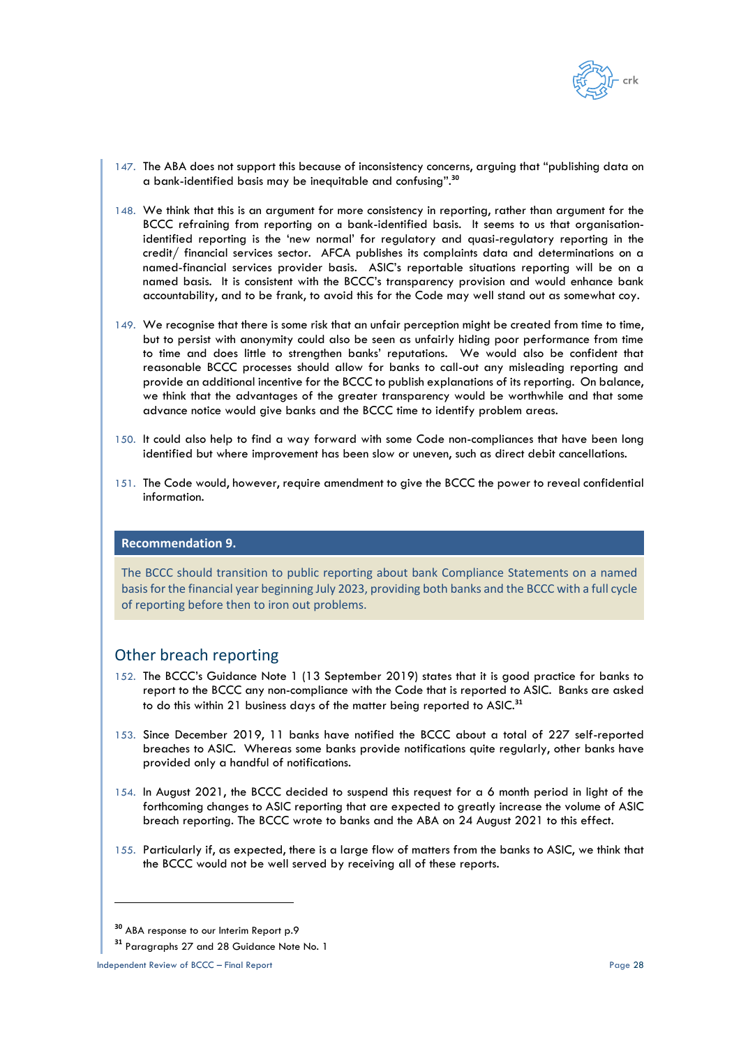147. The ABA does not support this because of inconsistency concerns, arguing that "publishing data on a bank-identified basis may be inequitable and confusing".[30]

148. We think that this is an argument for more consistency in reporting, rather than argument for the BCCC refraining from reporting on a bank-identified basis. It seems to us that organisation-identified reporting is the 'new normal' for regulatory and quasi-regulatory reporting in the credit/ financial services sector. AFCA publishes its complaints data and determinations on a named-financial services provider basis. ASIC's reportable situations reporting will be on a named basis. It is consistent with the BCCC's transparency provision and would enhance bank accountability, and to be frank, to avoid this for the Code may well stand out as somewhat coy.

149. We recognise that there is some risk that an unfair perception might be created from time to time, but to persist with anonymity could also be seen as unfairly hiding poor performance from time to time and does little to strengthen banks' reputations. We would also be confident that reasonable BCCC processes should allow for banks to call-out any misleading reporting and provide an additional incentive for the BCCC to publish explanations of its reporting. On balance, we think that the advantages of the greater transparency would be worthwhile and that some advance notice would give banks and the BCCC time to identify problem areas.

150. It could also help to find a way forward with some Code non-compliances that have been long identified but where improvement has been slow or uneven, such as direct debit cancellations.

151. The Code would, however, require amendment to give the BCCC the power to reveal confidential information.

**Recommendation 9.**

The BCCC should transition to public reporting about bank Compliance Statements on a named basis for the financial year beginning July 2023, providing both banks and the BCCC with a full cycle of reporting before then to iron out problems.

## Other breach reporting

152. The BCCC's Guidance Note 1 (13 September 2019) states that it is good practice for banks to report to the BCCC any non-compliance with the Code that is reported to ASIC. Banks are asked to do this within 21 business days of the matter being reported to ASIC.[31]

153. Since December 2019, 11 banks have notified the BCCC about a total of 227 self-reported breaches to ASIC. Whereas some banks provide notifications quite regularly, other banks have provided only a handful of notifications.

154. In August 2021, the BCCC decided to suspend this request for a 6 month period in light of the forthcoming changes to ASIC reporting that are expected to greatly increase the volume of ASIC breach reporting. The BCCC wrote to banks and the ABA on 24 August 2021 to this effect.

155. Particularly if, as expected, there is a large flow of matters from the banks to ASIC, we think that the BCCC would not be well served by receiving all of these reports.

---

[30] ABA response to our Interim Report p.9

[31] Paragraphs 27 and 28 Guidance Note No. 1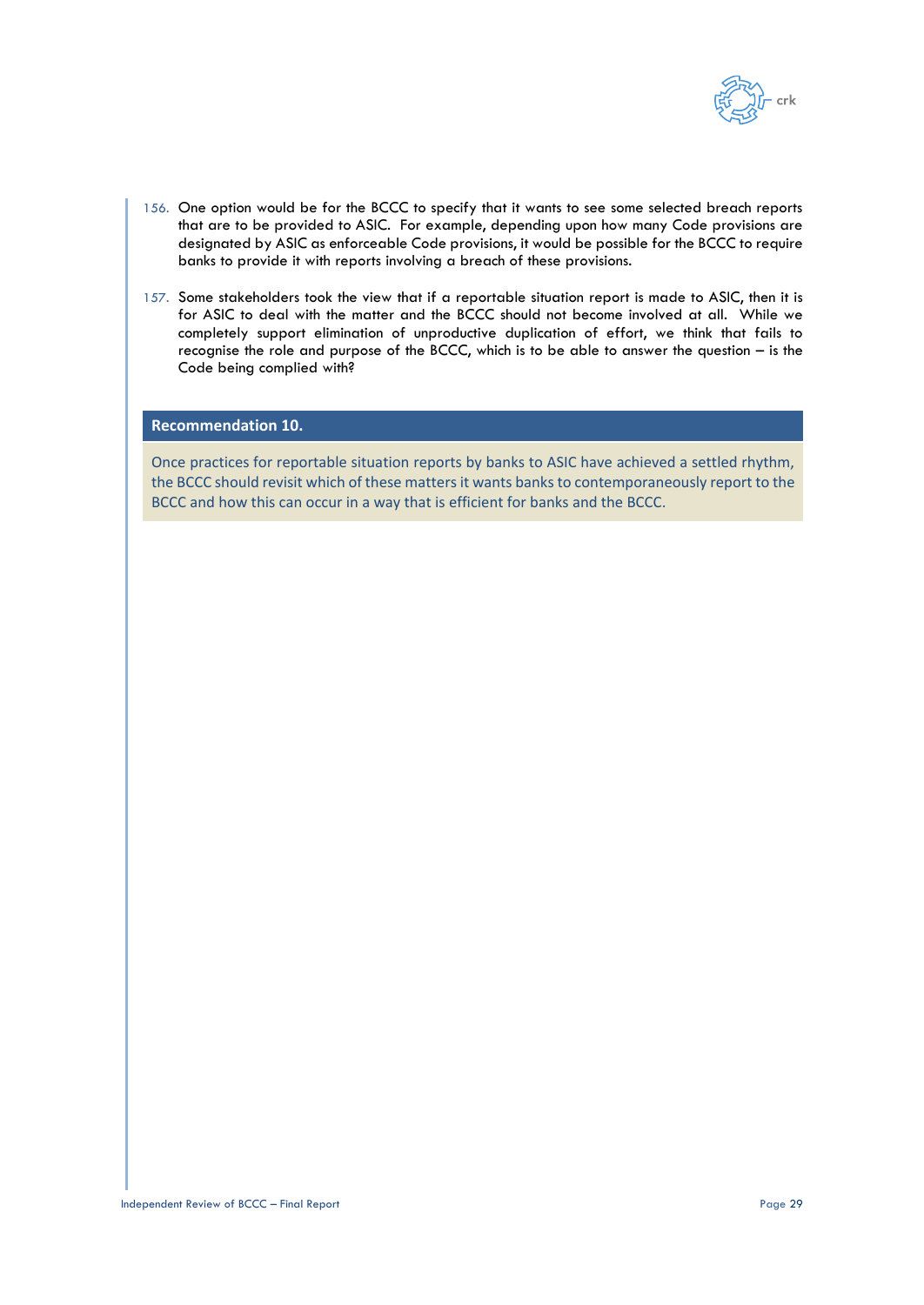156. One option would be for the BCCC to specify that it wants to see some selected breach reports that are to be provided to ASIC. For example, depending upon how many Code provisions are designated by ASIC as enforceable Code provisions, it would be possible for the BCCC to require banks to provide it with reports involving a breach of these provisions.

157. Some stakeholders took the view that if a reportable situation report is made to ASIC, then it is for ASIC to deal with the matter and the BCCC should not become involved at all. While we completely support elimination of unproductive duplication of effort, we think that fails to recognise the role and purpose of the BCCC, which is to be able to answer the question – is the Code being complied with?

**Recommendation 10.**

Once practices for reportable situation reports by banks to ASIC have achieved a settled rhythm, the BCCC should revisit which of these matters it wants banks to contemporaneously report to the BCCC and how this can occur in a way that is efficient for banks and the BCCC.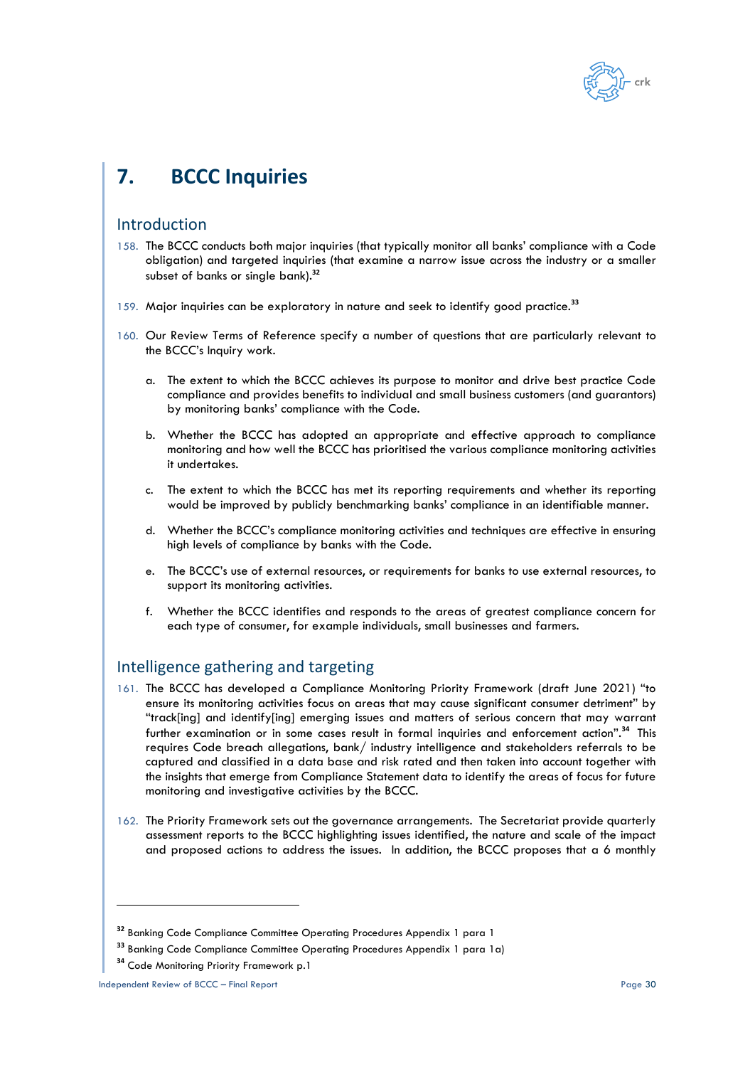# 7. BCCC Inquiries

## Introduction

158. The BCCC conducts both major inquiries (that typically monitor all banks' compliance with a Code obligation) and targeted inquiries (that examine a narrow issue across the industry or a smaller subset of banks or single bank).[32]

159. Major inquiries can be exploratory in nature and seek to identify good practice.[33]

160. Our Review Terms of Reference specify a number of questions that are particularly relevant to the BCCC's Inquiry work.

    a. The extent to which the BCCC achieves its purpose to monitor and drive best practice Code compliance and provides benefits to individual and small business customers (and guarantors) by monitoring banks' compliance with the Code.

    b. Whether the BCCC has adopted an appropriate and effective approach to compliance monitoring and how well the BCCC has prioritised the various compliance monitoring activities it undertakes.

    c. The extent to which the BCCC has met its reporting requirements and whether its reporting would be improved by publicly benchmarking banks' compliance in an identifiable manner.

    d. Whether the BCCC's compliance monitoring activities and techniques are effective in ensuring high levels of compliance by banks with the Code.

    e. The BCCC's use of external resources, or requirements for banks to use external resources, to support its monitoring activities.

    f. Whether the BCCC identifies and responds to the areas of greatest compliance concern for each type of consumer, for example individuals, small businesses and farmers.

## Intelligence gathering and targeting

161. The BCCC has developed a Compliance Monitoring Priority Framework (draft June 2021) "to ensure its monitoring activities focus on areas that may cause significant consumer detriment" by "track[ing] and identify[ing] emerging issues and matters of serious concern that may warrant further examination or in some cases result in formal inquiries and enforcement action".[34] This requires Code breach allegations, bank/ industry intelligence and stakeholders referrals to be captured and classified in a data base and risk rated and then taken into account together with the insights that emerge from Compliance Statement data to identify the areas of focus for future monitoring and investigative activities by the BCCC.

162. The Priority Framework sets out the governance arrangements. The Secretariat provide quarterly assessment reports to the BCCC highlighting issues identified, the nature and scale of the impact and proposed actions to address the issues. In addition, the BCCC proposes that a 6 monthly

---

[32] Banking Code Compliance Committee Operating Procedures Appendix 1 para 1

[33] Banking Code Compliance Committee Operating Procedures Appendix 1 para 1a)

[34] Code Monitoring Priority Framework p.1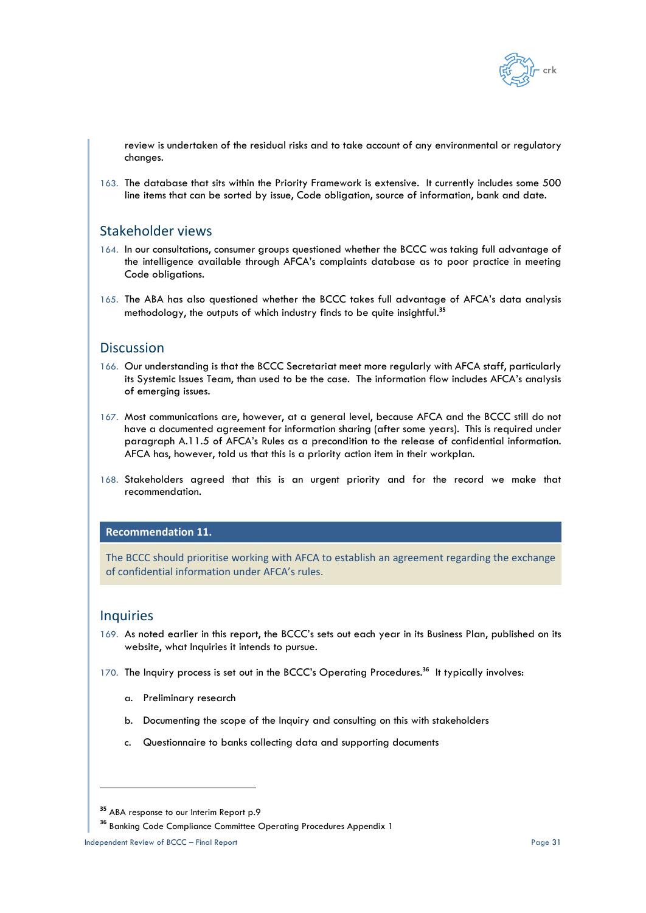review is undertaken of the residual risks and to take account of any environmental or regulatory changes.

163. The database that sits within the Priority Framework is extensive. It currently includes some 500 line items that can be sorted by issue, Code obligation, source of information, bank and date.

## Stakeholder views

164. In our consultations, consumer groups questioned whether the BCCC was taking full advantage of the intelligence available through AFCA's complaints database as to poor practice in meeting Code obligations.

165. The ABA has also questioned whether the BCCC takes full advantage of AFCA's data analysis methodology, the outputs of which industry finds to be quite insightful.[35]

## Discussion

166. Our understanding is that the BCCC Secretariat meet more regularly with AFCA staff, particularly its Systemic Issues Team, than used to be the case. The information flow includes AFCA's analysis of emerging issues.

167. Most communications are, however, at a general level, because AFCA and the BCCC still do not have a documented agreement for information sharing (after some years). This is required under paragraph A.11.5 of AFCA's Rules as a precondition to the release of confidential information. AFCA has, however, told us that this is a priority action item in their workplan.

168. Stakeholders agreed that this is an urgent priority and for the record we make that recommendation.

**Recommendation 11.**

The BCCC should prioritise working with AFCA to establish an agreement regarding the exchange of confidential information under AFCA's rules.

## Inquiries

169. As noted earlier in this report, the BCCC's sets out each year in its Business Plan, published on its website, what Inquiries it intends to pursue.

170. The Inquiry process is set out in the BCCC's Operating Procedures.[36] It typically involves:

    a. Preliminary research

    b. Documenting the scope of the Inquiry and consulting on this with stakeholders

    c. Questionnaire to banks collecting data and supporting documents

---

[35] ABA response to our Interim Report p.9

[36] Banking Code Compliance Committee Operating Procedures Appendix 1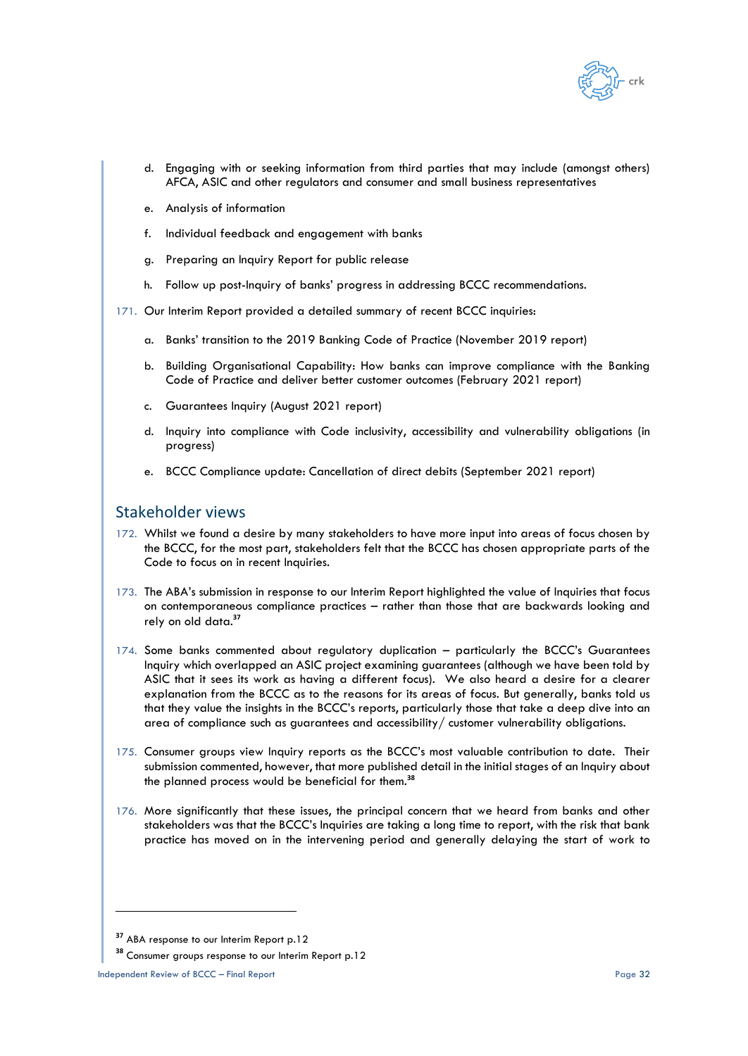d. Engaging with or seeking information from third parties that may include (amongst others) AFCA, ASIC and other regulators and consumer and small business representatives

e. Analysis of information

f. Individual feedback and engagement with banks

g. Preparing an Inquiry Report for public release

h. Follow up post-Inquiry of banks' progress in addressing BCCC recommendations.

171. Our Interim Report provided a detailed summary of recent BCCC inquiries:

a. Banks' transition to the 2019 Banking Code of Practice (November 2019 report)

b. Building Organisational Capability: How banks can improve compliance with the Banking Code of Practice and deliver better customer outcomes (February 2021 report)

c. Guarantees Inquiry (August 2021 report)

d. Inquiry into compliance with Code inclusivity, accessibility and vulnerability obligations (in progress)

e. BCCC Compliance update: Cancellation of direct debits (September 2021 report)

## Stakeholder views

172. Whilst we found a desire by many stakeholders to have more input into areas of focus chosen by the BCCC, for the most part, stakeholders felt that the BCCC has chosen appropriate parts of the Code to focus on in recent Inquiries.

173. The ABA's submission in response to our Interim Report highlighted the value of Inquiries that focus on contemporaneous compliance practices – rather than those that are backwards looking and rely on old data.[37]

174. Some banks commented about regulatory duplication – particularly the BCCC's Guarantees Inquiry which overlapped an ASIC project examining guarantees (although we have been told by ASIC that it sees its work as having a different focus). We also heard a desire for a clearer explanation from the BCCC as to the reasons for its areas of focus. But generally, banks told us that they value the insights in the BCCC's reports, particularly those that take a deep dive into an area of compliance such as guarantees and accessibility/ customer vulnerability obligations.

175. Consumer groups view Inquiry reports as the BCCC's most valuable contribution to date. Their submission commented, however, that more published detail in the initial stages of an Inquiry about the planned process would be beneficial for them.[38]

176. More significantly that these issues, the principal concern that we heard from banks and other stakeholders was that the BCCC's Inquiries are taking a long time to report, with the risk that bank practice has moved on in the intervening period and generally delaying the start of work to

[37] ABA response to our Interim Report p.12

[38] Consumer groups response to our Interim Report p.12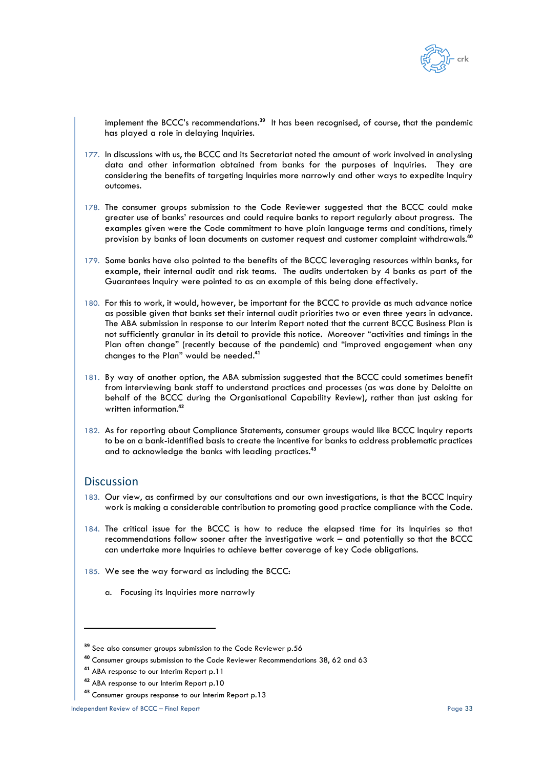implement the BCCC's recommendations.[39] It has been recognised, of course, that the pandemic has played a role in delaying Inquiries.

177. In discussions with us, the BCCC and its Secretariat noted the amount of work involved in analysing data and other information obtained from banks for the purposes of Inquiries. They are considering the benefits of targeting Inquiries more narrowly and other ways to expedite Inquiry outcomes.

178. The consumer groups submission to the Code Reviewer suggested that the BCCC could make greater use of banks' resources and could require banks to report regularly about progress. The examples given were the Code commitment to have plain language terms and conditions, timely provision by banks of loan documents on customer request and customer complaint withdrawals.[40]

179. Some banks have also pointed to the benefits of the BCCC leveraging resources within banks, for example, their internal audit and risk teams. The audits undertaken by 4 banks as part of the Guarantees Inquiry were pointed to as an example of this being done effectively.

180. For this to work, it would, however, be important for the BCCC to provide as much advance notice as possible given that banks set their internal audit priorities two or even three years in advance. The ABA submission in response to our Interim Report noted that the current BCCC Business Plan is not sufficiently granular in its detail to provide this notice. Moreover "activities and timings in the Plan often change" (recently because of the pandemic) and "improved engagement when any changes to the Plan" would be needed.[41]

181. By way of another option, the ABA submission suggested that the BCCC could sometimes benefit from interviewing bank staff to understand practices and processes (as was done by Deloitte on behalf of the BCCC during the Organisational Capability Review), rather than just asking for written information.[42]

182. As for reporting about Compliance Statements, consumer groups would like BCCC Inquiry reports to be on a bank-identified basis to create the incentive for banks to address problematic practices and to acknowledge the banks with leading practices.[43]

## Discussion

183. Our view, as confirmed by our consultations and our own investigations, is that the BCCC Inquiry work is making a considerable contribution to promoting good practice compliance with the Code.

184. The critical issue for the BCCC is how to reduce the elapsed time for its Inquiries so that recommendations follow sooner after the investigative work – and potentially so that the BCCC can undertake more Inquiries to achieve better coverage of key Code obligations.

185. We see the way forward as including the BCCC:

    a. Focusing its Inquiries more narrowly

---

[39] See also consumer groups submission to the Code Reviewer p.56

[40] Consumer groups submission to the Code Reviewer Recommendations 38, 62 and 63

[41] ABA response to our Interim Report p.11

[42] ABA response to our Interim Report p.10

[43] Consumer groups response to our Interim Report p.13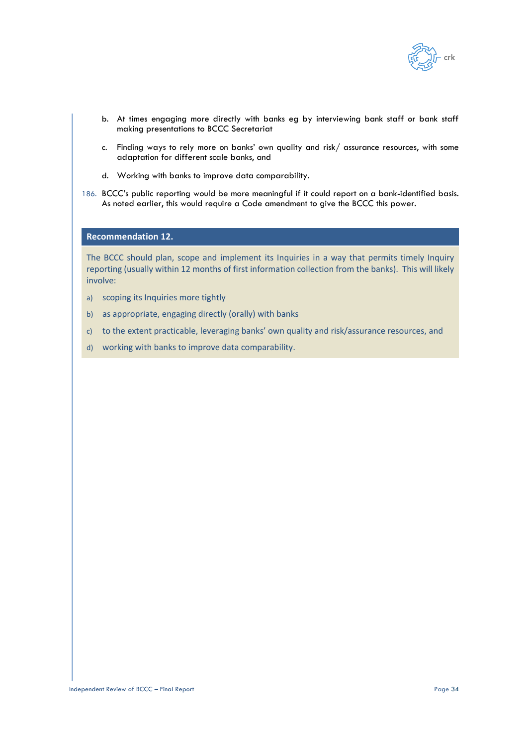b. At times engaging more directly with banks eg by interviewing bank staff or bank staff making presentations to BCCC Secretariat

c. Finding ways to rely more on banks' own quality and risk/ assurance resources, with some adaptation for different scale banks, and

d. Working with banks to improve data comparability.

186. BCCC's public reporting would be more meaningful if it could report on a bank-identified basis. As noted earlier, this would require a Code amendment to give the BCCC this power.

**Recommendation 12.**

The BCCC should plan, scope and implement its Inquiries in a way that permits timely Inquiry reporting (usually within 12 months of first information collection from the banks). This will likely involve:

a) scoping its Inquiries more tightly

b) as appropriate, engaging directly (orally) with banks

c) to the extent practicable, leveraging banks' own quality and risk/assurance resources, and

d) working with banks to improve data comparability.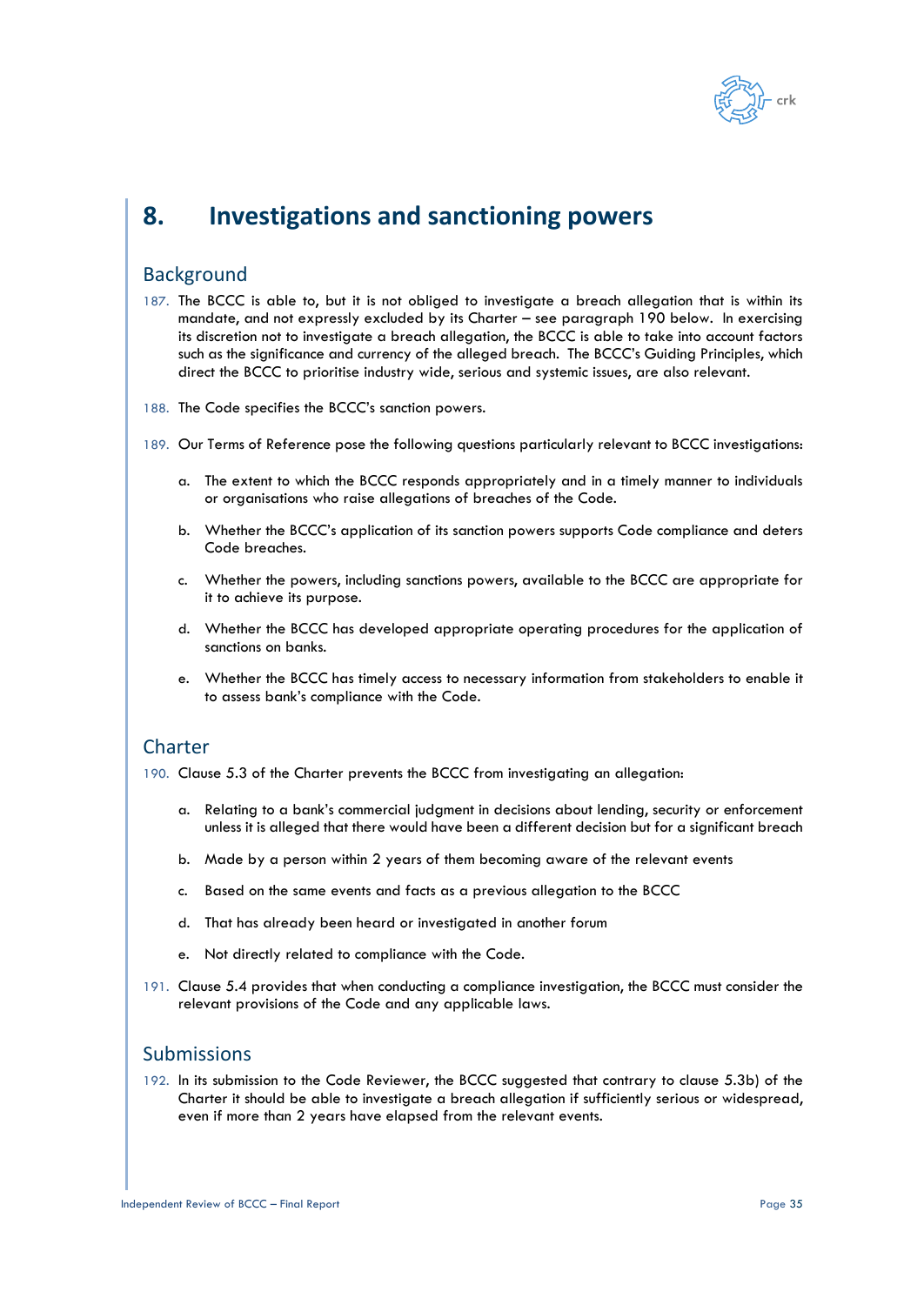# 8. Investigations and sanctioning powers

## Background

187. The BCCC is able to, but it is not obliged to investigate a breach allegation that is within its mandate, and not expressly excluded by its Charter – see paragraph 190 below. In exercising its discretion not to investigate a breach allegation, the BCCC is able to take into account factors such as the significance and currency of the alleged breach. The BCCC's Guiding Principles, which direct the BCCC to prioritise industry wide, serious and systemic issues, are also relevant.

188. The Code specifies the BCCC's sanction powers.

189. Our Terms of Reference pose the following questions particularly relevant to BCCC investigations:

    a. The extent to which the BCCC responds appropriately and in a timely manner to individuals or organisations who raise allegations of breaches of the Code.

    b. Whether the BCCC's application of its sanction powers supports Code compliance and deters Code breaches.

    c. Whether the powers, including sanctions powers, available to the BCCC are appropriate for it to achieve its purpose.

    d. Whether the BCCC has developed appropriate operating procedures for the application of sanctions on banks.

    e. Whether the BCCC has timely access to necessary information from stakeholders to enable it to assess bank's compliance with the Code.

## Charter

190. Clause 5.3 of the Charter prevents the BCCC from investigating an allegation:

    a. Relating to a bank's commercial judgment in decisions about lending, security or enforcement unless it is alleged that there would have been a different decision but for a significant breach

    b. Made by a person within 2 years of them becoming aware of the relevant events

    c. Based on the same events and facts as a previous allegation to the BCCC

    d. That has already been heard or investigated in another forum

    e. Not directly related to compliance with the Code.

191. Clause 5.4 provides that when conducting a compliance investigation, the BCCC must consider the relevant provisions of the Code and any applicable laws.

## Submissions

192. In its submission to the Code Reviewer, the BCCC suggested that contrary to clause 5.3b) of the Charter it should be able to investigate a breach allegation if sufficiently serious or widespread, even if more than 2 years have elapsed from the relevant events.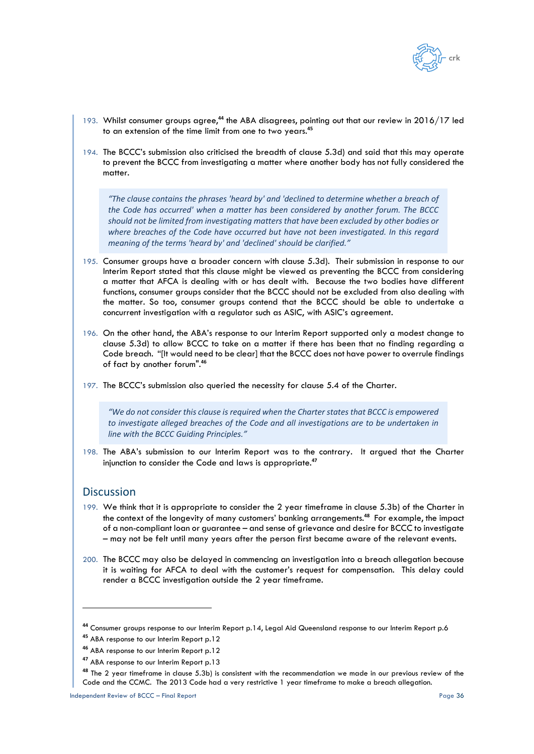193. Whilst consumer groups agree,[44] the ABA disagrees, pointing out that our review in 2016/17 led to an extension of the time limit from one to two years.[45]

194. The BCCC's submission also criticised the breadth of clause 5.3d) and said that this may operate to prevent the BCCC from investigating a matter where another body has not fully considered the matter.

> *"The clause contains the phrases 'heard by' and 'declined to determine whether a breach of the Code has occurred' when a matter has been considered by another forum. The BCCC should not be limited from investigating matters that have been excluded by other bodies or where breaches of the Code have occurred but have not been investigated. In this regard meaning of the terms 'heard by' and 'declined' should be clarified."*

195. Consumer groups have a broader concern with clause 5.3d). Their submission in response to our Interim Report stated that this clause might be viewed as preventing the BCCC from considering a matter that AFCA is dealing with or has dealt with. Because the two bodies have different functions, consumer groups consider that the BCCC should not be excluded from also dealing with the matter. So too, consumer groups contend that the BCCC should be able to undertake a concurrent investigation with a regulator such as ASIC, with ASIC's agreement.

196. On the other hand, the ABA's response to our Interim Report supported only a modest change to clause 5.3d) to allow BCCC to take on a matter if there has been that no finding regarding a Code breach. "[It would need to be clear] that the BCCC does not have power to overrule findings of fact by another forum".[46]

197. The BCCC's submission also queried the necessity for clause 5.4 of the Charter.

> *"We do not consider this clause is required when the Charter states that BCCC is empowered to investigate alleged breaches of the Code and all investigations are to be undertaken in line with the BCCC Guiding Principles."*

198. The ABA's submission to our Interim Report was to the contrary. It argued that the Charter injunction to consider the Code and laws is appropriate.[47]

## Discussion

199. We think that it is appropriate to consider the 2 year timeframe in clause 5.3b) of the Charter in the context of the longevity of many customers' banking arrangements.[48] For example, the impact of a non-compliant loan or guarantee – and sense of grievance and desire for BCCC to investigate – may not be felt until many years after the person first became aware of the relevant events.

200. The BCCC may also be delayed in commencing an investigation into a breach allegation because it is waiting for AFCA to deal with the customer's request for compensation. This delay could render a BCCC investigation outside the 2 year timeframe.

---

[44] Consumer groups response to our Interim Report p.14, Legal Aid Queensland response to our Interim Report p.6

[45] ABA response to our Interim Report p.12

[46] ABA response to our Interim Report p.12

[47] ABA response to our Interim Report p.13

[48] The 2 year timeframe in clause 5.3b) is consistent with the recommendation we made in our previous review of the Code and the CCMC. The 2013 Code had a very restrictive 1 year timeframe to make a breach allegation.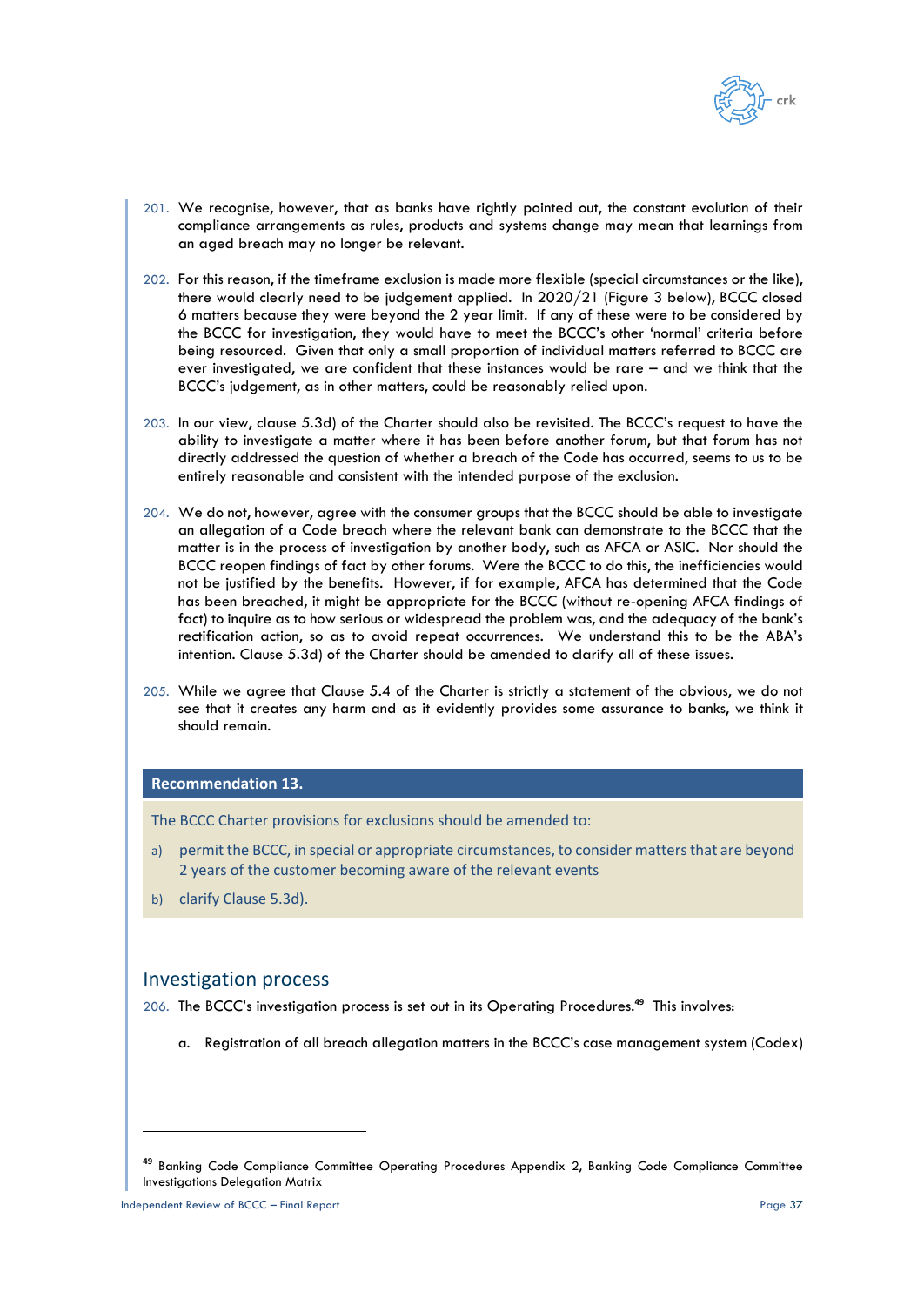201. We recognise, however, that as banks have rightly pointed out, the constant evolution of their compliance arrangements as rules, products and systems change may mean that learnings from an aged breach may no longer be relevant.

202. For this reason, if the timeframe exclusion is made more flexible (special circumstances or the like), there would clearly need to be judgement applied. In 2020/21 (Figure 3 below), BCCC closed 6 matters because they were beyond the 2 year limit. If any of these were to be considered by the BCCC for investigation, they would have to meet the BCCC's other 'normal' criteria before being resourced. Given that only a small proportion of individual matters referred to BCCC are ever investigated, we are confident that these instances would be rare – and we think that the BCCC's judgement, as in other matters, could be reasonably relied upon.

203. In our view, clause 5.3d) of the Charter should also be revisited. The BCCC's request to have the ability to investigate a matter where it has been before another forum, but that forum has not directly addressed the question of whether a breach of the Code has occurred, seems to us to be entirely reasonable and consistent with the intended purpose of the exclusion.

204. We do not, however, agree with the consumer groups that the BCCC should be able to investigate an allegation of a Code breach where the relevant bank can demonstrate to the BCCC that the matter is in the process of investigation by another body, such as AFCA or ASIC. Nor should the BCCC reopen findings of fact by other forums. Were the BCCC to do this, the inefficiencies would not be justified by the benefits. However, if for example, AFCA has determined that the Code has been breached, it might be appropriate for the BCCC (without re-opening AFCA findings of fact) to inquire as to how serious or widespread the problem was, and the adequacy of the bank's rectification action, so as to avoid repeat occurrences. We understand this to be the ABA's intention. Clause 5.3d) of the Charter should be amended to clarify all of these issues.

205. While we agree that Clause 5.4 of the Charter is strictly a statement of the obvious, we do not see that it creates any harm and as it evidently provides some assurance to banks, we think it should remain.

> **Recommendation 13.**
>
> The BCCC Charter provisions for exclusions should be amended to:
>
> a) permit the BCCC, in special or appropriate circumstances, to consider matters that are beyond 2 years of the customer becoming aware of the relevant events
>
> b) clarify Clause 5.3d).

## Investigation process

206. The BCCC's investigation process is set out in its Operating Procedures.[49] This involves:

   a. Registration of all breach allegation matters in the BCCC's case management system (Codex)

---

[49] Banking Code Compliance Committee Operating Procedures Appendix 2, Banking Code Compliance Committee Investigations Delegation Matrix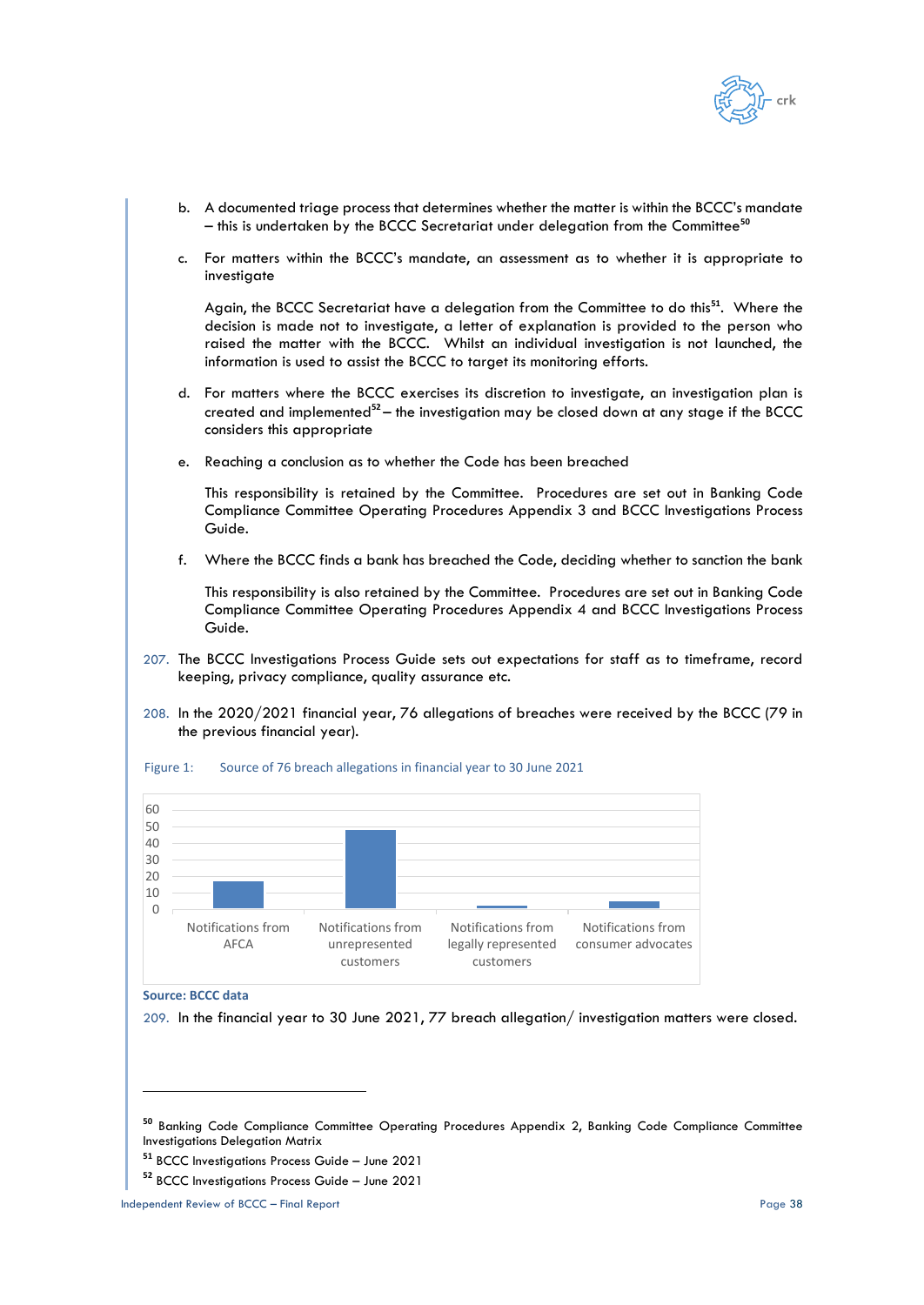b. A documented triage process that determines whether the matter is within the BCCC's mandate – this is undertaken by the BCCC Secretariat under delegation from the Committee[50]

c. For matters within the BCCC's mandate, an assessment as to whether it is appropriate to investigate

   Again, the BCCC Secretariat have a delegation from the Committee to do this[51]. Where the decision is made not to investigate, a letter of explanation is provided to the person who raised the matter with the BCCC. Whilst an individual investigation is not launched, the information is used to assist the BCCC to target its monitoring efforts.

d. For matters where the BCCC exercises its discretion to investigate, an investigation plan is created and implemented[52] – the investigation may be closed down at any stage if the BCCC considers this appropriate

e. Reaching a conclusion as to whether the Code has been breached

   This responsibility is retained by the Committee. Procedures are set out in Banking Code Compliance Committee Operating Procedures Appendix 3 and BCCC Investigations Process Guide.

f. Where the BCCC finds a bank has breached the Code, deciding whether to sanction the bank

   This responsibility is also retained by the Committee. Procedures are set out in Banking Code Compliance Committee Operating Procedures Appendix 4 and BCCC Investigations Process Guide.

207. The BCCC Investigations Process Guide sets out expectations for staff as to timeframe, record keeping, privacy compliance, quality assurance etc.

208. In the 2020/2021 financial year, 76 allegations of breaches were received by the BCCC (79 in the previous financial year).

Figure 1: Source of 76 breach allegations in financial year to 30 June 2021

| Source | Approx. count |
|---|---|
| Notifications from AFCA | ~17 |
| Notifications from unrepresented customers | ~48 |
| Notifications from legally represented customers | ~1 |
| Notifications from consumer advocates | ~4 |

Source: BCCC data

209. In the financial year to 30 June 2021, 77 breach allegation/ investigation matters were closed.

---

[50] Banking Code Compliance Committee Operating Procedures Appendix 2, Banking Code Compliance Committee Investigations Delegation Matrix

[51] BCCC Investigations Process Guide – June 2021

[52] BCCC Investigations Process Guide – June 2021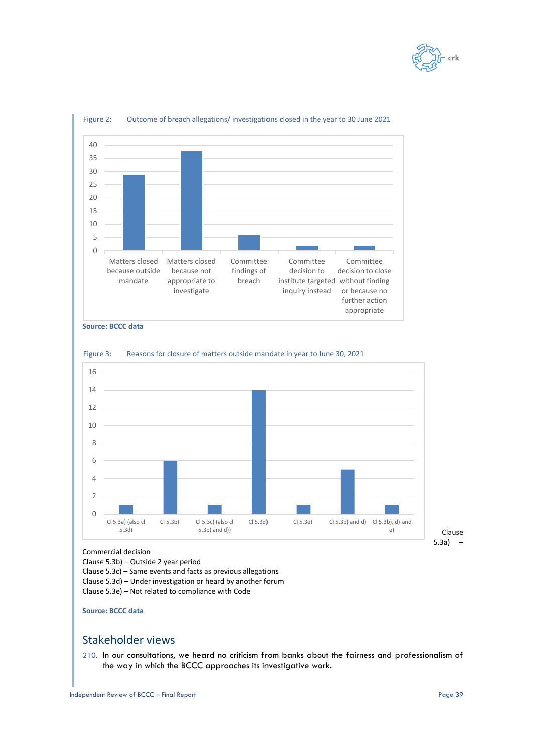Figure 2: Outcome of breach allegations/ investigations closed in the year to 30 June 2021

| Outcome | Number |
|---|---|
| Matters closed because outside mandate | 29 |
| Matters closed because not appropriate to investigate | 38 |
| Committee findings of breach | 6 |
| Committee decision to institute targeted inquiry instead | 1 |
| Committee decision to close without finding or because no further action appropriate | 1 |

**Source: BCCC data**

Figure 3: Reasons for closure of matters outside mandate in year to June 30, 2021

| Reason | Number |
|---|---|
| Cl 5.3a) (also cl 5.3d) | 1 |
| Cl 5.3b) | 6 |
| Cl 5.3c) (also cl 5.3b) and d)) | 1 |
| Cl 5.3d) | 14 |
| Cl 5.3e) | 1 |
| Cl 5.3b) and d) | 5 |
| Cl 5.3b), d) and e) | 1 |

Clause 5.3a) – Commercial decision
Clause 5.3b) – Outside 2 year period
Clause 5.3c) – Same events and facts as previous allegations
Clause 5.3d) – Under investigation or heard by another forum
Clause 5.3e) – Not related to compliance with Code

**Source: BCCC data**

## Stakeholder views

210. In our consultations, we heard no criticism from banks about the fairness and professionalism of the way in which the BCCC approaches its investigative work.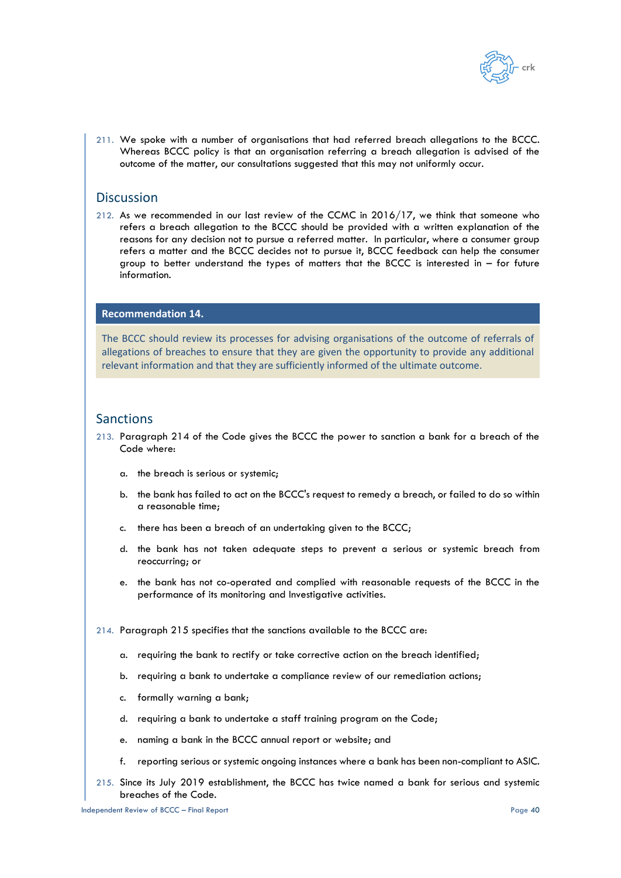211. We spoke with a number of organisations that had referred breach allegations to the BCCC. Whereas BCCC policy is that an organisation referring a breach allegation is advised of the outcome of the matter, our consultations suggested that this may not uniformly occur.

## Discussion

212. As we recommended in our last review of the CCMC in 2016/17, we think that someone who refers a breach allegation to the BCCC should be provided with a written explanation of the reasons for any decision not to pursue a referred matter. In particular, where a consumer group refers a matter and the BCCC decides not to pursue it, BCCC feedback can help the consumer group to better understand the types of matters that the BCCC is interested in – for future information.

**Recommendation 14.**

The BCCC should review its processes for advising organisations of the outcome of referrals of allegations of breaches to ensure that they are given the opportunity to provide any additional relevant information and that they are sufficiently informed of the ultimate outcome.

## Sanctions

213. Paragraph 214 of the Code gives the BCCC the power to sanction a bank for a breach of the Code where:

   a. the breach is serious or systemic;

   b. the bank has failed to act on the BCCC's request to remedy a breach, or failed to do so within a reasonable time;

   c. there has been a breach of an undertaking given to the BCCC;

   d. the bank has not taken adequate steps to prevent a serious or systemic breach from reoccurring; or

   e. the bank has not co-operated and complied with reasonable requests of the BCCC in the performance of its monitoring and Investigative activities.

214. Paragraph 215 specifies that the sanctions available to the BCCC are:

   a. requiring the bank to rectify or take corrective action on the breach identified;

   b. requiring a bank to undertake a compliance review of our remediation actions;

   c. formally warning a bank;

   d. requiring a bank to undertake a staff training program on the Code;

   e. naming a bank in the BCCC annual report or website; and

   f. reporting serious or systemic ongoing instances where a bank has been non-compliant to ASIC.

215. Since its July 2019 establishment, the BCCC has twice named a bank for serious and systemic breaches of the Code.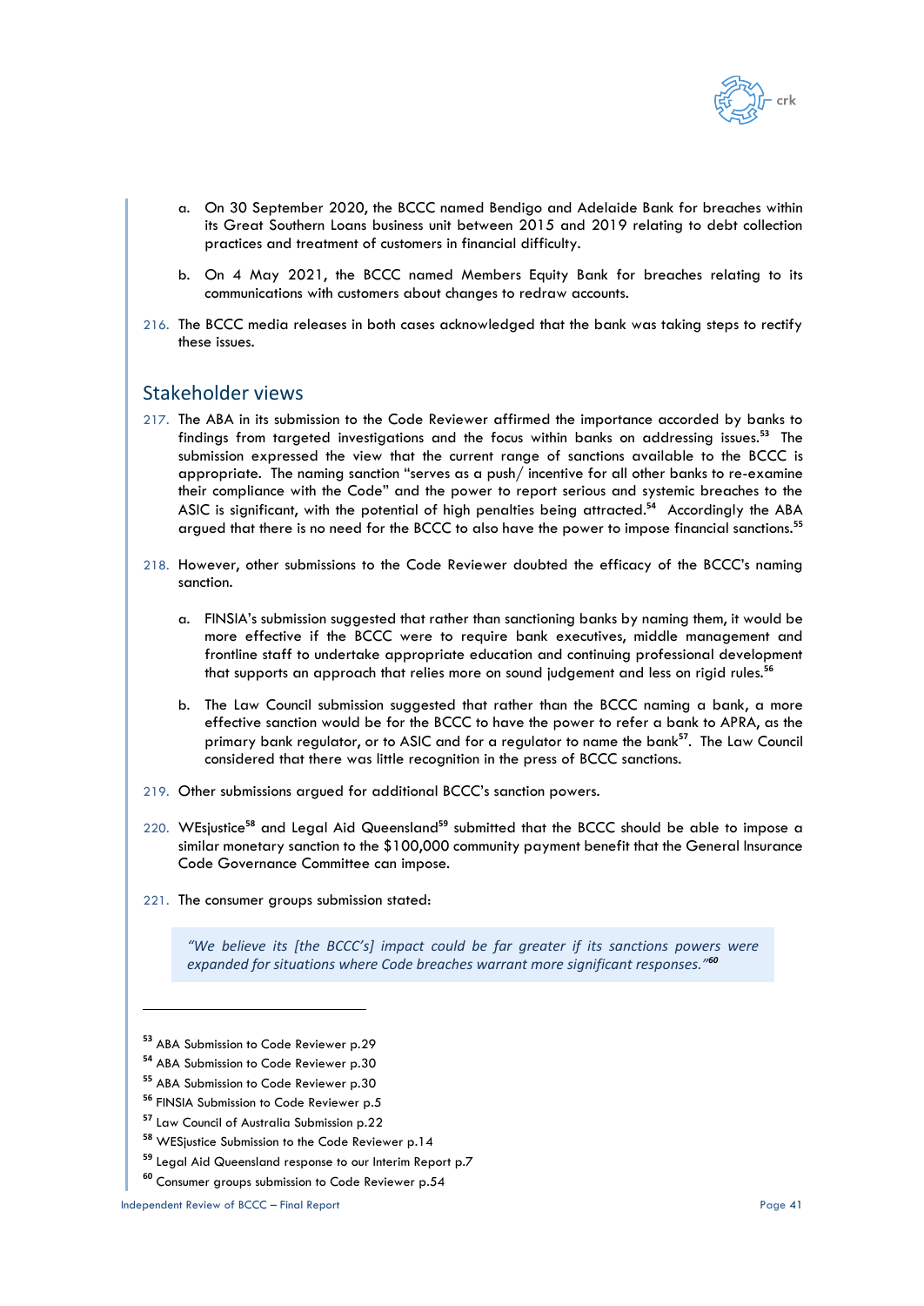a. On 30 September 2020, the BCCC named Bendigo and Adelaide Bank for breaches within its Great Southern Loans business unit between 2015 and 2019 relating to debt collection practices and treatment of customers in financial difficulty.

b. On 4 May 2021, the BCCC named Members Equity Bank for breaches relating to its communications with customers about changes to redraw accounts.

216. The BCCC media releases in both cases acknowledged that the bank was taking steps to rectify these issues.

## Stakeholder views

217. The ABA in its submission to the Code Reviewer affirmed the importance accorded by banks to findings from targeted investigations and the focus within banks on addressing issues.[53] The submission expressed the view that the current range of sanctions available to the BCCC is appropriate. The naming sanction "serves as a push/ incentive for all other banks to re-examine their compliance with the Code" and the power to report serious and systemic breaches to the ASIC is significant, with the potential of high penalties being attracted.[54] Accordingly the ABA argued that there is no need for the BCCC to also have the power to impose financial sanctions.[55]

218. However, other submissions to the Code Reviewer doubted the efficacy of the BCCC's naming sanction.

a. FINSIA's submission suggested that rather than sanctioning banks by naming them, it would be more effective if the BCCC were to require bank executives, middle management and frontline staff to undertake appropriate education and continuing professional development that supports an approach that relies more on sound judgement and less on rigid rules.[56]

b. The Law Council submission suggested that rather than the BCCC naming a bank, a more effective sanction would be for the BCCC to have the power to refer a bank to APRA, as the primary bank regulator, or to ASIC and for a regulator to name the bank[57]. The Law Council considered that there was little recognition in the press of BCCC sanctions.

219. Other submissions argued for additional BCCC's sanction powers.

220. WEsjustice[58] and Legal Aid Queensland[59] submitted that the BCCC should be able to impose a similar monetary sanction to the $100,000 community payment benefit that the General Insurance Code Governance Committee can impose.

221. The consumer groups submission stated:

> *"We believe its [the BCCC's] impact could be far greater if its sanctions powers were expanded for situations where Code breaches warrant more significant responses."*[60]

---

[53] ABA Submission to Code Reviewer p.29

[54] ABA Submission to Code Reviewer p.30

[55] ABA Submission to Code Reviewer p.30

[56] FINSIA Submission to Code Reviewer p.5

[57] Law Council of Australia Submission p.22

[58] WESjustice Submission to the Code Reviewer p.14

[59] Legal Aid Queensland response to our Interim Report p.7

[60] Consumer groups submission to Code Reviewer p.54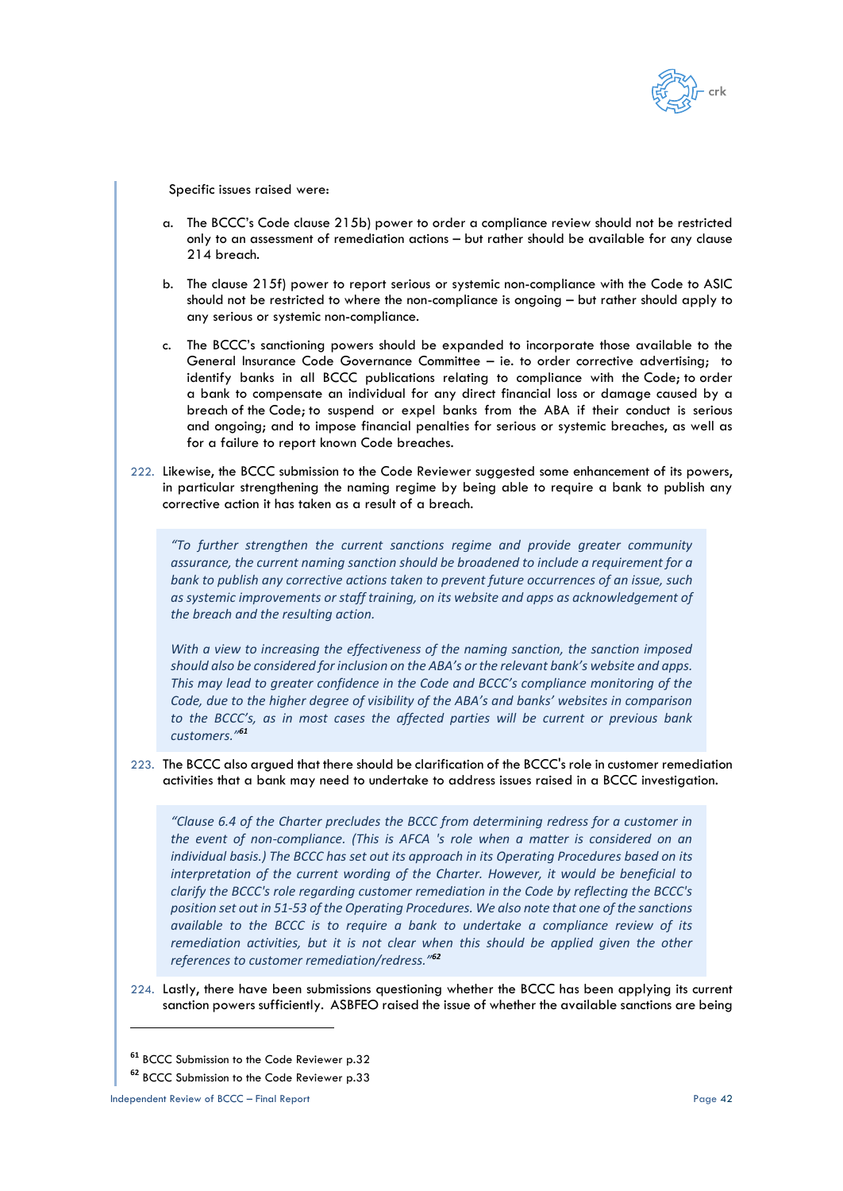Specific issues raised were:

a. The BCCC's Code clause 215b) power to order a compliance review should not be restricted only to an assessment of remediation actions – but rather should be available for any clause 214 breach.

b. The clause 215f) power to report serious or systemic non-compliance with the Code to ASIC should not be restricted to where the non-compliance is ongoing – but rather should apply to any serious or systemic non-compliance.

c. The BCCC's sanctioning powers should be expanded to incorporate those available to the General Insurance Code Governance Committee – ie. to order corrective advertising; to identify banks in all BCCC publications relating to compliance with the Code; to order a bank to compensate an individual for any direct financial loss or damage caused by a breach of the Code; to suspend or expel banks from the ABA if their conduct is serious and ongoing; and to impose financial penalties for serious or systemic breaches, as well as for a failure to report known Code breaches.

222. Likewise, the BCCC submission to the Code Reviewer suggested some enhancement of its powers, in particular strengthening the naming regime by being able to require a bank to publish any corrective action it has taken as a result of a breach.

> *"To further strengthen the current sanctions regime and provide greater community assurance, the current naming sanction should be broadened to include a requirement for a bank to publish any corrective actions taken to prevent future occurrences of an issue, such as systemic improvements or staff training, on its website and apps as acknowledgement of the breach and the resulting action.*
>
> *With a view to increasing the effectiveness of the naming sanction, the sanction imposed should also be considered for inclusion on the ABA's or the relevant bank's website and apps. This may lead to greater confidence in the Code and BCCC's compliance monitoring of the Code, due to the higher degree of visibility of the ABA's and banks' websites in comparison to the BCCC's, as in most cases the affected parties will be current or previous bank customers."*[61]

223. The BCCC also argued that there should be clarification of the BCCC's role in customer remediation activities that a bank may need to undertake to address issues raised in a BCCC investigation.

> *"Clause 6.4 of the Charter precludes the BCCC from determining redress for a customer in the event of non-compliance. (This is AFCA 's role when a matter is considered on an individual basis.) The BCCC has set out its approach in its Operating Procedures based on its interpretation of the current wording of the Charter. However, it would be beneficial to clarify the BCCC's role regarding customer remediation in the Code by reflecting the BCCC's position set out in 51-53 of the Operating Procedures. We also note that one of the sanctions available to the BCCC is to require a bank to undertake a compliance review of its remediation activities, but it is not clear when this should be applied given the other references to customer remediation/redress."*[62]

224. Lastly, there have been submissions questioning whether the BCCC has been applying its current sanction powers sufficiently. ASBFEO raised the issue of whether the available sanctions are being

---

[61] BCCC Submission to the Code Reviewer p.32

[62] BCCC Submission to the Code Reviewer p.33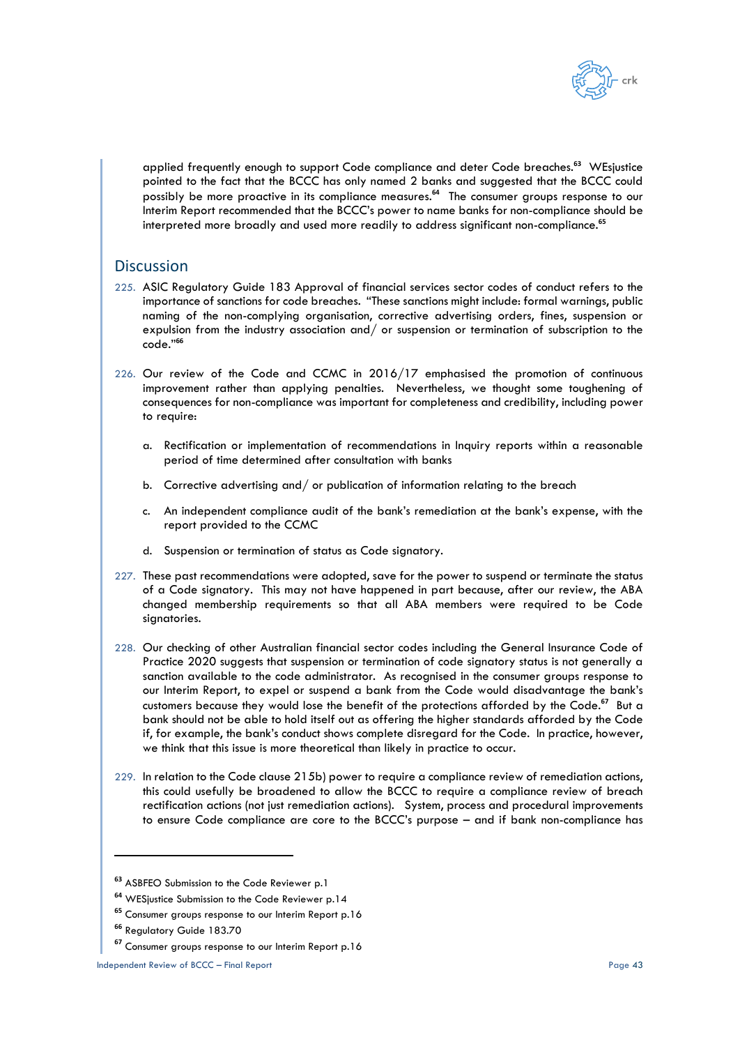applied frequently enough to support Code compliance and deter Code breaches.[63] WEsjustice pointed to the fact that the BCCC has only named 2 banks and suggested that the BCCC could possibly be more proactive in its compliance measures.[64] The consumer groups response to our Interim Report recommended that the BCCC's power to name banks for non-compliance should be interpreted more broadly and used more readily to address significant non-compliance.[65]

## Discussion

225. ASIC Regulatory Guide 183 Approval of financial services sector codes of conduct refers to the importance of sanctions for code breaches. "These sanctions might include: formal warnings, public naming of the non-complying organisation, corrective advertising orders, fines, suspension or expulsion from the industry association and/ or suspension or termination of subscription to the code."[66]

226. Our review of the Code and CCMC in 2016/17 emphasised the promotion of continuous improvement rather than applying penalties. Nevertheless, we thought some toughening of consequences for non-compliance was important for completeness and credibility, including power to require:

    a. Rectification or implementation of recommendations in Inquiry reports within a reasonable period of time determined after consultation with banks

    b. Corrective advertising and/ or publication of information relating to the breach

    c. An independent compliance audit of the bank's remediation at the bank's expense, with the report provided to the CCMC

    d. Suspension or termination of status as Code signatory.

227. These past recommendations were adopted, save for the power to suspend or terminate the status of a Code signatory. This may not have happened in part because, after our review, the ABA changed membership requirements so that all ABA members were required to be Code signatories.

228. Our checking of other Australian financial sector codes including the General Insurance Code of Practice 2020 suggests that suspension or termination of code signatory status is not generally a sanction available to the code administrator. As recognised in the consumer groups response to our Interim Report, to expel or suspend a bank from the Code would disadvantage the bank's customers because they would lose the benefit of the protections afforded by the Code.[67] But a bank should not be able to hold itself out as offering the higher standards afforded by the Code if, for example, the bank's conduct shows complete disregard for the Code. In practice, however, we think that this issue is more theoretical than likely in practice to occur.

229. In relation to the Code clause 215b) power to require a compliance review of remediation actions, this could usefully be broadened to allow the BCCC to require a compliance review of breach rectification actions (not just remediation actions). System, process and procedural improvements to ensure Code compliance are core to the BCCC's purpose – and if bank non-compliance has

---

[63] ASBFEO Submission to the Code Reviewer p.1

[64] WESjustice Submission to the Code Reviewer p.14

[65] Consumer groups response to our Interim Report p.16

[66] Regulatory Guide 183.70

[67] Consumer groups response to our Interim Report p.16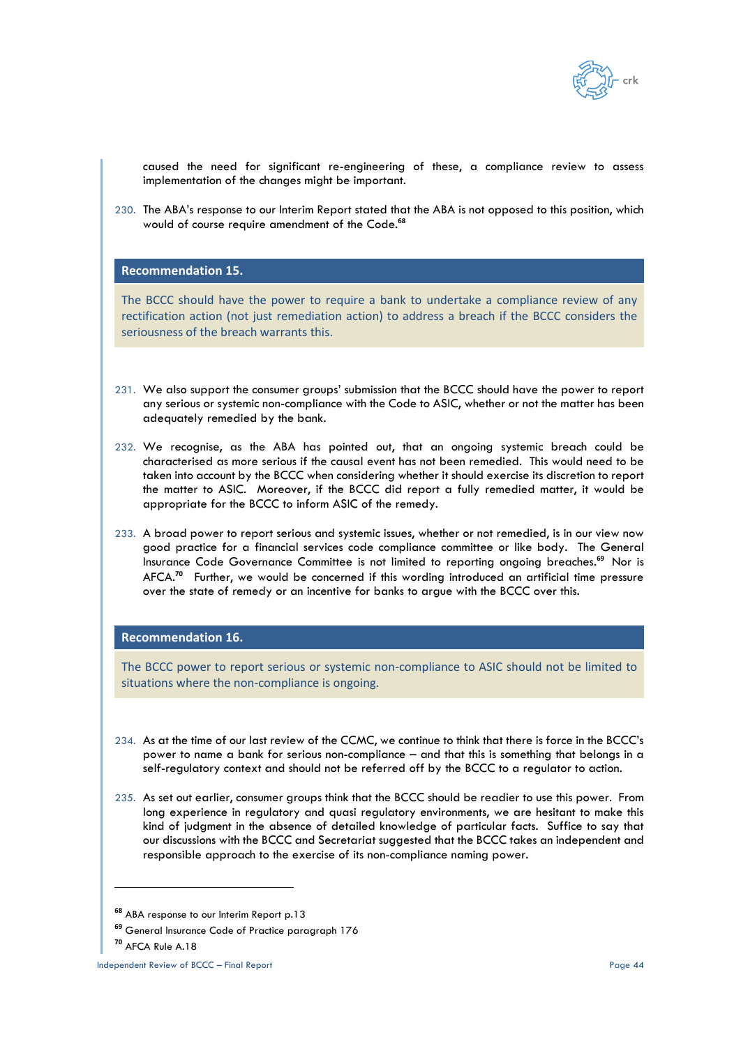caused the need for significant re-engineering of these, a compliance review to assess implementation of the changes might be important.

230. The ABA's response to our Interim Report stated that the ABA is not opposed to this position, which would of course require amendment of the Code.[68]

**Recommendation 15.**

The BCCC should have the power to require a bank to undertake a compliance review of any rectification action (not just remediation action) to address a breach if the BCCC considers the seriousness of the breach warrants this.

231. We also support the consumer groups' submission that the BCCC should have the power to report any serious or systemic non-compliance with the Code to ASIC, whether or not the matter has been adequately remedied by the bank.

232. We recognise, as the ABA has pointed out, that an ongoing systemic breach could be characterised as more serious if the causal event has not been remedied. This would need to be taken into account by the BCCC when considering whether it should exercise its discretion to report the matter to ASIC. Moreover, if the BCCC did report a fully remedied matter, it would be appropriate for the BCCC to inform ASIC of the remedy.

233. A broad power to report serious and systemic issues, whether or not remedied, is in our view now good practice for a financial services code compliance committee or like body. The General Insurance Code Governance Committee is not limited to reporting ongoing breaches.[69] Nor is AFCA.[70] Further, we would be concerned if this wording introduced an artificial time pressure over the state of remedy or an incentive for banks to argue with the BCCC over this.

**Recommendation 16.**

The BCCC power to report serious or systemic non-compliance to ASIC should not be limited to situations where the non-compliance is ongoing.

234. As at the time of our last review of the CCMC, we continue to think that there is force in the BCCC's power to name a bank for serious non-compliance – and that this is something that belongs in a self-regulatory context and should not be referred off by the BCCC to a regulator to action.

235. As set out earlier, consumer groups think that the BCCC should be readier to use this power. From long experience in regulatory and quasi regulatory environments, we are hesitant to make this kind of judgment in the absence of detailed knowledge of particular facts. Suffice to say that our discussions with the BCCC and Secretariat suggested that the BCCC takes an independent and responsible approach to the exercise of its non-compliance naming power.

---

[68] ABA response to our Interim Report p.13

[69] General Insurance Code of Practice paragraph 176

[70] AFCA Rule A.18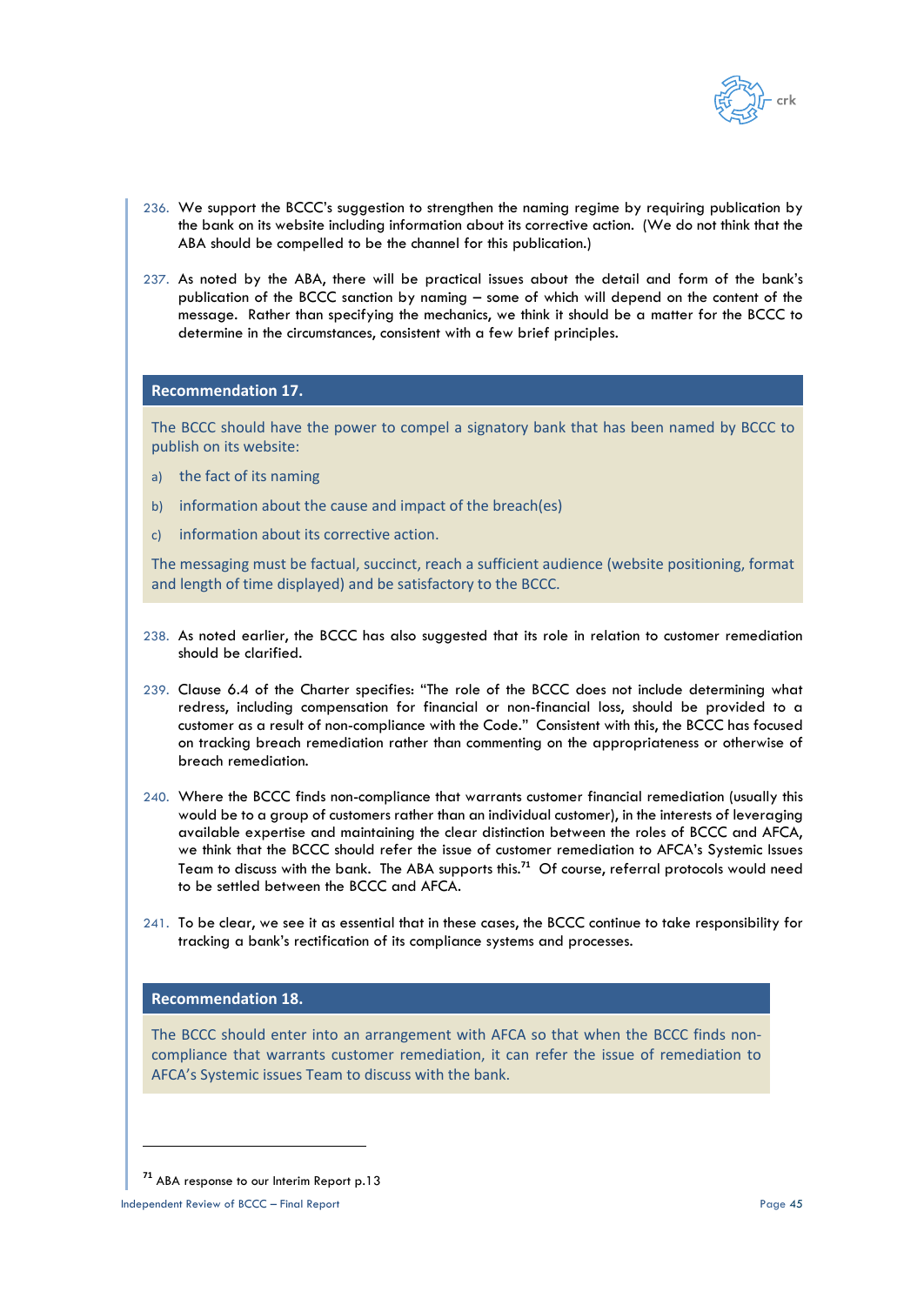236. We support the BCCC's suggestion to strengthen the naming regime by requiring publication by the bank on its website including information about its corrective action. (We do not think that the ABA should be compelled to be the channel for this publication.)

237. As noted by the ABA, there will be practical issues about the detail and form of the bank's publication of the BCCC sanction by naming – some of which will depend on the content of the message. Rather than specifying the mechanics, we think it should be a matter for the BCCC to determine in the circumstances, consistent with a few brief principles.

**Recommendation 17.**

The BCCC should have the power to compel a signatory bank that has been named by BCCC to publish on its website:

a) the fact of its naming

b) information about the cause and impact of the breach(es)

c) information about its corrective action.

The messaging must be factual, succinct, reach a sufficient audience (website positioning, format and length of time displayed) and be satisfactory to the BCCC.

238. As noted earlier, the BCCC has also suggested that its role in relation to customer remediation should be clarified.

239. Clause 6.4 of the Charter specifies: "The role of the BCCC does not include determining what redress, including compensation for financial or non-financial loss, should be provided to a customer as a result of non-compliance with the Code." Consistent with this, the BCCC has focused on tracking breach remediation rather than commenting on the appropriateness or otherwise of breach remediation.

240. Where the BCCC finds non-compliance that warrants customer financial remediation (usually this would be to a group of customers rather than an individual customer), in the interests of leveraging available expertise and maintaining the clear distinction between the roles of BCCC and AFCA, we think that the BCCC should refer the issue of customer remediation to AFCA's Systemic Issues Team to discuss with the bank. The ABA supports this.[71] Of course, referral protocols would need to be settled between the BCCC and AFCA.

241. To be clear, we see it as essential that in these cases, the BCCC continue to take responsibility for tracking a bank's rectification of its compliance systems and processes.

**Recommendation 18.**

The BCCC should enter into an arrangement with AFCA so that when the BCCC finds non-compliance that warrants customer remediation, it can refer the issue of remediation to AFCA's Systemic issues Team to discuss with the bank.

[71] ABA response to our Interim Report p.13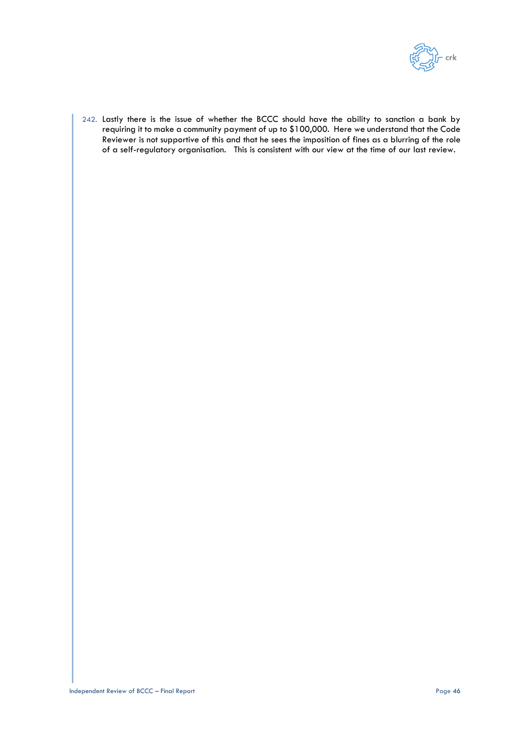242. Lastly there is the issue of whether the BCCC should have the ability to sanction a bank by requiring it to make a community payment of up to $100,000. Here we understand that the Code Reviewer is not supportive of this and that he sees the imposition of fines as a blurring of the role of a self-regulatory organisation. This is consistent with our view at the time of our last review.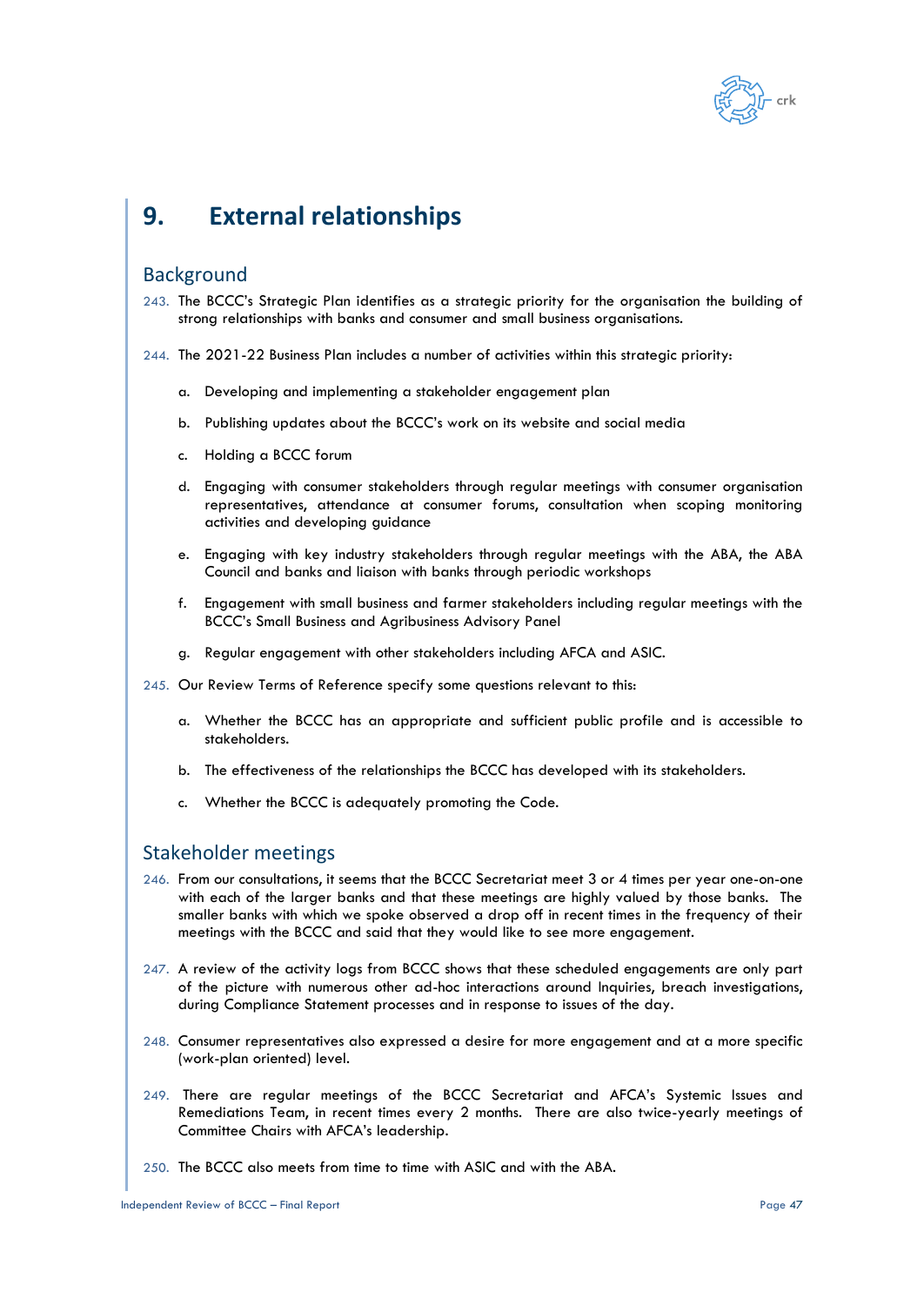# 9. External relationships

## Background

243. The BCCC's Strategic Plan identifies as a strategic priority for the organisation the building of strong relationships with banks and consumer and small business organisations.

244. The 2021-22 Business Plan includes a number of activities within this strategic priority:

    a. Developing and implementing a stakeholder engagement plan

    b. Publishing updates about the BCCC's work on its website and social media

    c. Holding a BCCC forum

    d. Engaging with consumer stakeholders through regular meetings with consumer organisation representatives, attendance at consumer forums, consultation when scoping monitoring activities and developing guidance

    e. Engaging with key industry stakeholders through regular meetings with the ABA, the ABA Council and banks and liaison with banks through periodic workshops

    f. Engagement with small business and farmer stakeholders including regular meetings with the BCCC's Small Business and Agribusiness Advisory Panel

    g. Regular engagement with other stakeholders including AFCA and ASIC.

245. Our Review Terms of Reference specify some questions relevant to this:

    a. Whether the BCCC has an appropriate and sufficient public profile and is accessible to stakeholders.

    b. The effectiveness of the relationships the BCCC has developed with its stakeholders.

    c. Whether the BCCC is adequately promoting the Code.

## Stakeholder meetings

246. From our consultations, it seems that the BCCC Secretariat meet 3 or 4 times per year one-on-one with each of the larger banks and that these meetings are highly valued by those banks. The smaller banks with which we spoke observed a drop off in recent times in the frequency of their meetings with the BCCC and said that they would like to see more engagement.

247. A review of the activity logs from BCCC shows that these scheduled engagements are only part of the picture with numerous other ad-hoc interactions around Inquiries, breach investigations, during Compliance Statement processes and in response to issues of the day.

248. Consumer representatives also expressed a desire for more engagement and at a more specific (work-plan oriented) level.

249. There are regular meetings of the BCCC Secretariat and AFCA's Systemic Issues and Remediations Team, in recent times every 2 months. There are also twice-yearly meetings of Committee Chairs with AFCA's leadership.

250. The BCCC also meets from time to time with ASIC and with the ABA.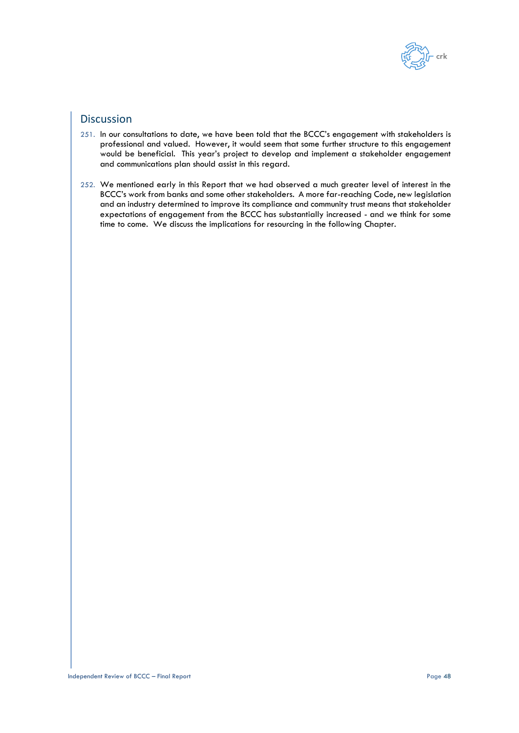## Discussion

251. In our consultations to date, we have been told that the BCCC's engagement with stakeholders is professional and valued. However, it would seem that some further structure to this engagement would be beneficial. This year's project to develop and implement a stakeholder engagement and communications plan should assist in this regard.

252. We mentioned early in this Report that we had observed a much greater level of interest in the BCCC's work from banks and some other stakeholders. A more far-reaching Code, new legislation and an industry determined to improve its compliance and community trust means that stakeholder expectations of engagement from the BCCC has substantially increased - and we think for some time to come. We discuss the implications for resourcing in the following Chapter.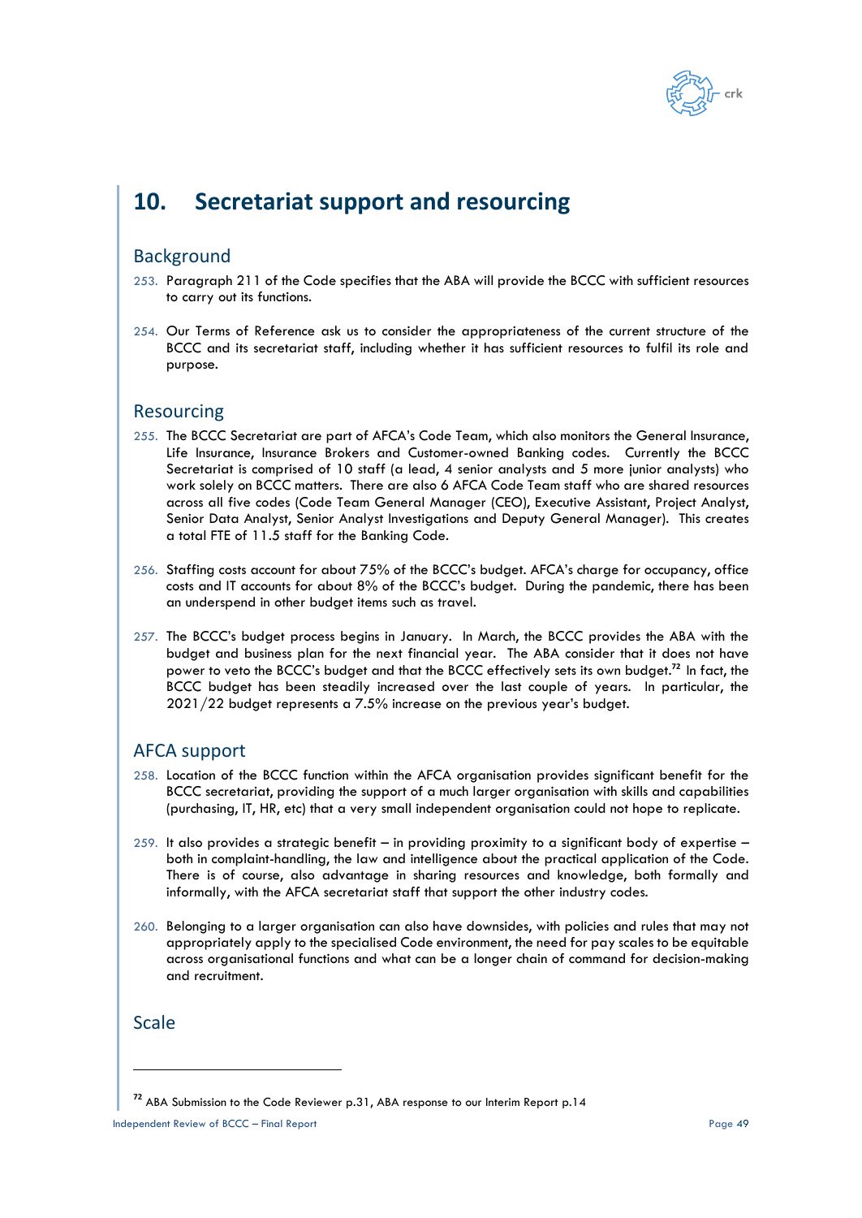# 10. Secretariat support and resourcing

## Background

253. Paragraph 211 of the Code specifies that the ABA will provide the BCCC with sufficient resources to carry out its functions.

254. Our Terms of Reference ask us to consider the appropriateness of the current structure of the BCCC and its secretariat staff, including whether it has sufficient resources to fulfil its role and purpose.

## Resourcing

255. The BCCC Secretariat are part of AFCA's Code Team, which also monitors the General Insurance, Life Insurance, Insurance Brokers and Customer-owned Banking codes. Currently the BCCC Secretariat is comprised of 10 staff (a lead, 4 senior analysts and 5 more junior analysts) who work solely on BCCC matters. There are also 6 AFCA Code Team staff who are shared resources across all five codes (Code Team General Manager (CEO), Executive Assistant, Project Analyst, Senior Data Analyst, Senior Analyst Investigations and Deputy General Manager). This creates a total FTE of 11.5 staff for the Banking Code.

256. Staffing costs account for about 75% of the BCCC's budget. AFCA's charge for occupancy, office costs and IT accounts for about 8% of the BCCC's budget. During the pandemic, there has been an underspend in other budget items such as travel.

257. The BCCC's budget process begins in January. In March, the BCCC provides the ABA with the budget and business plan for the next financial year. The ABA consider that it does not have power to veto the BCCC's budget and that the BCCC effectively sets its own budget.[72] In fact, the BCCC budget has been steadily increased over the last couple of years. In particular, the 2021/22 budget represents a 7.5% increase on the previous year's budget.

## AFCA support

258. Location of the BCCC function within the AFCA organisation provides significant benefit for the BCCC secretariat, providing the support of a much larger organisation with skills and capabilities (purchasing, IT, HR, etc) that a very small independent organisation could not hope to replicate.

259. It also provides a strategic benefit – in providing proximity to a significant body of expertise – both in complaint-handling, the law and intelligence about the practical application of the Code. There is of course, also advantage in sharing resources and knowledge, both formally and informally, with the AFCA secretariat staff that support the other industry codes.

260. Belonging to a larger organisation can also have downsides, with policies and rules that may not appropriately apply to the specialised Code environment, the need for pay scales to be equitable across organisational functions and what can be a longer chain of command for decision-making and recruitment.

## Scale

---

[72] ABA Submission to the Code Reviewer p.31, ABA response to our Interim Report p.14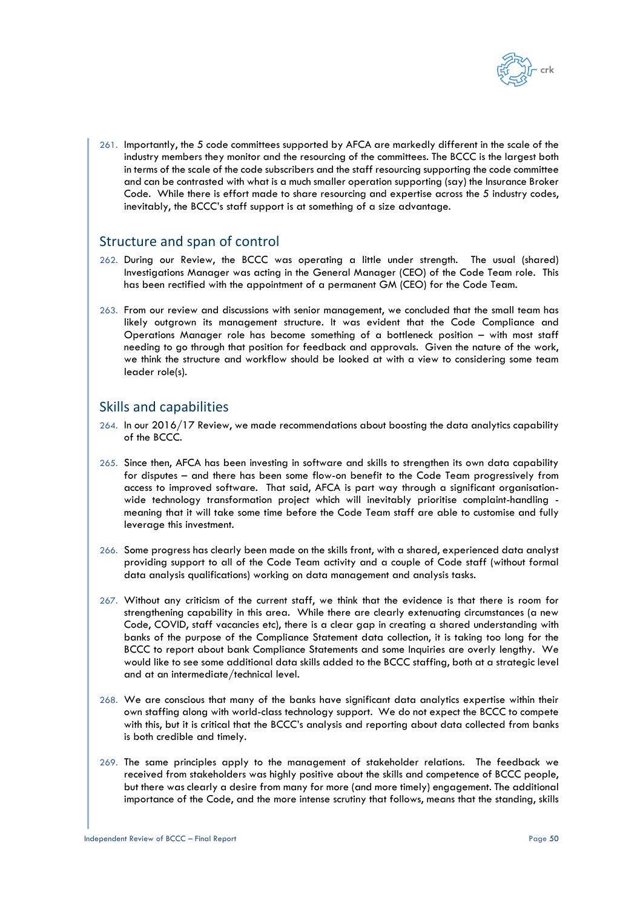261. Importantly, the 5 code committees supported by AFCA are markedly different in the scale of the industry members they monitor and the resourcing of the committees. The BCCC is the largest both in terms of the scale of the code subscribers and the staff resourcing supporting the code committee and can be contrasted with what is a much smaller operation supporting (say) the Insurance Broker Code. While there is effort made to share resourcing and expertise across the 5 industry codes, inevitably, the BCCC's staff support is at something of a size advantage.

## Structure and span of control

262. During our Review, the BCCC was operating a little under strength. The usual (shared) Investigations Manager was acting in the General Manager (CEO) of the Code Team role. This has been rectified with the appointment of a permanent GM (CEO) for the Code Team.

263. From our review and discussions with senior management, we concluded that the small team has likely outgrown its management structure. It was evident that the Code Compliance and Operations Manager role has become something of a bottleneck position – with most staff needing to go through that position for feedback and approvals. Given the nature of the work, we think the structure and workflow should be looked at with a view to considering some team leader role(s).

## Skills and capabilities

264. In our 2016/17 Review, we made recommendations about boosting the data analytics capability of the BCCC.

265. Since then, AFCA has been investing in software and skills to strengthen its own data capability for disputes – and there has been some flow-on benefit to the Code Team progressively from access to improved software. That said, AFCA is part way through a significant organisation-wide technology transformation project which will inevitably prioritise complaint-handling - meaning that it will take some time before the Code Team staff are able to customise and fully leverage this investment.

266. Some progress has clearly been made on the skills front, with a shared, experienced data analyst providing support to all of the Code Team activity and a couple of Code staff (without formal data analysis qualifications) working on data management and analysis tasks.

267. Without any criticism of the current staff, we think that the evidence is that there is room for strengthening capability in this area. While there are clearly extenuating circumstances (a new Code, COVID, staff vacancies etc), there is a clear gap in creating a shared understanding with banks of the purpose of the Compliance Statement data collection, it is taking too long for the BCCC to report about bank Compliance Statements and some Inquiries are overly lengthy. We would like to see some additional data skills added to the BCCC staffing, both at a strategic level and at an intermediate/technical level.

268. We are conscious that many of the banks have significant data analytics expertise within their own staffing along with world-class technology support. We do not expect the BCCC to compete with this, but it is critical that the BCCC's analysis and reporting about data collected from banks is both credible and timely.

269. The same principles apply to the management of stakeholder relations. The feedback we received from stakeholders was highly positive about the skills and competence of BCCC people, but there was clearly a desire from many for more (and more timely) engagement. The additional importance of the Code, and the more intense scrutiny that follows, means that the standing, skills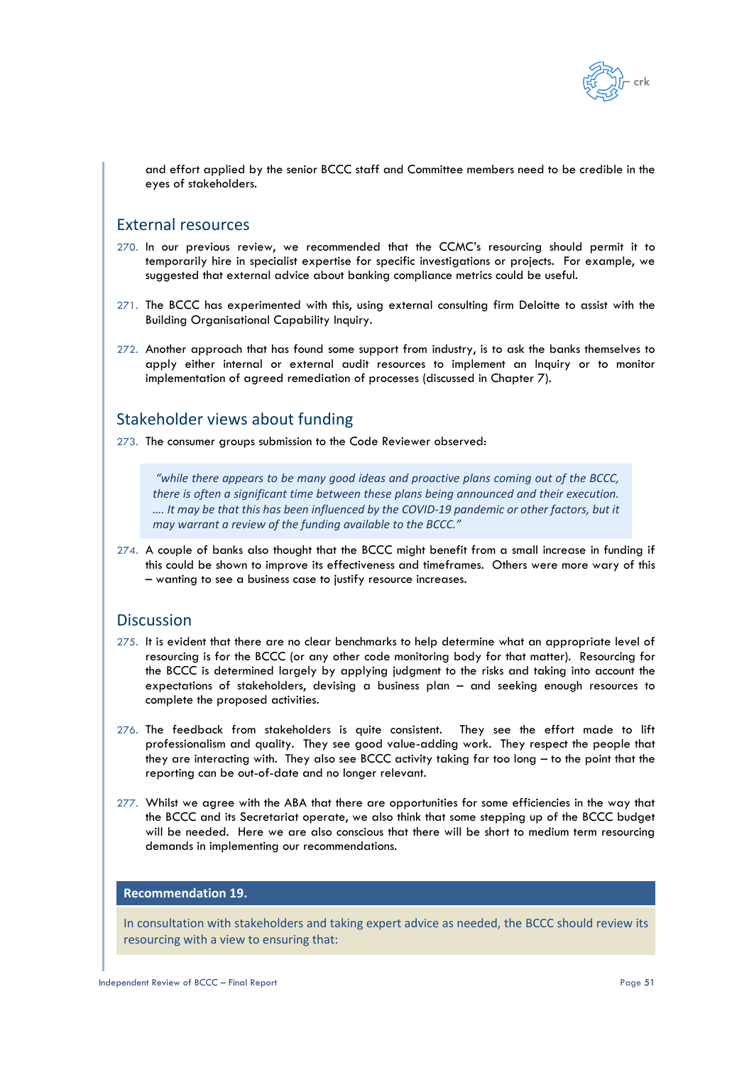and effort applied by the senior BCCC staff and Committee members need to be credible in the eyes of stakeholders.

## External resources

270. In our previous review, we recommended that the CCMC's resourcing should permit it to temporarily hire in specialist expertise for specific investigations or projects. For example, we suggested that external advice about banking compliance metrics could be useful.

271. The BCCC has experimented with this, using external consulting firm Deloitte to assist with the Building Organisational Capability Inquiry.

272. Another approach that has found some support from industry, is to ask the banks themselves to apply either internal or external audit resources to implement an Inquiry or to monitor implementation of agreed remediation of processes (discussed in Chapter 7).

## Stakeholder views about funding

273. The consumer groups submission to the Code Reviewer observed:

> *"while there appears to be many good ideas and proactive plans coming out of the BCCC, there is often a significant time between these plans being announced and their execution. …. It may be that this has been influenced by the COVID-19 pandemic or other factors, but it may warrant a review of the funding available to the BCCC."*

274. A couple of banks also thought that the BCCC might benefit from a small increase in funding if this could be shown to improve its effectiveness and timeframes. Others were more wary of this – wanting to see a business case to justify resource increases.

## Discussion

275. It is evident that there are no clear benchmarks to help determine what an appropriate level of resourcing is for the BCCC (or any other code monitoring body for that matter). Resourcing for the BCCC is determined largely by applying judgment to the risks and taking into account the expectations of stakeholders, devising a business plan – and seeking enough resources to complete the proposed activities.

276. The feedback from stakeholders is quite consistent. They see the effort made to lift professionalism and quality. They see good value-adding work. They respect the people that they are interacting with. They also see BCCC activity taking far too long – to the point that the reporting can be out-of-date and no longer relevant.

277. Whilst we agree with the ABA that there are opportunities for some efficiencies in the way that the BCCC and its Secretariat operate, we also think that some stepping up of the BCCC budget will be needed. Here we are also conscious that there will be short to medium term resourcing demands in implementing our recommendations.

**Recommendation 19.**

In consultation with stakeholders and taking expert advice as needed, the BCCC should review its resourcing with a view to ensuring that: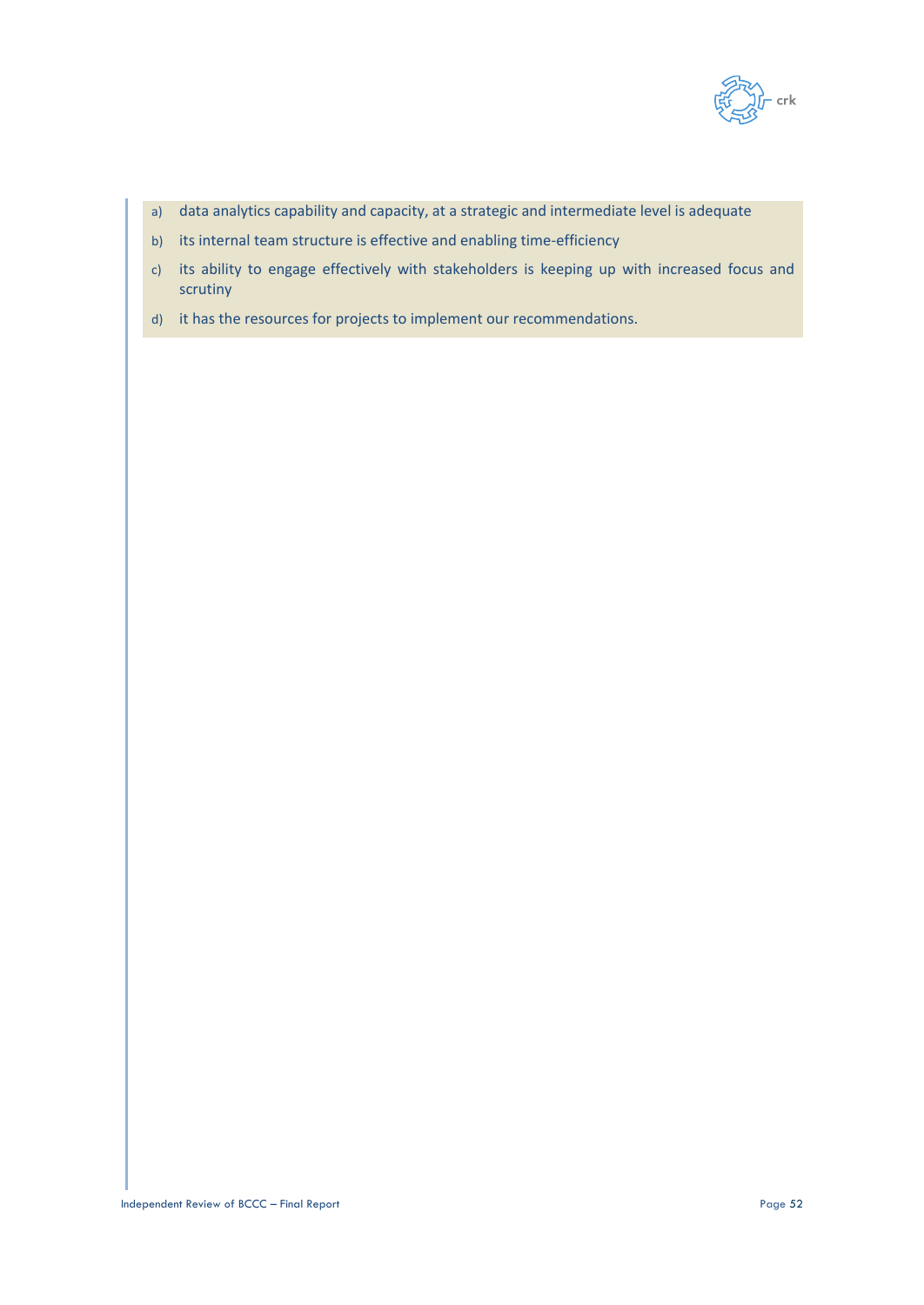a) data analytics capability and capacity, at a strategic and intermediate level is adequate
b) its internal team structure is effective and enabling time-efficiency
c) its ability to engage effectively with stakeholders is keeping up with increased focus and scrutiny
d) it has the resources for projects to implement our recommendations.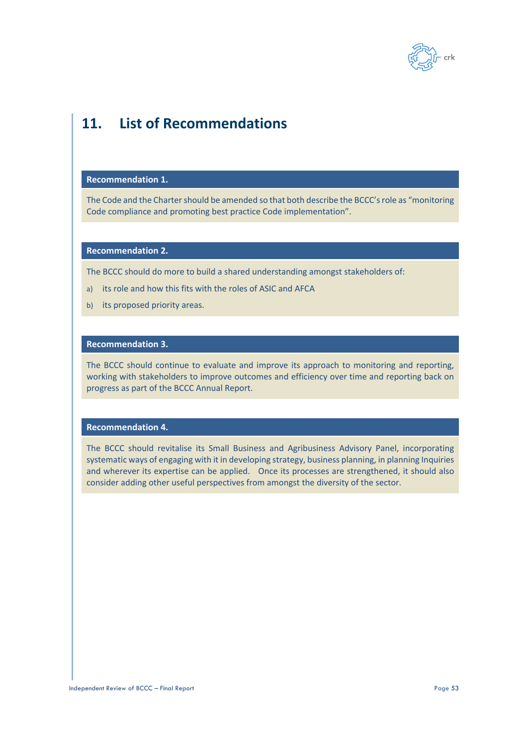# 11. List of Recommendations

**Recommendation 1.**

The Code and the Charter should be amended so that both describe the BCCC's role as "monitoring Code compliance and promoting best practice Code implementation".

**Recommendation 2.**

The BCCC should do more to build a shared understanding amongst stakeholders of:

a) its role and how this fits with the roles of ASIC and AFCA

b) its proposed priority areas.

**Recommendation 3.**

The BCCC should continue to evaluate and improve its approach to monitoring and reporting, working with stakeholders to improve outcomes and efficiency over time and reporting back on progress as part of the BCCC Annual Report.

**Recommendation 4.**

The BCCC should revitalise its Small Business and Agribusiness Advisory Panel, incorporating systematic ways of engaging with it in developing strategy, business planning, in planning Inquiries and wherever its expertise can be applied. Once its processes are strengthened, it should also consider adding other useful perspectives from amongst the diversity of the sector.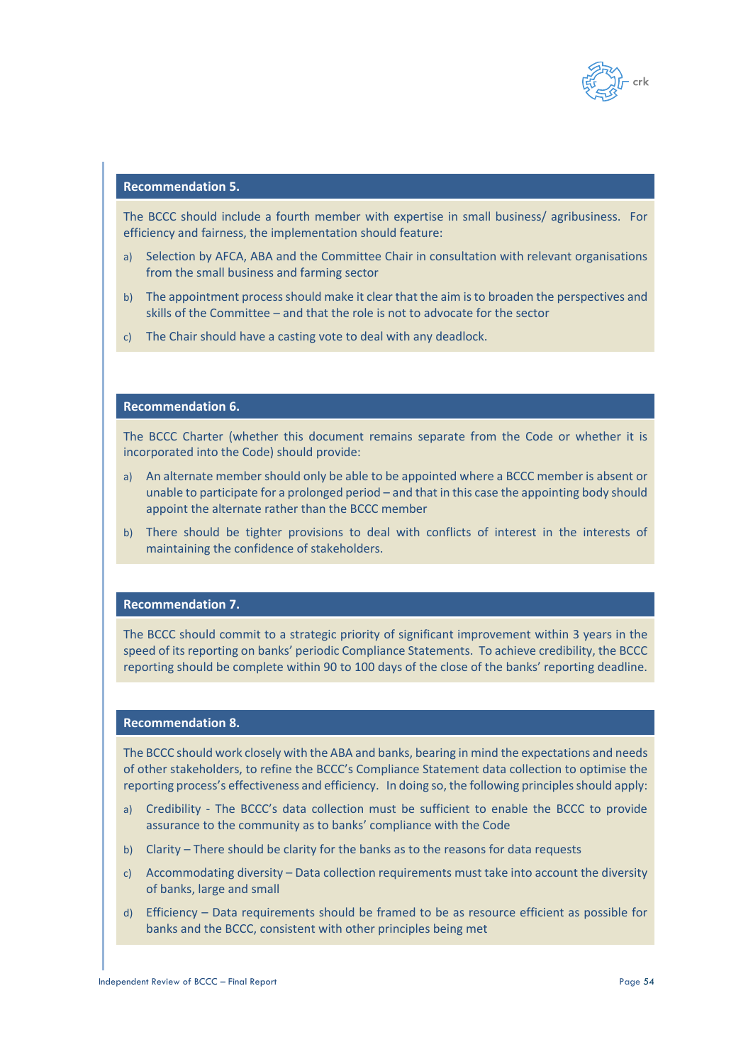### Recommendation 5.

The BCCC should include a fourth member with expertise in small business/ agribusiness. For efficiency and fairness, the implementation should feature:

a) Selection by AFCA, ABA and the Committee Chair in consultation with relevant organisations from the small business and farming sector

b) The appointment process should make it clear that the aim is to broaden the perspectives and skills of the Committee – and that the role is not to advocate for the sector

c) The Chair should have a casting vote to deal with any deadlock.

### Recommendation 6.

The BCCC Charter (whether this document remains separate from the Code or whether it is incorporated into the Code) should provide:

a) An alternate member should only be able to be appointed where a BCCC member is absent or unable to participate for a prolonged period – and that in this case the appointing body should appoint the alternate rather than the BCCC member

b) There should be tighter provisions to deal with conflicts of interest in the interests of maintaining the confidence of stakeholders.

### Recommendation 7.

The BCCC should commit to a strategic priority of significant improvement within 3 years in the speed of its reporting on banks' periodic Compliance Statements. To achieve credibility, the BCCC reporting should be complete within 90 to 100 days of the close of the banks' reporting deadline.

### Recommendation 8.

The BCCC should work closely with the ABA and banks, bearing in mind the expectations and needs of other stakeholders, to refine the BCCC's Compliance Statement data collection to optimise the reporting process's effectiveness and efficiency. In doing so, the following principles should apply:

a) Credibility - The BCCC's data collection must be sufficient to enable the BCCC to provide assurance to the community as to banks' compliance with the Code

b) Clarity – There should be clarity for the banks as to the reasons for data requests

c) Accommodating diversity – Data collection requirements must take into account the diversity of banks, large and small

d) Efficiency – Data requirements should be framed to be as resource efficient as possible for banks and the BCCC, consistent with other principles being met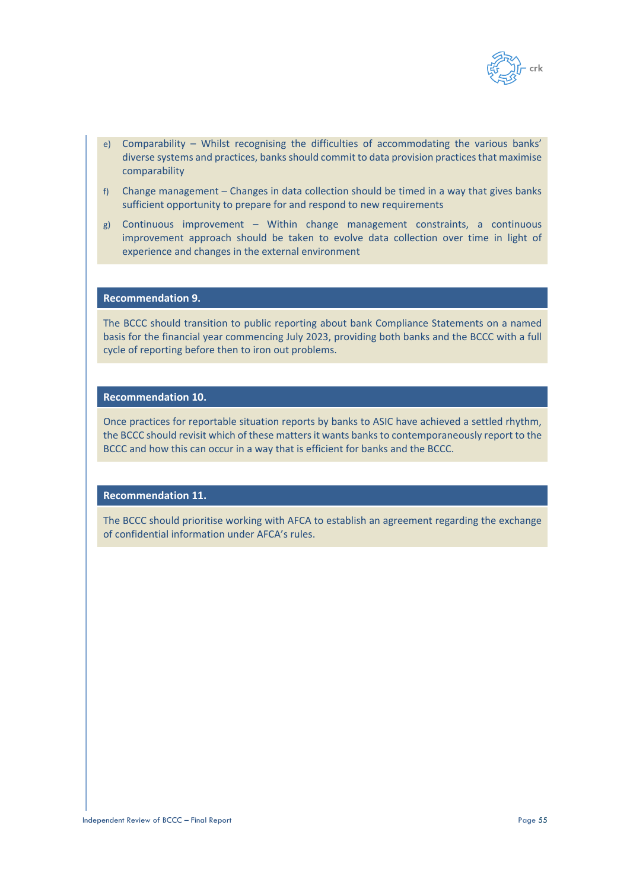e) Comparability – Whilst recognising the difficulties of accommodating the various banks' diverse systems and practices, banks should commit to data provision practices that maximise comparability

f) Change management – Changes in data collection should be timed in a way that gives banks sufficient opportunity to prepare for and respond to new requirements

g) Continuous improvement – Within change management constraints, a continuous improvement approach should be taken to evolve data collection over time in light of experience and changes in the external environment

**Recommendation 9.**

The BCCC should transition to public reporting about bank Compliance Statements on a named basis for the financial year commencing July 2023, providing both banks and the BCCC with a full cycle of reporting before then to iron out problems.

**Recommendation 10.**

Once practices for reportable situation reports by banks to ASIC have achieved a settled rhythm, the BCCC should revisit which of these matters it wants banks to contemporaneously report to the BCCC and how this can occur in a way that is efficient for banks and the BCCC.

**Recommendation 11.**

The BCCC should prioritise working with AFCA to establish an agreement regarding the exchange of confidential information under AFCA's rules.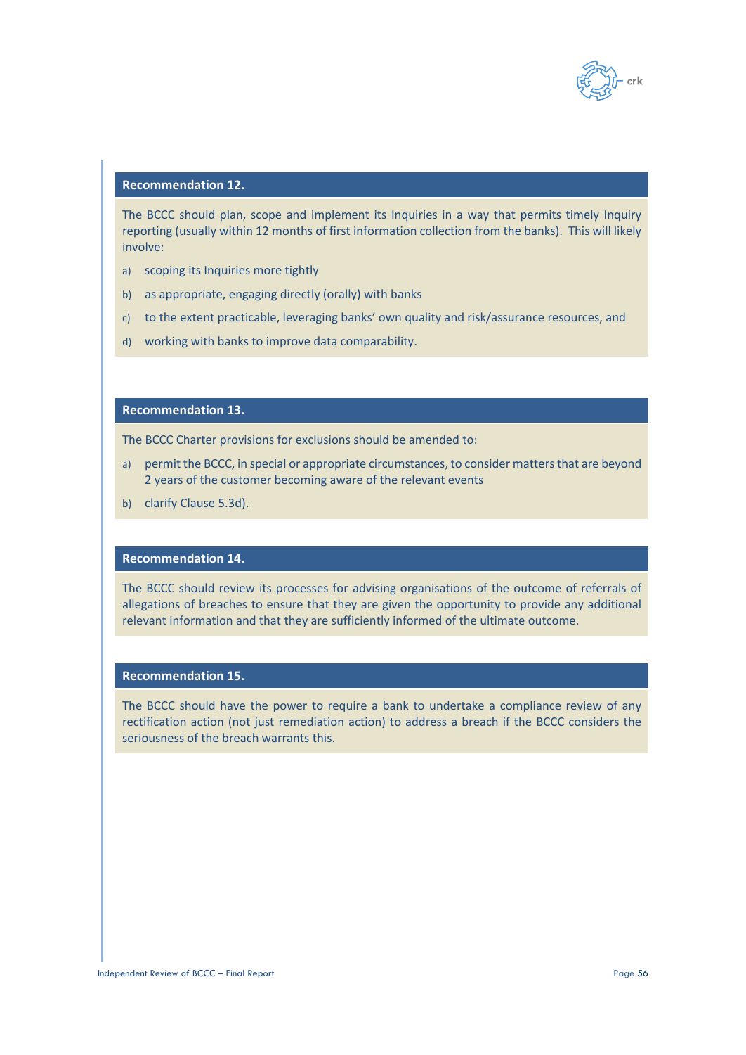### Recommendation 12.

The BCCC should plan, scope and implement its Inquiries in a way that permits timely Inquiry reporting (usually within 12 months of first information collection from the banks). This will likely involve:

a) scoping its Inquiries more tightly

b) as appropriate, engaging directly (orally) with banks

c) to the extent practicable, leveraging banks' own quality and risk/assurance resources, and

d) working with banks to improve data comparability.

### Recommendation 13.

The BCCC Charter provisions for exclusions should be amended to:

a) permit the BCCC, in special or appropriate circumstances, to consider matters that are beyond 2 years of the customer becoming aware of the relevant events

b) clarify Clause 5.3d).

### Recommendation 14.

The BCCC should review its processes for advising organisations of the outcome of referrals of allegations of breaches to ensure that they are given the opportunity to provide any additional relevant information and that they are sufficiently informed of the ultimate outcome.

### Recommendation 15.

The BCCC should have the power to require a bank to undertake a compliance review of any rectification action (not just remediation action) to address a breach if the BCCC considers the seriousness of the breach warrants this.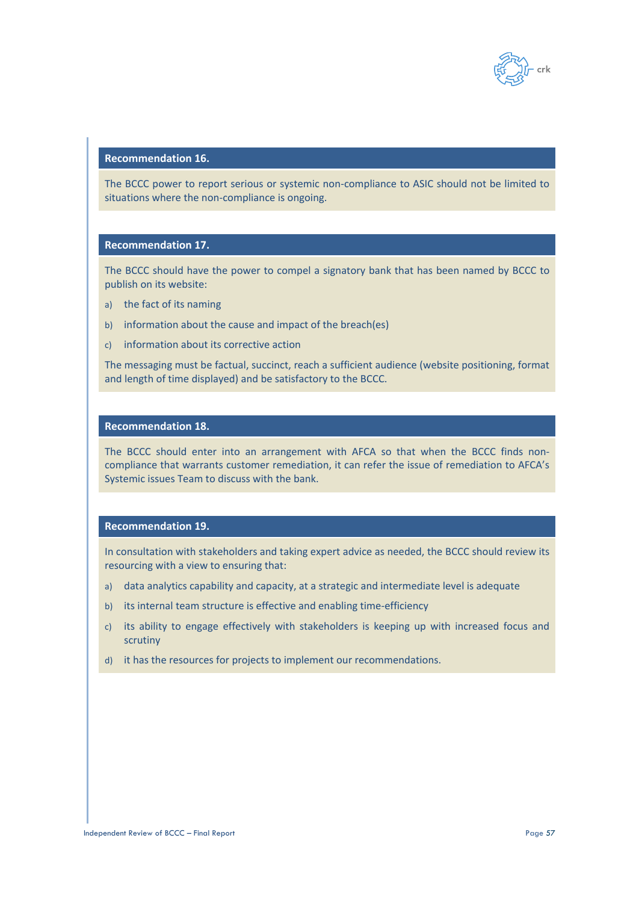### Recommendation 16.

The BCCC power to report serious or systemic non-compliance to ASIC should not be limited to situations where the non-compliance is ongoing.

### Recommendation 17.

The BCCC should have the power to compel a signatory bank that has been named by BCCC to publish on its website:

a) the fact of its naming

b) information about the cause and impact of the breach(es)

c) information about its corrective action

The messaging must be factual, succinct, reach a sufficient audience (website positioning, format and length of time displayed) and be satisfactory to the BCCC.

### Recommendation 18.

The BCCC should enter into an arrangement with AFCA so that when the BCCC finds non-compliance that warrants customer remediation, it can refer the issue of remediation to AFCA's Systemic issues Team to discuss with the bank.

### Recommendation 19.

In consultation with stakeholders and taking expert advice as needed, the BCCC should review its resourcing with a view to ensuring that:

a) data analytics capability and capacity, at a strategic and intermediate level is adequate

b) its internal team structure is effective and enabling time-efficiency

c) its ability to engage effectively with stakeholders is keeping up with increased focus and scrutiny

d) it has the resources for projects to implement our recommendations.